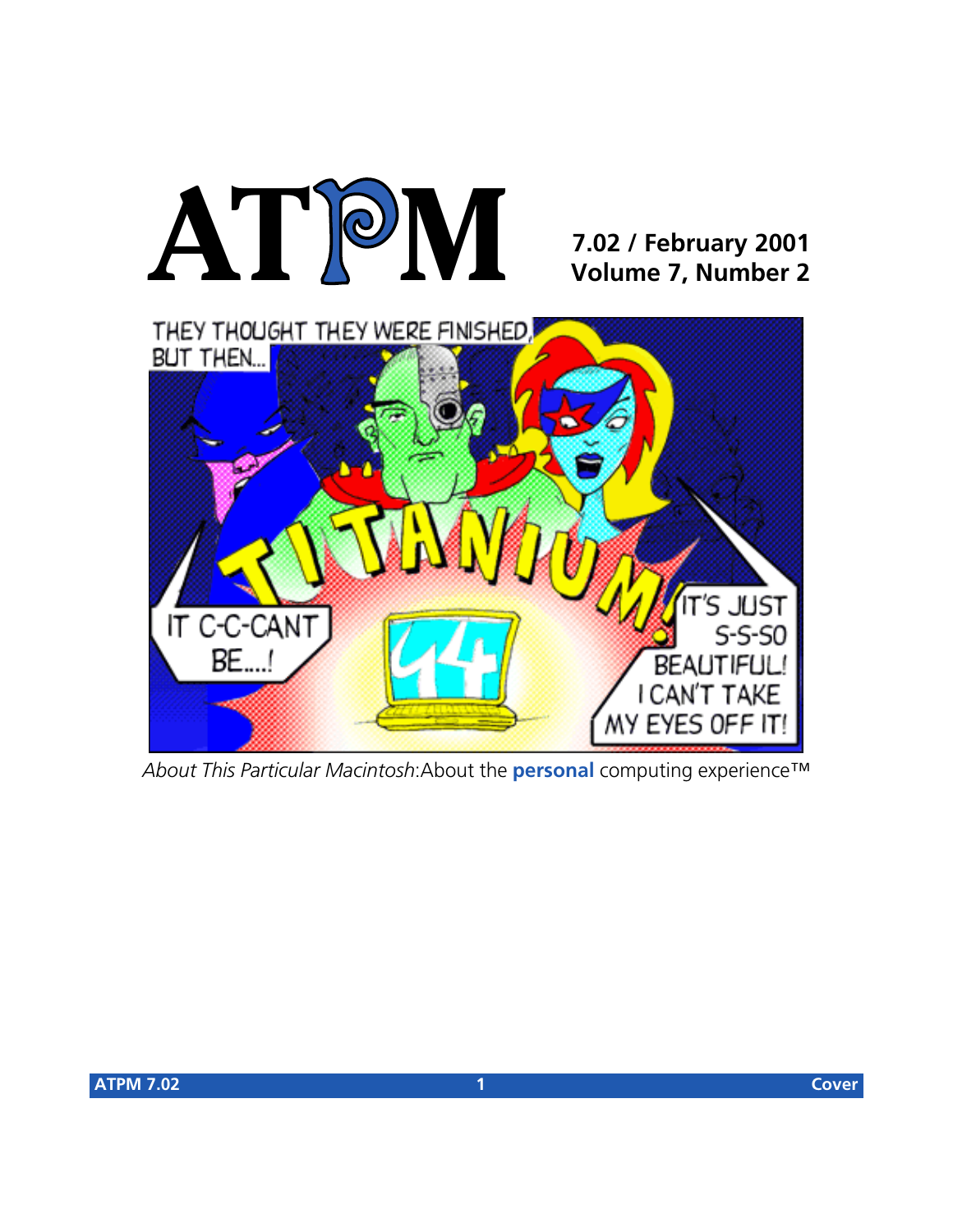# ATPM

**7.02 / February 2001**
**Volume 7, Number 2**

*About This Particular Macintosh*: About the **personal** computing experience™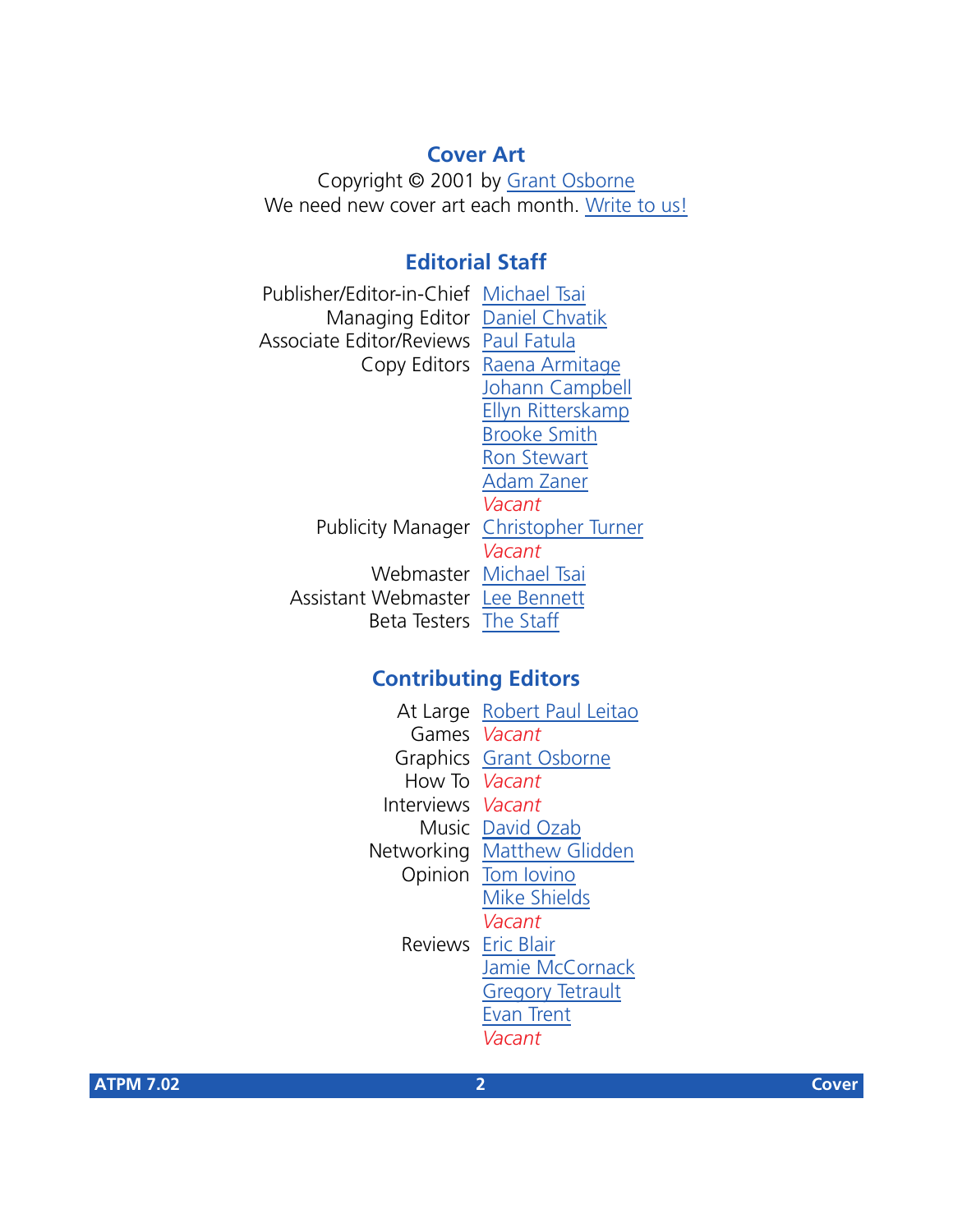## Cover Art

Copyright © 2001 by Grant Osborne
We need new cover art each month. Write to us!

## Editorial Staff

| | |
|---|---|
| Publisher/Editor-in-Chief | Michael Tsai |
| Managing Editor | Daniel Chvatik |
| Associate Editor/Reviews | Paul Fatula |
| Copy Editors | Raena Armitage |
| | Johann Campbell |
| | Ellyn Ritterskamp |
| | Brooke Smith |
| | Ron Stewart |
| | Adam Zaner |
| | *Vacant* |
| Publicity Manager | Christopher Turner |
| | *Vacant* |
| Webmaster | Michael Tsai |
| Assistant Webmaster | Lee Bennett |
| Beta Testers | The Staff |

## Contributing Editors

| | |
|---|---|
| At Large | Robert Paul Leitao |
| Games | *Vacant* |
| Graphics | Grant Osborne |
| How To | *Vacant* |
| Interviews | *Vacant* |
| Music | David Ozab |
| Networking | Matthew Glidden |
| Opinion | Tom Iovino |
| | Mike Shields |
| | *Vacant* |
| Reviews | Eric Blair |
| | Jamie McCornack |
| | Gregory Tetrault |
| | Evan Trent |
| | *Vacant* |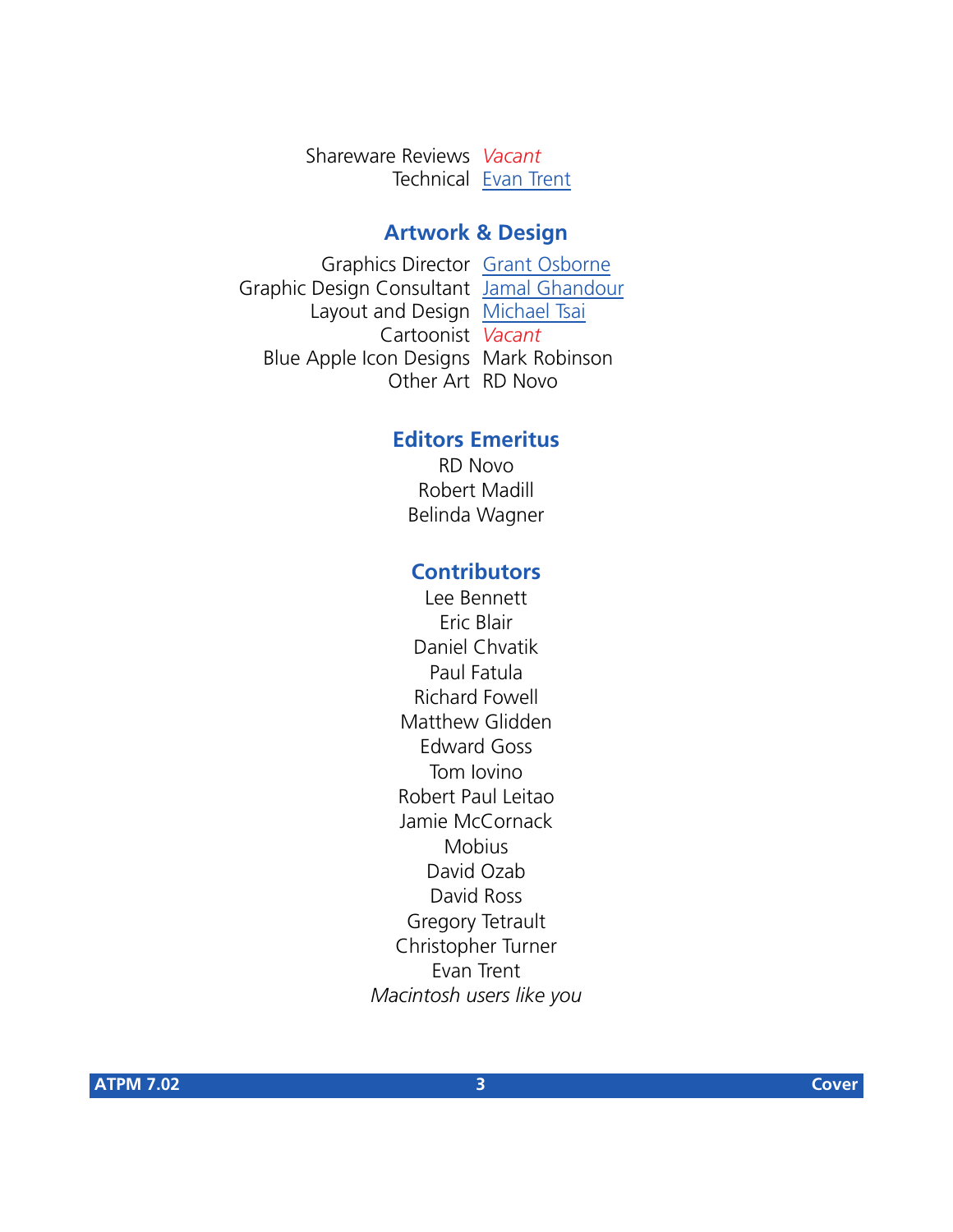Shareware Reviews *Vacant*
Technical [Evan Trent]

## Artwork & Design

Graphics Director [Grant Osborne]
Graphic Design Consultant [Jamal Ghandour]
Layout and Design [Michael Tsai]
Cartoonist *Vacant*
Blue Apple Icon Designs Mark Robinson
Other Art RD Novo

## Editors Emeritus

RD Novo
Robert Madill
Belinda Wagner

## Contributors

Lee Bennett
Eric Blair
Daniel Chvatik
Paul Fatula
Richard Fowell
Matthew Glidden
Edward Goss
Tom Iovino
Robert Paul Leitao
Jamie McCornack
Mobius
David Ozab
David Ross
Gregory Tetrault
Christopher Turner
Evan Trent
*Macintosh users like you*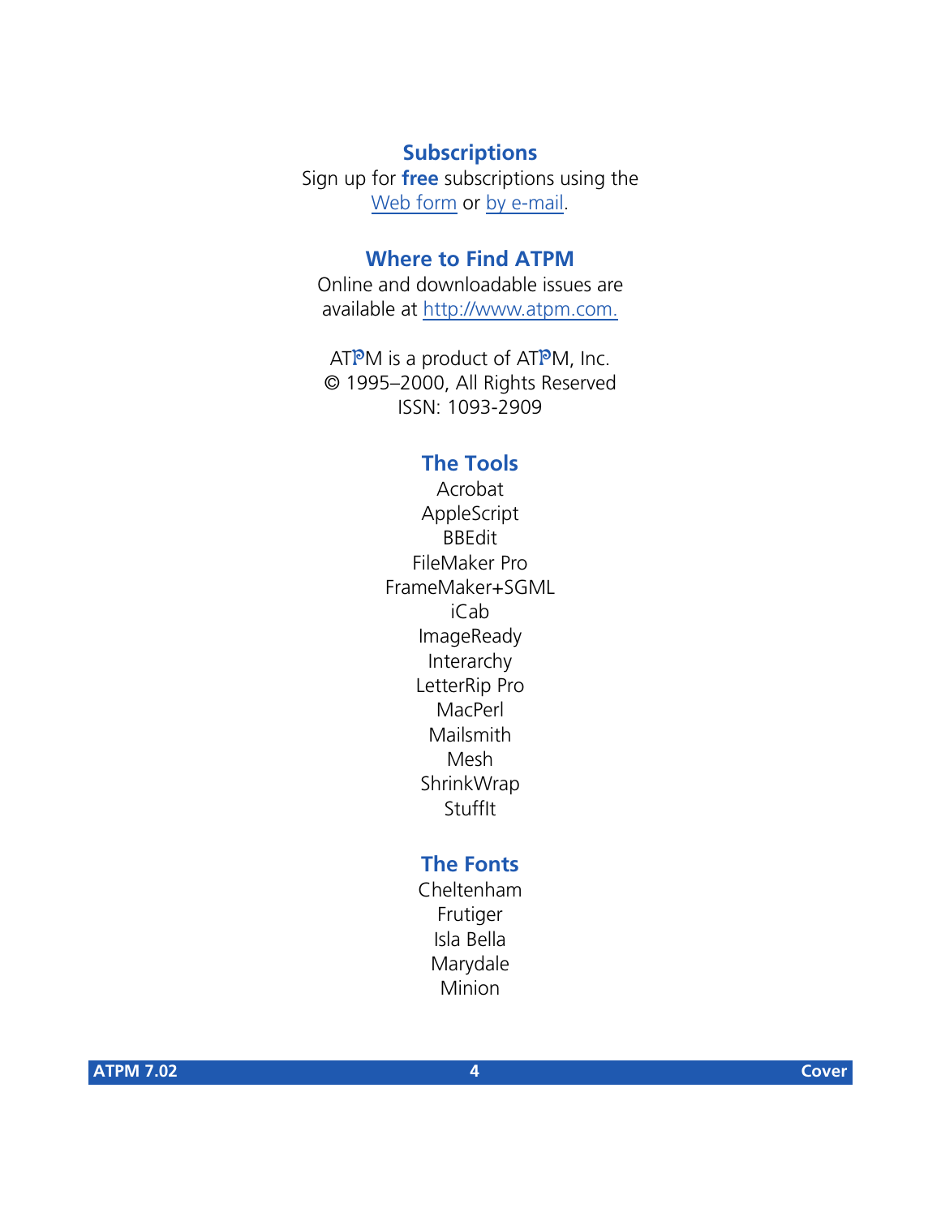## Subscriptions

Sign up for **free** subscriptions using the Web form or by e-mail.

## Where to Find ATPM

Online and downloadable issues are available at http://www.atpm.com.

ATPM is a product of ATPM, Inc.
© 1995–2000, All Rights Reserved
ISSN: 1093-2909

## The Tools

Acrobat
AppleScript
BBEdit
FileMaker Pro
FrameMaker+SGML
iCab
ImageReady
Interarchy
LetterRip Pro
MacPerl
Mailsmith
Mesh
ShrinkWrap
StuffIt

## The Fonts

Cheltenham
Frutiger
Isla Bella
Marydale
Minion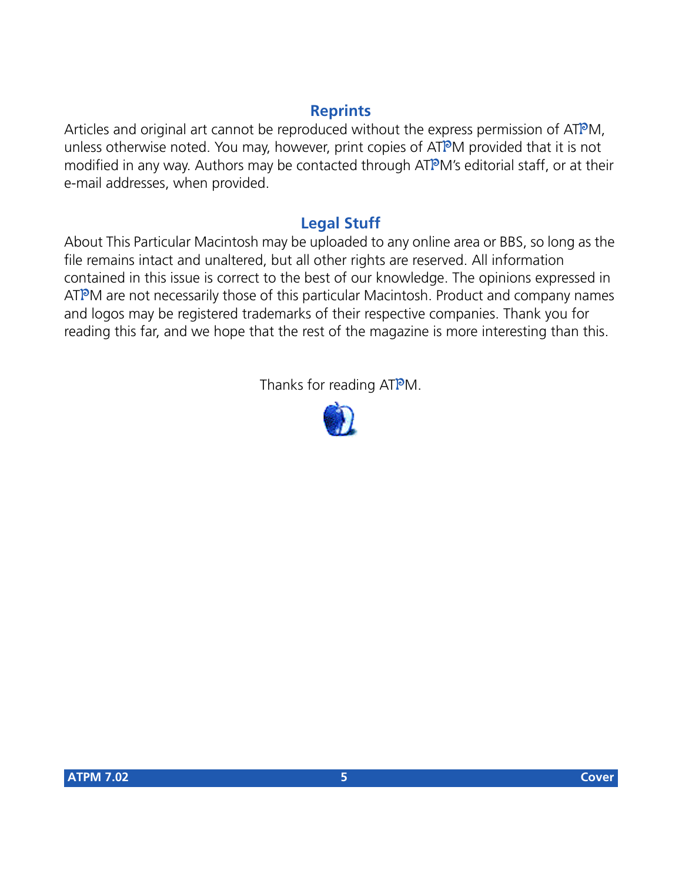## Reprints

Articles and original art cannot be reproduced without the express permission of ATPM, unless otherwise noted. You may, however, print copies of ATPM provided that it is not modified in any way. Authors may be contacted through ATPM's editorial staff, or at their e-mail addresses, when provided.

## Legal Stuff

About This Particular Macintosh may be uploaded to any online area or BBS, so long as the file remains intact and unaltered, but all other rights are reserved. All information contained in this issue is correct to the best of our knowledge. The opinions expressed in ATPM are not necessarily those of this particular Macintosh. Product and company names and logos may be registered trademarks of their respective companies. Thank you for reading this far, and we hope that the rest of the magazine is more interesting than this.

Thanks for reading ATPM.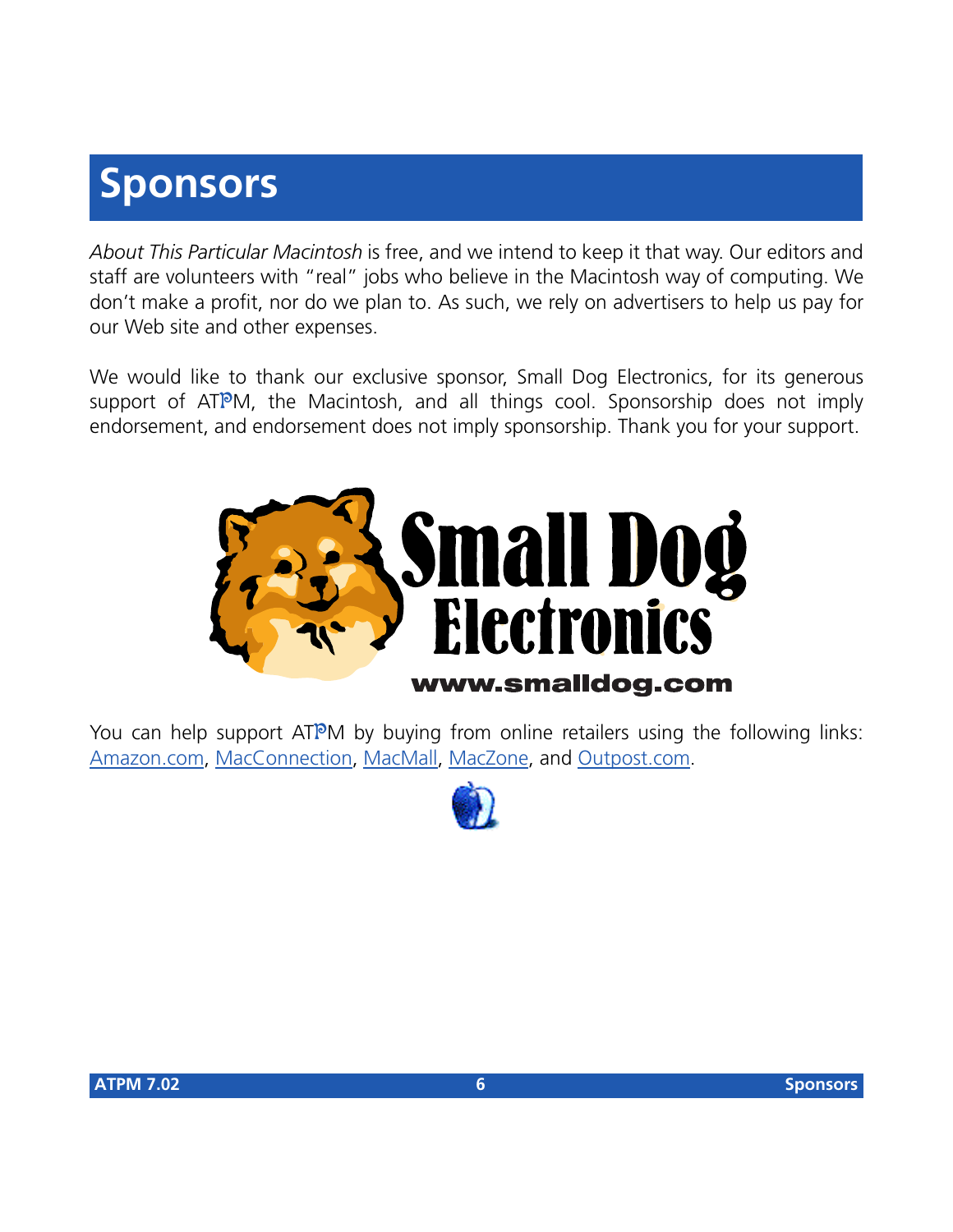# Sponsors

*About This Particular Macintosh* is free, and we intend to keep it that way. Our editors and staff are volunteers with "real" jobs who believe in the Macintosh way of computing. We don't make a profit, nor do we plan to. As such, we rely on advertisers to help us pay for our Web site and other expenses.

We would like to thank our exclusive sponsor, Small Dog Electronics, for its generous support of ATPM, the Macintosh, and all things cool. Sponsorship does not imply endorsement, and endorsement does not imply sponsorship. Thank you for your support.

Small Dog Electronics

www.smalldog.com

You can help support ATPM by buying from online retailers using the following links: Amazon.com, MacConnection, MacMall, MacZone, and Outpost.com.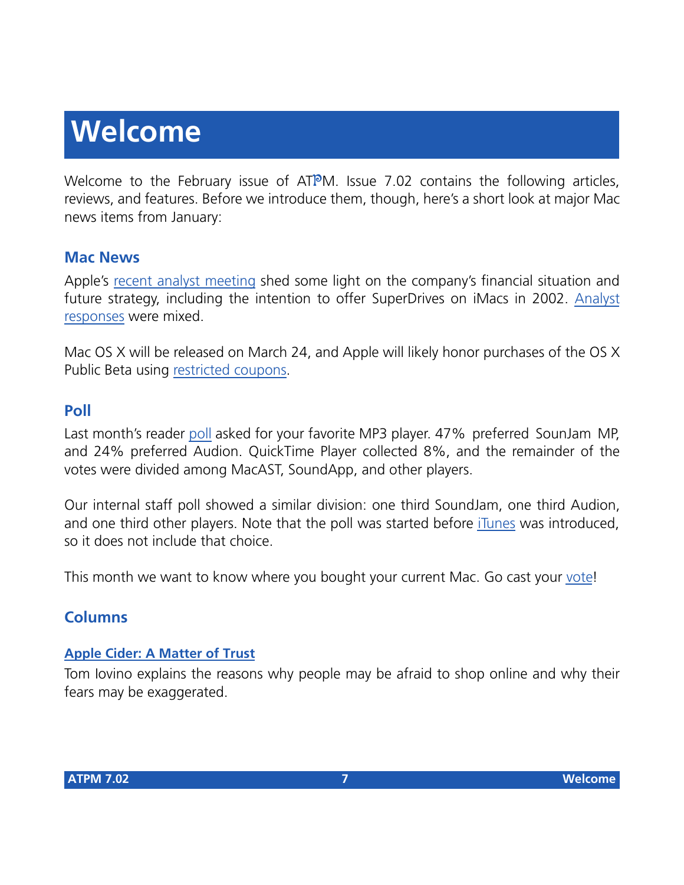# Welcome

Welcome to the February issue of ATPM. Issue 7.02 contains the following articles, reviews, and features. Before we introduce them, though, here's a short look at major Mac news items from January:

## Mac News

Apple's recent analyst meeting shed some light on the company's financial situation and future strategy, including the intention to offer SuperDrives on iMacs in 2002. Analyst responses were mixed.

Mac OS X will be released on March 24, and Apple will likely honor purchases of the OS X Public Beta using restricted coupons.

## Poll

Last month's reader poll asked for your favorite MP3 player. 47% preferred SounJam MP, and 24% preferred Audion. QuickTime Player collected 8%, and the remainder of the votes were divided among MacAST, SoundApp, and other players.

Our internal staff poll showed a similar division: one third SoundJam, one third Audion, and one third other players. Note that the poll was started before iTunes was introduced, so it does not include that choice.

This month we want to know where you bought your current Mac. Go cast your vote!

## Columns

### Apple Cider: A Matter of Trust

Tom Iovino explains the reasons why people may be afraid to shop online and why their fears may be exaggerated.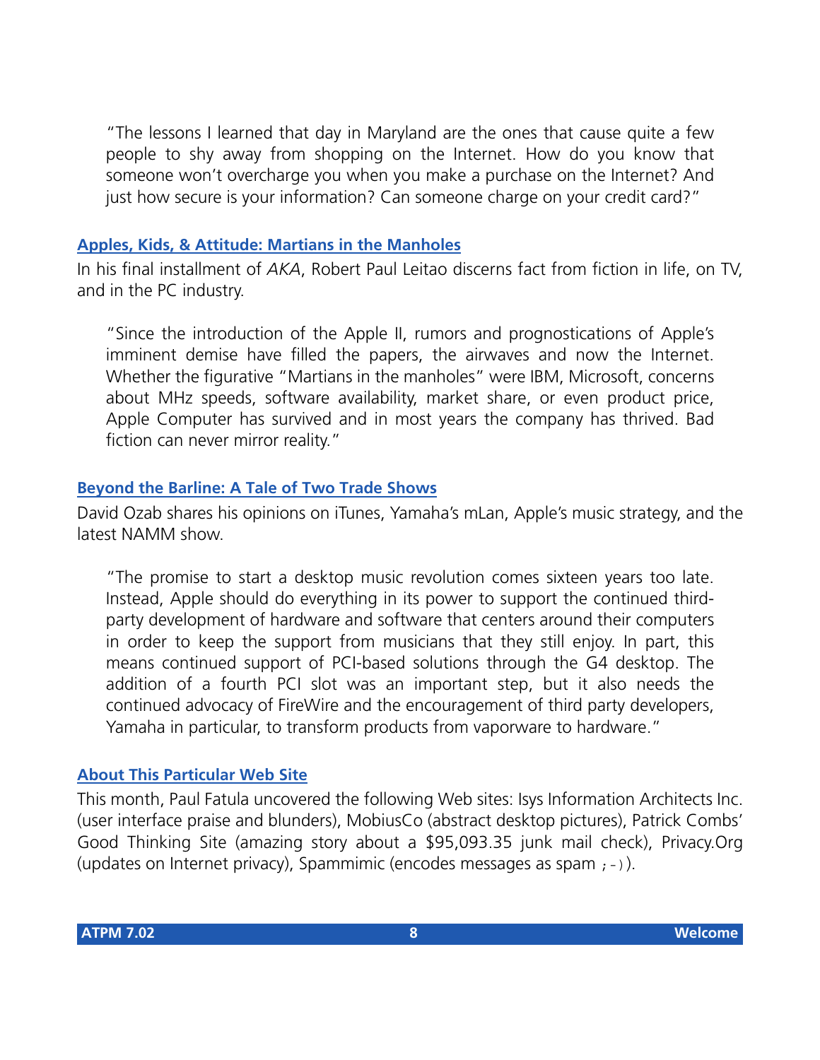> "The lessons I learned that day in Maryland are the ones that cause quite a few people to shy away from shopping on the Internet. How do you know that someone won't overcharge you when you make a purchase on the Internet? And just how secure is your information? Can someone charge on your credit card?"

### Apples, Kids, & Attitude: Martians in the Manholes

In his final installment of *AKA*, Robert Paul Leitao discerns fact from fiction in life, on TV, and in the PC industry.

> "Since the introduction of the Apple II, rumors and prognostications of Apple's imminent demise have filled the papers, the airwaves and now the Internet. Whether the figurative "Martians in the manholes" were IBM, Microsoft, concerns about MHz speeds, software availability, market share, or even product price, Apple Computer has survived and in most years the company has thrived. Bad fiction can never mirror reality."

### Beyond the Barline: A Tale of Two Trade Shows

David Ozab shares his opinions on iTunes, Yamaha's mLan, Apple's music strategy, and the latest NAMM show.

> "The promise to start a desktop music revolution comes sixteen years too late. Instead, Apple should do everything in its power to support the continued third-party development of hardware and software that centers around their computers in order to keep the support from musicians that they still enjoy. In part, this means continued support of PCI-based solutions through the G4 desktop. The addition of a fourth PCI slot was an important step, but it also needs the continued advocacy of FireWire and the encouragement of third party developers, Yamaha in particular, to transform products from vaporware to hardware."

### About This Particular Web Site

This month, Paul Fatula uncovered the following Web sites: Isys Information Architects Inc. (user interface praise and blunders), MobiusCo (abstract desktop pictures), Patrick Combs' Good Thinking Site (amazing story about a $95,093.35 junk mail check), Privacy.Org (updates on Internet privacy), Spammimic (encodes messages as spam ;-)).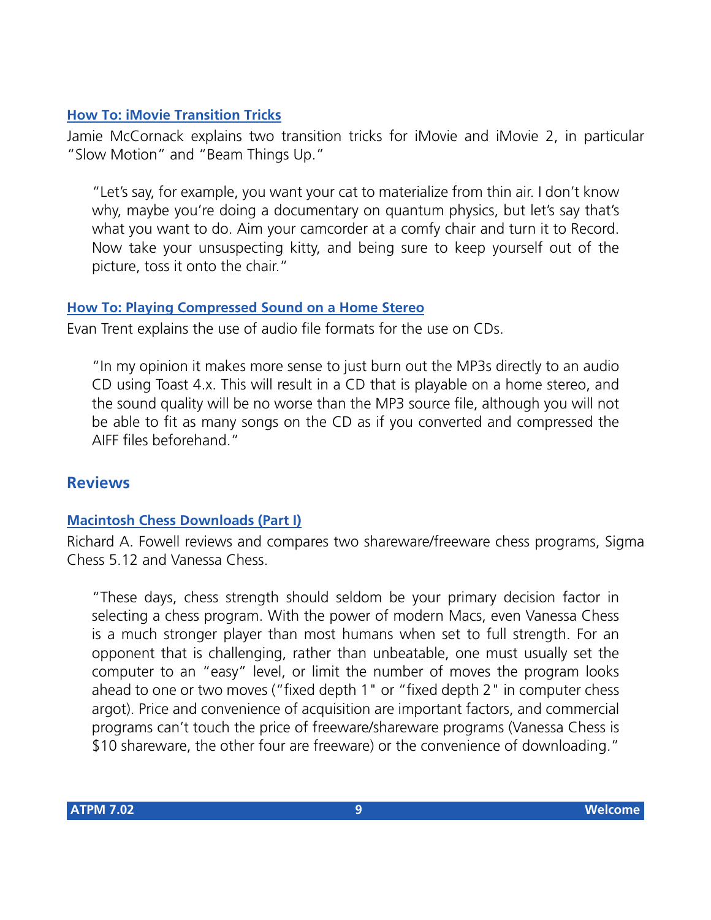### How To: iMovie Transition Tricks

Jamie McCornack explains two transition tricks for iMovie and iMovie 2, in particular "Slow Motion" and "Beam Things Up."

> "Let's say, for example, you want your cat to materialize from thin air. I don't know why, maybe you're doing a documentary on quantum physics, but let's say that's what you want to do. Aim your camcorder at a comfy chair and turn it to Record. Now take your unsuspecting kitty, and being sure to keep yourself out of the picture, toss it onto the chair."

### How To: Playing Compressed Sound on a Home Stereo

Evan Trent explains the use of audio file formats for the use on CDs.

> "In my opinion it makes more sense to just burn out the MP3s directly to an audio CD using Toast 4.x. This will result in a CD that is playable on a home stereo, and the sound quality will be no worse than the MP3 source file, although you will not be able to fit as many songs on the CD as if you converted and compressed the AIFF files beforehand."

## Reviews

### Macintosh Chess Downloads (Part I)

Richard A. Fowell reviews and compares two shareware/freeware chess programs, Sigma Chess 5.12 and Vanessa Chess.

> "These days, chess strength should seldom be your primary decision factor in selecting a chess program. With the power of modern Macs, even Vanessa Chess is a much stronger player than most humans when set to full strength. For an opponent that is challenging, rather than unbeatable, one must usually set the computer to an "easy" level, or limit the number of moves the program looks ahead to one or two moves ("fixed depth 1" or "fixed depth 2" in computer chess argot). Price and convenience of acquisition are important factors, and commercial programs can't touch the price of freeware/shareware programs (Vanessa Chess is $10 shareware, the other four are freeware) or the convenience of downloading."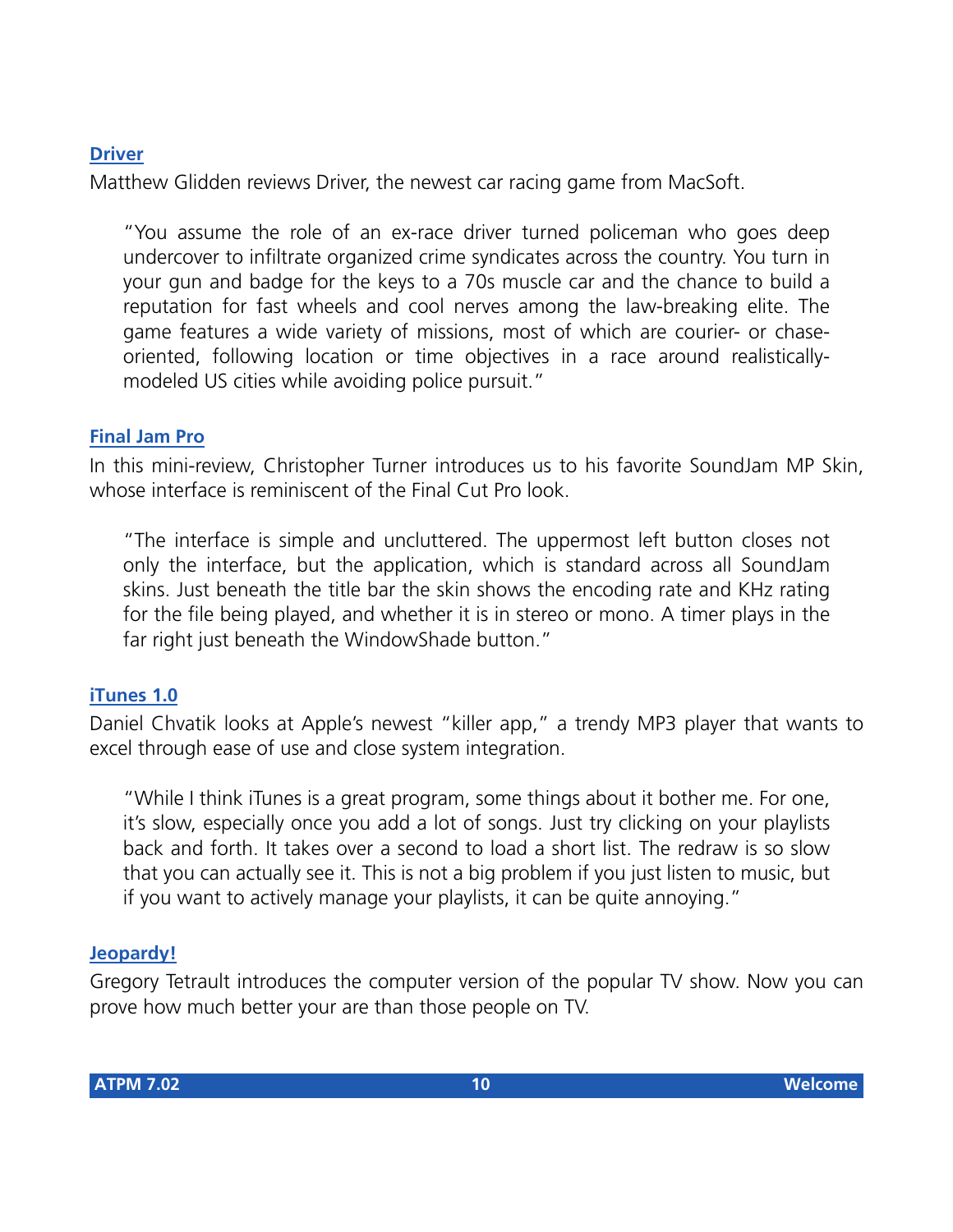**Driver**

Matthew Glidden reviews Driver, the newest car racing game from MacSoft.

> "You assume the role of an ex-race driver turned policeman who goes deep undercover to infiltrate organized crime syndicates across the country. You turn in your gun and badge for the keys to a 70s muscle car and the chance to build a reputation for fast wheels and cool nerves among the law-breaking elite. The game features a wide variety of missions, most of which are courier- or chase-oriented, following location or time objectives in a race around realistically-modeled US cities while avoiding police pursuit."

**Final Jam Pro**

In this mini-review, Christopher Turner introduces us to his favorite SoundJam MP Skin, whose interface is reminiscent of the Final Cut Pro look.

> "The interface is simple and uncluttered. The uppermost left button closes not only the interface, but the application, which is standard across all SoundJam skins. Just beneath the title bar the skin shows the encoding rate and KHz rating for the file being played, and whether it is in stereo or mono. A timer plays in the far right just beneath the WindowShade button."

**iTunes 1.0**

Daniel Chvatik looks at Apple's newest "killer app," a trendy MP3 player that wants to excel through ease of use and close system integration.

> "While I think iTunes is a great program, some things about it bother me. For one, it's slow, especially once you add a lot of songs. Just try clicking on your playlists back and forth. It takes over a second to load a short list. The redraw is so slow that you can actually see it. This is not a big problem if you just listen to music, but if you want to actively manage your playlists, it can be quite annoying."

**Jeopardy!**

Gregory Tetrault introduces the computer version of the popular TV show. Now you can prove how much better your are than those people on TV.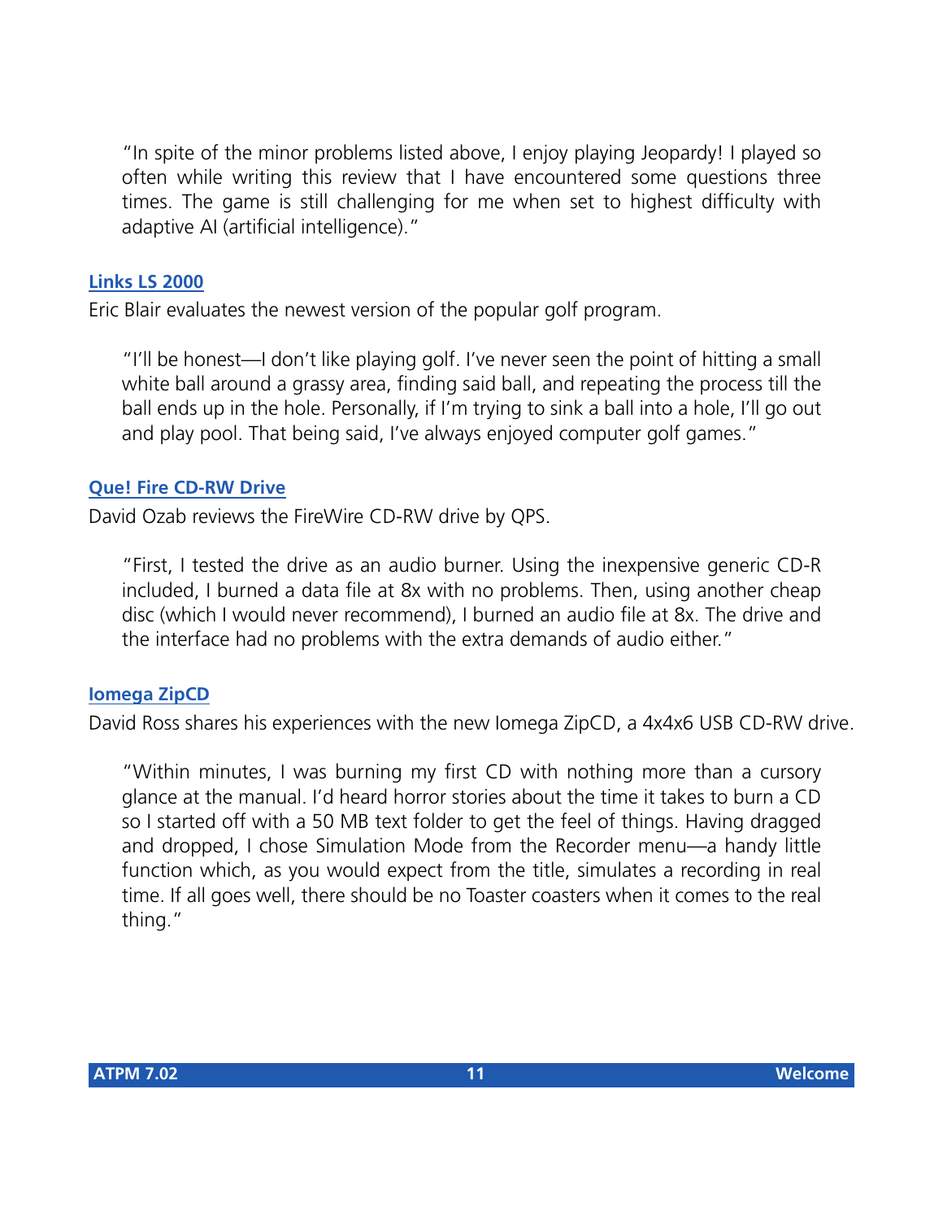> "In spite of the minor problems listed above, I enjoy playing Jeopardy! I played so often while writing this review that I have encountered some questions three times. The game is still challenging for me when set to highest difficulty with adaptive AI (artificial intelligence)."

### Links LS 2000

Eric Blair evaluates the newest version of the popular golf program.

> "I'll be honest—I don't like playing golf. I've never seen the point of hitting a small white ball around a grassy area, finding said ball, and repeating the process till the ball ends up in the hole. Personally, if I'm trying to sink a ball into a hole, I'll go out and play pool. That being said, I've always enjoyed computer golf games."

### Que! Fire CD-RW Drive

David Ozab reviews the FireWire CD-RW drive by QPS.

> "First, I tested the drive as an audio burner. Using the inexpensive generic CD-R included, I burned a data file at 8x with no problems. Then, using another cheap disc (which I would never recommend), I burned an audio file at 8x. The drive and the interface had no problems with the extra demands of audio either."

### Iomega ZipCD

David Ross shares his experiences with the new Iomega ZipCD, a 4x4x6 USB CD-RW drive.

> "Within minutes, I was burning my first CD with nothing more than a cursory glance at the manual. I'd heard horror stories about the time it takes to burn a CD so I started off with a 50 MB text folder to get the feel of things. Having dragged and dropped, I chose Simulation Mode from the Recorder menu—a handy little function which, as you would expect from the title, simulates a recording in real time. If all goes well, there should be no Toaster coasters when it comes to the real thing."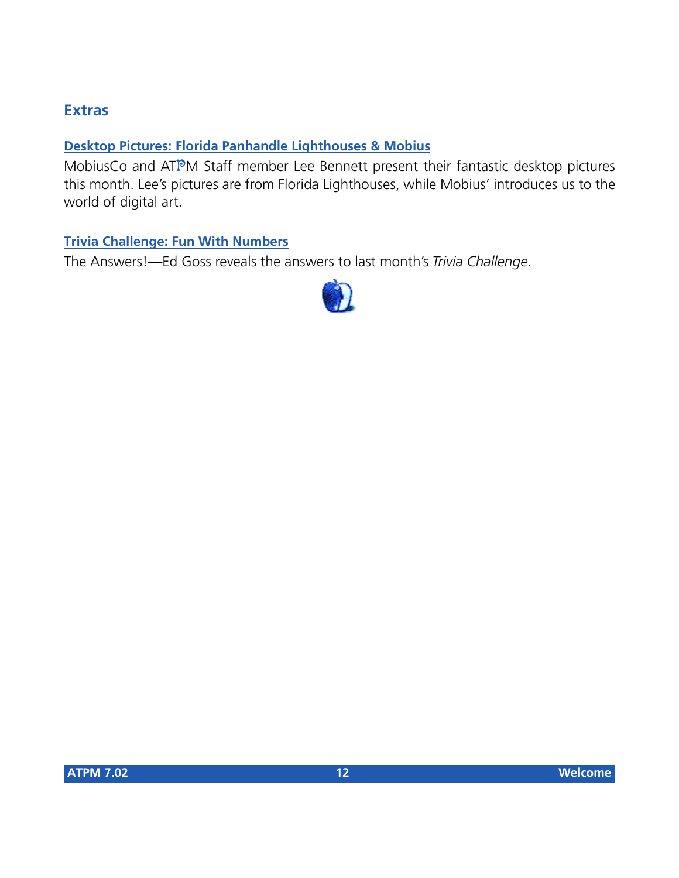## Extras

**Desktop Pictures: Florida Panhandle Lighthouses & Mobius**

MobiusCo and ATPM Staff member Lee Bennett present their fantastic desktop pictures this month. Lee's pictures are from Florida Lighthouses, while Mobius' introduces us to the world of digital art.

**Trivia Challenge: Fun With Numbers**

The Answers!—Ed Goss reveals the answers to last month's *Trivia Challenge*.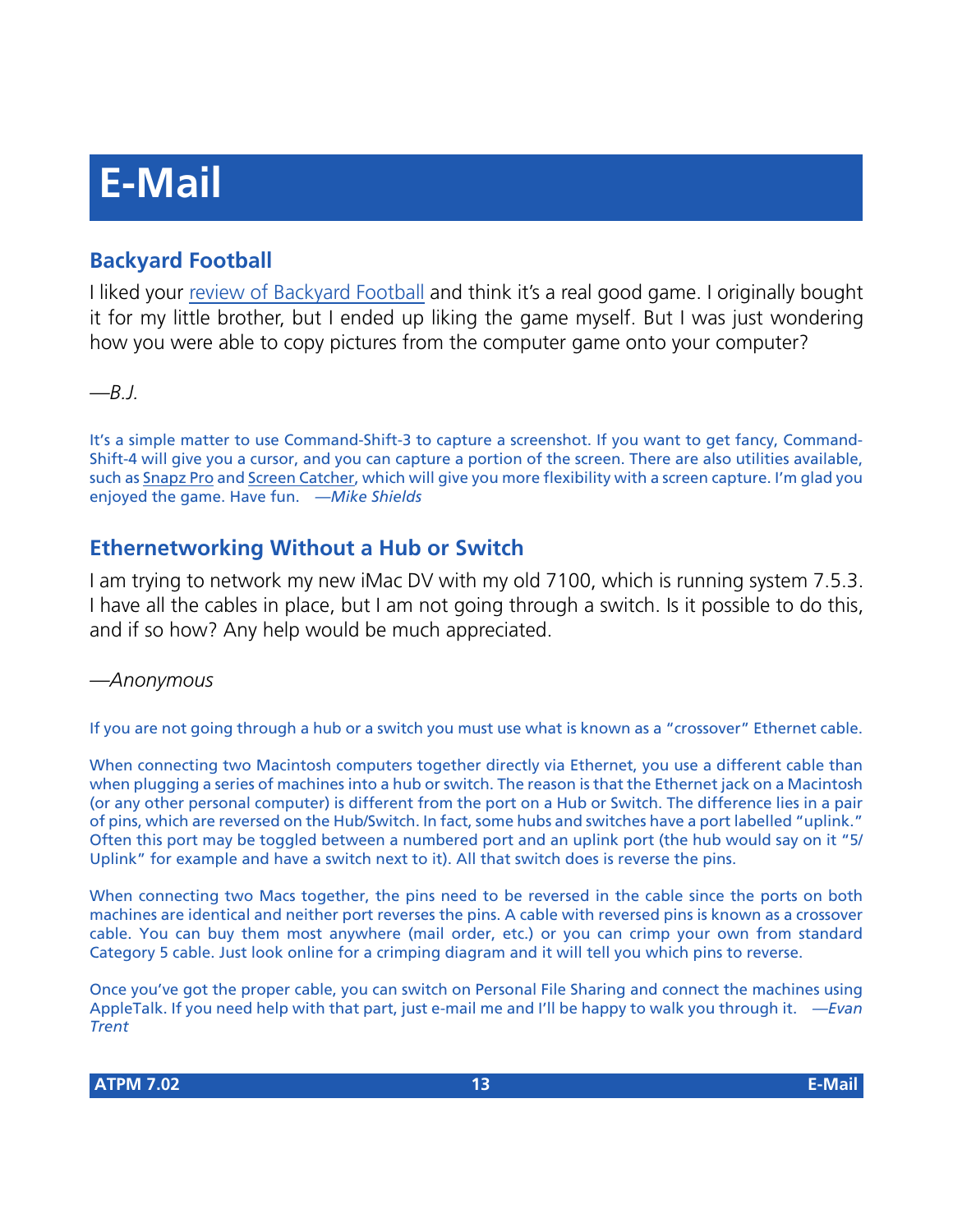# E-Mail

## Backyard Football

I liked your review of Backyard Football and think it's a real good game. I originally bought it for my little brother, but I ended up liking the game myself. But I was just wondering how you were able to copy pictures from the computer game onto your computer?

*—B.J.*

It's a simple matter to use Command-Shift-3 to capture a screenshot. If you want to get fancy, Command-Shift-4 will give you a cursor, and you can capture a portion of the screen. There are also utilities available, such as Snapz Pro and Screen Catcher, which will give you more flexibility with a screen capture. I'm glad you enjoyed the game. Have fun. *—Mike Shields*

## Ethernetworking Without a Hub or Switch

I am trying to network my new iMac DV with my old 7100, which is running system 7.5.3. I have all the cables in place, but I am not going through a switch. Is it possible to do this, and if so how? Any help would be much appreciated.

*—Anonymous*

If you are not going through a hub or a switch you must use what is known as a "crossover" Ethernet cable.

When connecting two Macintosh computers together directly via Ethernet, you use a different cable than when plugging a series of machines into a hub or switch. The reason is that the Ethernet jack on a Macintosh (or any other personal computer) is different from the port on a Hub or Switch. The difference lies in a pair of pins, which are reversed on the Hub/Switch. In fact, some hubs and switches have a port labelled "uplink." Often this port may be toggled between a numbered port and an uplink port (the hub would say on it "5/Uplink" for example and have a switch next to it). All that switch does is reverse the pins.

When connecting two Macs together, the pins need to be reversed in the cable since the ports on both machines are identical and neither port reverses the pins. A cable with reversed pins is known as a crossover cable. You can buy them most anywhere (mail order, etc.) or you can crimp your own from standard Category 5 cable. Just look online for a crimping diagram and it will tell you which pins to reverse.

Once you've got the proper cable, you can switch on Personal File Sharing and connect the machines using AppleTalk. If you need help with that part, just e-mail me and I'll be happy to walk you through it. *—Evan Trent*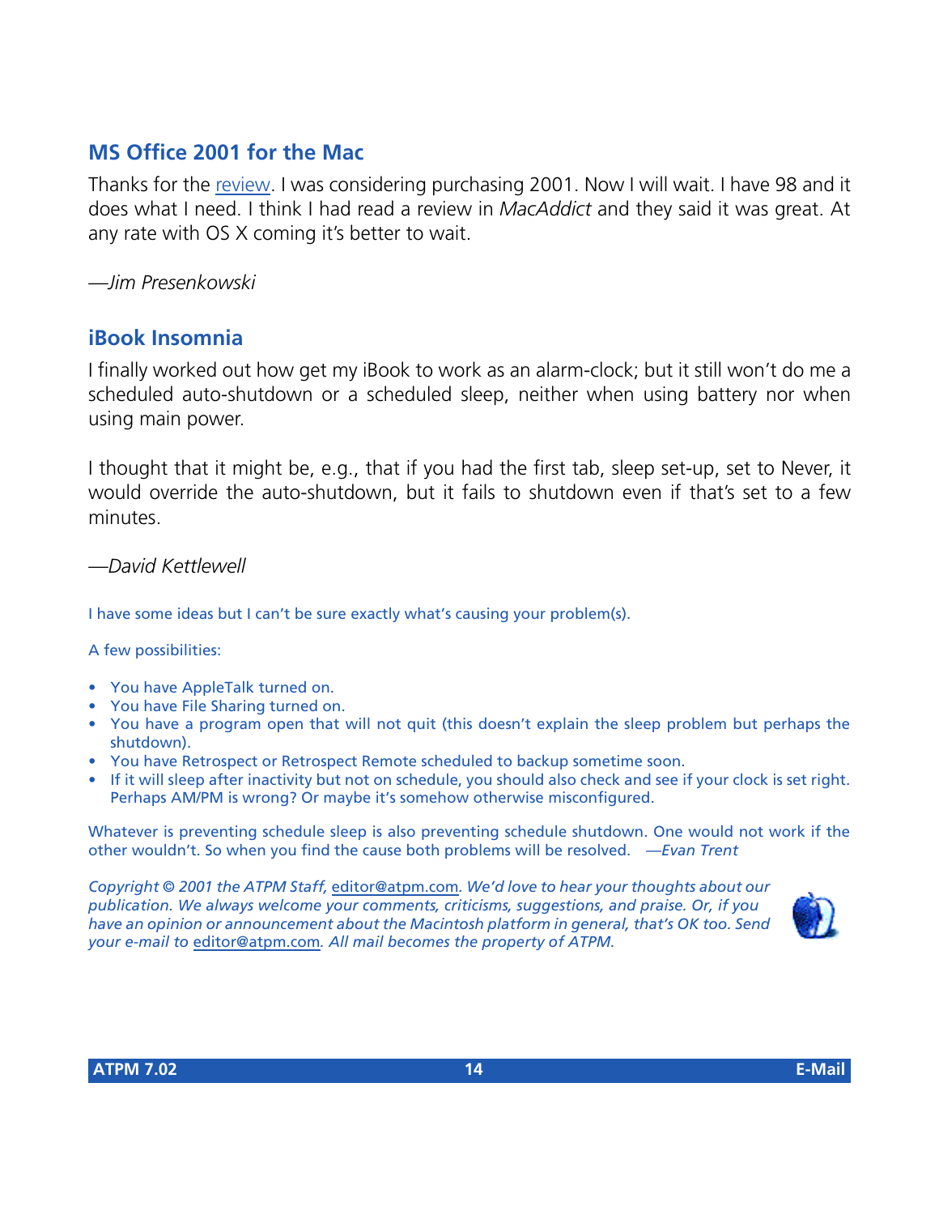## MS Office 2001 for the Mac

Thanks for the review. I was considering purchasing 2001. Now I will wait. I have 98 and it does what I need. I think I had read a review in *MacAddict* and they said it was great. At any rate with OS X coming it's better to wait.

*—Jim Presenkowski*

## iBook Insomnia

I finally worked out how get my iBook to work as an alarm-clock; but it still won't do me a scheduled auto-shutdown or a scheduled sleep, neither when using battery nor when using main power.

I thought that it might be, e.g., that if you had the first tab, sleep set-up, set to Never, it would override the auto-shutdown, but it fails to shutdown even if that's set to a few minutes.

*—David Kettlewell*

I have some ideas but I can't be sure exactly what's causing your problem(s).

A few possibilities:

- You have AppleTalk turned on.
- You have File Sharing turned on.
- You have a program open that will not quit (this doesn't explain the sleep problem but perhaps the shutdown).
- You have Retrospect or Retrospect Remote scheduled to backup sometime soon.
- If it will sleep after inactivity but not on schedule, you should also check and see if your clock is set right. Perhaps AM/PM is wrong? Or maybe it's somehow otherwise misconfigured.

Whatever is preventing schedule sleep is also preventing schedule shutdown. One would not work if the other wouldn't. So when you find the cause both problems will be resolved. *—Evan Trent*

*Copyright © 2001 the ATPM Staff, editor@atpm.com. We'd love to hear your thoughts about our publication. We always welcome your comments, criticisms, suggestions, and praise. Or, if you have an opinion or announcement about the Macintosh platform in general, that's OK too. Send your e-mail to editor@atpm.com. All mail becomes the property of ATPM.*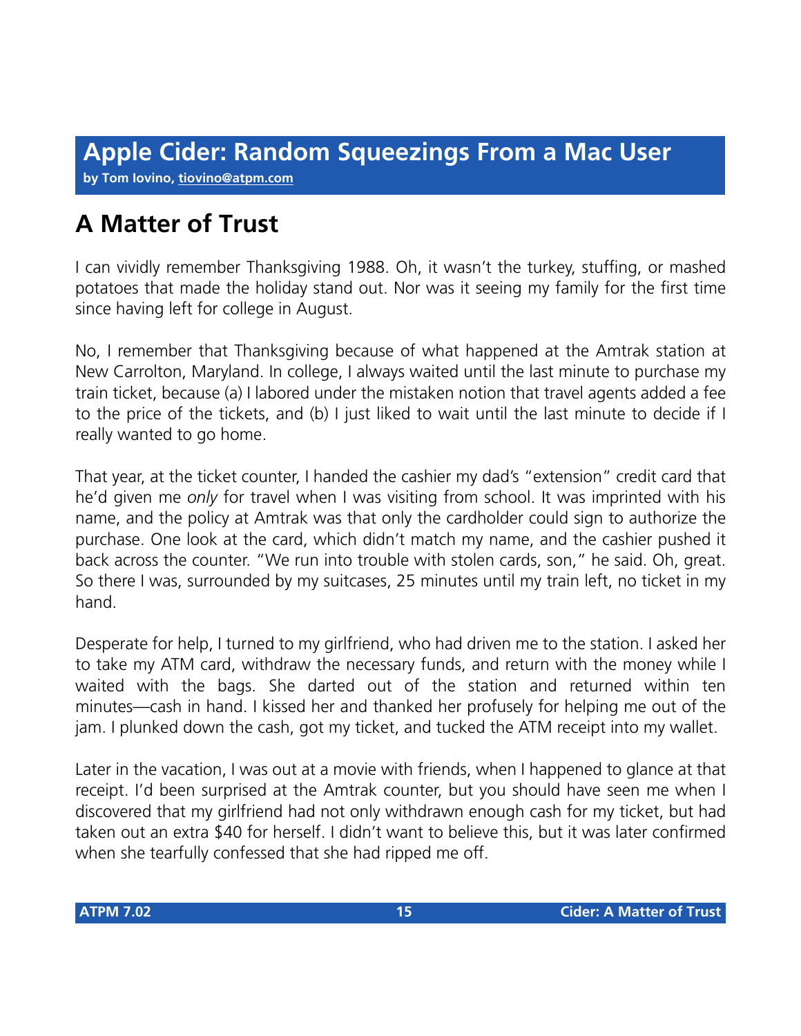# Apple Cider: Random Squeezings From a Mac User

**by Tom Iovino, tiovino@atpm.com**

## A Matter of Trust

I can vividly remember Thanksgiving 1988. Oh, it wasn't the turkey, stuffing, or mashed potatoes that made the holiday stand out. Nor was it seeing my family for the first time since having left for college in August.

No, I remember that Thanksgiving because of what happened at the Amtrak station at New Carrolton, Maryland. In college, I always waited until the last minute to purchase my train ticket, because (a) I labored under the mistaken notion that travel agents added a fee to the price of the tickets, and (b) I just liked to wait until the last minute to decide if I really wanted to go home.

That year, at the ticket counter, I handed the cashier my dad's "extension" credit card that he'd given me *only* for travel when I was visiting from school. It was imprinted with his name, and the policy at Amtrak was that only the cardholder could sign to authorize the purchase. One look at the card, which didn't match my name, and the cashier pushed it back across the counter. "We run into trouble with stolen cards, son," he said. Oh, great. So there I was, surrounded by my suitcases, 25 minutes until my train left, no ticket in my hand.

Desperate for help, I turned to my girlfriend, who had driven me to the station. I asked her to take my ATM card, withdraw the necessary funds, and return with the money while I waited with the bags. She darted out of the station and returned within ten minutes—cash in hand. I kissed her and thanked her profusely for helping me out of the jam. I plunked down the cash, got my ticket, and tucked the ATM receipt into my wallet.

Later in the vacation, I was out at a movie with friends, when I happened to glance at that receipt. I'd been surprised at the Amtrak counter, but you should have seen me when I discovered that my girlfriend had not only withdrawn enough cash for my ticket, but had taken out an extra $40 for herself. I didn't want to believe this, but it was later confirmed when she tearfully confessed that she had ripped me off.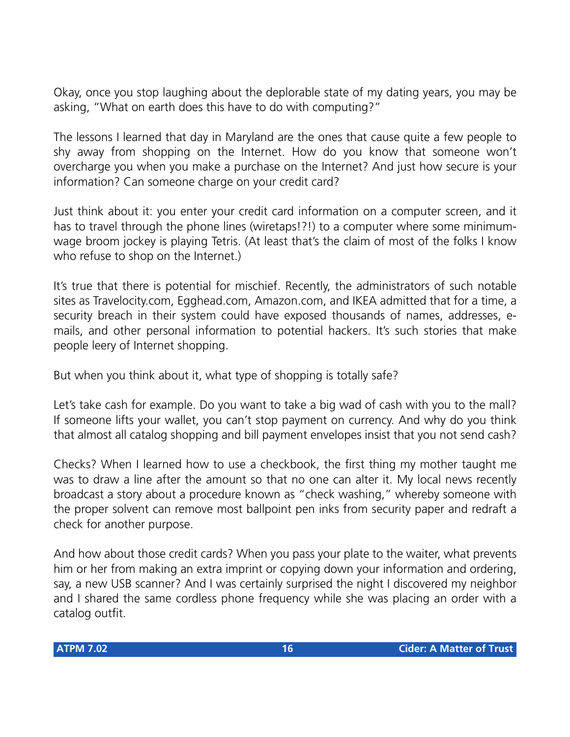Okay, once you stop laughing about the deplorable state of my dating years, you may be asking, "What on earth does this have to do with computing?"

The lessons I learned that day in Maryland are the ones that cause quite a few people to shy away from shopping on the Internet. How do you know that someone won't overcharge you when you make a purchase on the Internet? And just how secure is your information? Can someone charge on your credit card?

Just think about it: you enter your credit card information on a computer screen, and it has to travel through the phone lines (wiretaps!?!) to a computer where some minimum-wage broom jockey is playing Tetris. (At least that's the claim of most of the folks I know who refuse to shop on the Internet.)

It's true that there is potential for mischief. Recently, the administrators of such notable sites as Travelocity.com, Egghead.com, Amazon.com, and IKEA admitted that for a time, a security breach in their system could have exposed thousands of names, addresses, e-mails, and other personal information to potential hackers. It's such stories that make people leery of Internet shopping.

But when you think about it, what type of shopping is totally safe?

Let's take cash for example. Do you want to take a big wad of cash with you to the mall? If someone lifts your wallet, you can't stop payment on currency. And why do you think that almost all catalog shopping and bill payment envelopes insist that you not send cash?

Checks? When I learned how to use a checkbook, the first thing my mother taught me was to draw a line after the amount so that no one can alter it. My local news recently broadcast a story about a procedure known as "check washing," whereby someone with the proper solvent can remove most ballpoint pen inks from security paper and redraft a check for another purpose.

And how about those credit cards? When you pass your plate to the waiter, what prevents him or her from making an extra imprint or copying down your information and ordering, say, a new USB scanner? And I was certainly surprised the night I discovered my neighbor and I shared the same cordless phone frequency while she was placing an order with a catalog outfit.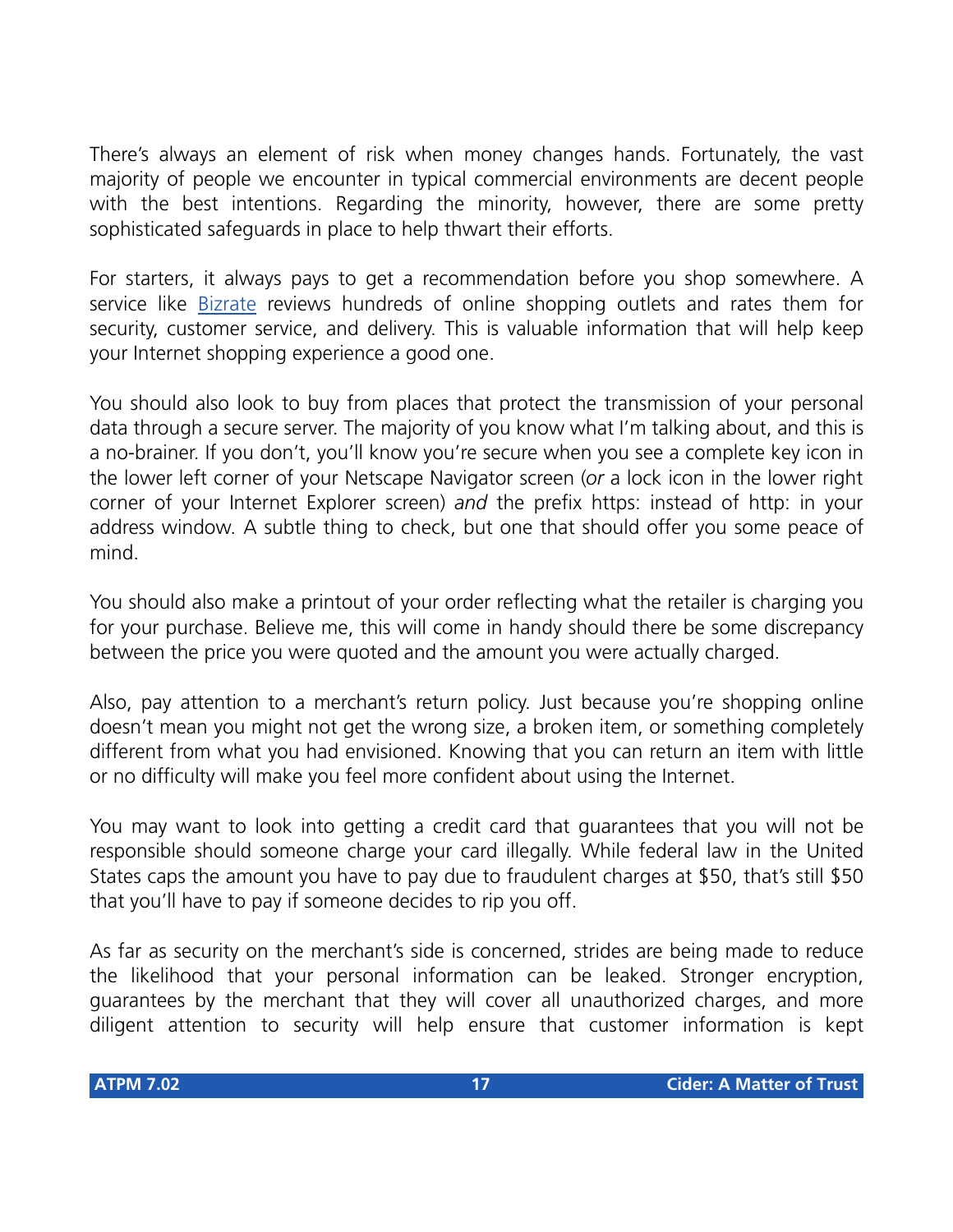There's always an element of risk when money changes hands. Fortunately, the vast majority of people we encounter in typical commercial environments are decent people with the best intentions. Regarding the minority, however, there are some pretty sophisticated safeguards in place to help thwart their efforts.

For starters, it always pays to get a recommendation before you shop somewhere. A service like Bizrate reviews hundreds of online shopping outlets and rates them for security, customer service, and delivery. This is valuable information that will help keep your Internet shopping experience a good one.

You should also look to buy from places that protect the transmission of your personal data through a secure server. The majority of you know what I'm talking about, and this is a no-brainer. If you don't, you'll know you're secure when you see a complete key icon in the lower left corner of your Netscape Navigator screen (*or* a lock icon in the lower right corner of your Internet Explorer screen) *and* the prefix https: instead of http: in your address window. A subtle thing to check, but one that should offer you some peace of mind.

You should also make a printout of your order reflecting what the retailer is charging you for your purchase. Believe me, this will come in handy should there be some discrepancy between the price you were quoted and the amount you were actually charged.

Also, pay attention to a merchant's return policy. Just because you're shopping online doesn't mean you might not get the wrong size, a broken item, or something completely different from what you had envisioned. Knowing that you can return an item with little or no difficulty will make you feel more confident about using the Internet.

You may want to look into getting a credit card that guarantees that you will not be responsible should someone charge your card illegally. While federal law in the United States caps the amount you have to pay due to fraudulent charges at $50, that's still $50 that you'll have to pay if someone decides to rip you off.

As far as security on the merchant's side is concerned, strides are being made to reduce the likelihood that your personal information can be leaked. Stronger encryption, guarantees by the merchant that they will cover all unauthorized charges, and more diligent attention to security will help ensure that customer information is kept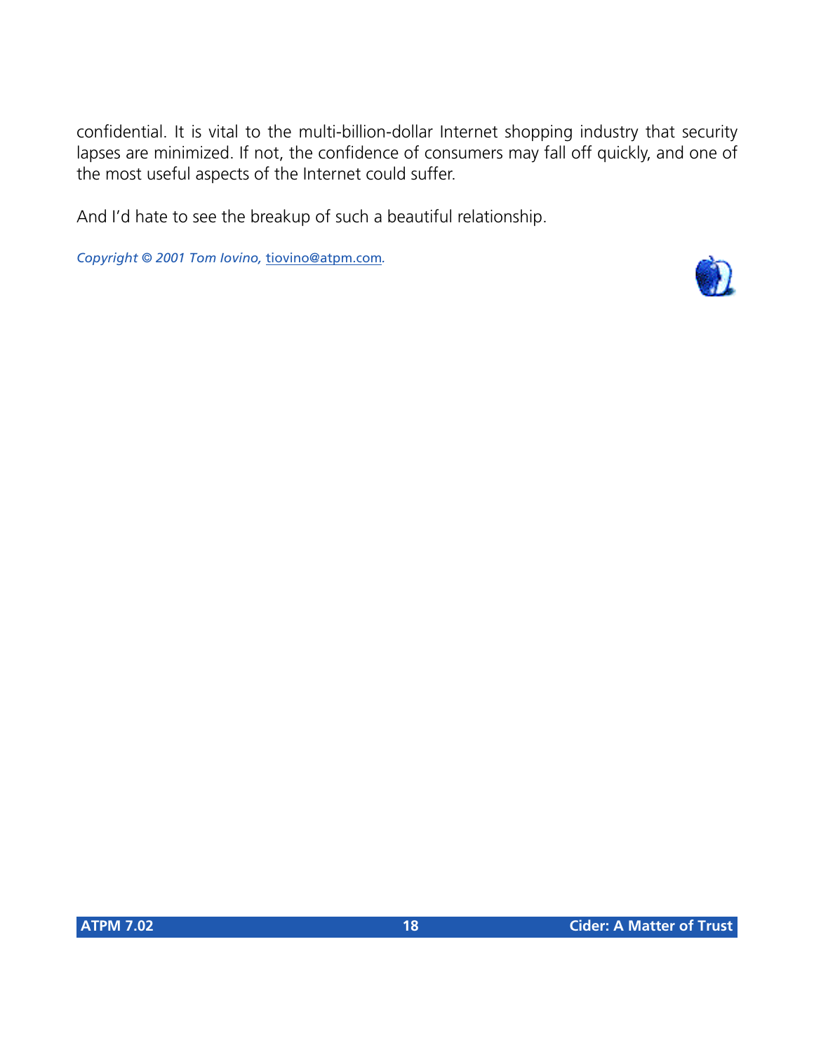confidential. It is vital to the multi-billion-dollar Internet shopping industry that security lapses are minimized. If not, the confidence of consumers may fall off quickly, and one of the most useful aspects of the Internet could suffer.

And I'd hate to see the breakup of such a beautiful relationship.

*Copyright © 2001 Tom Iovino,* tiovino@atpm.com*.*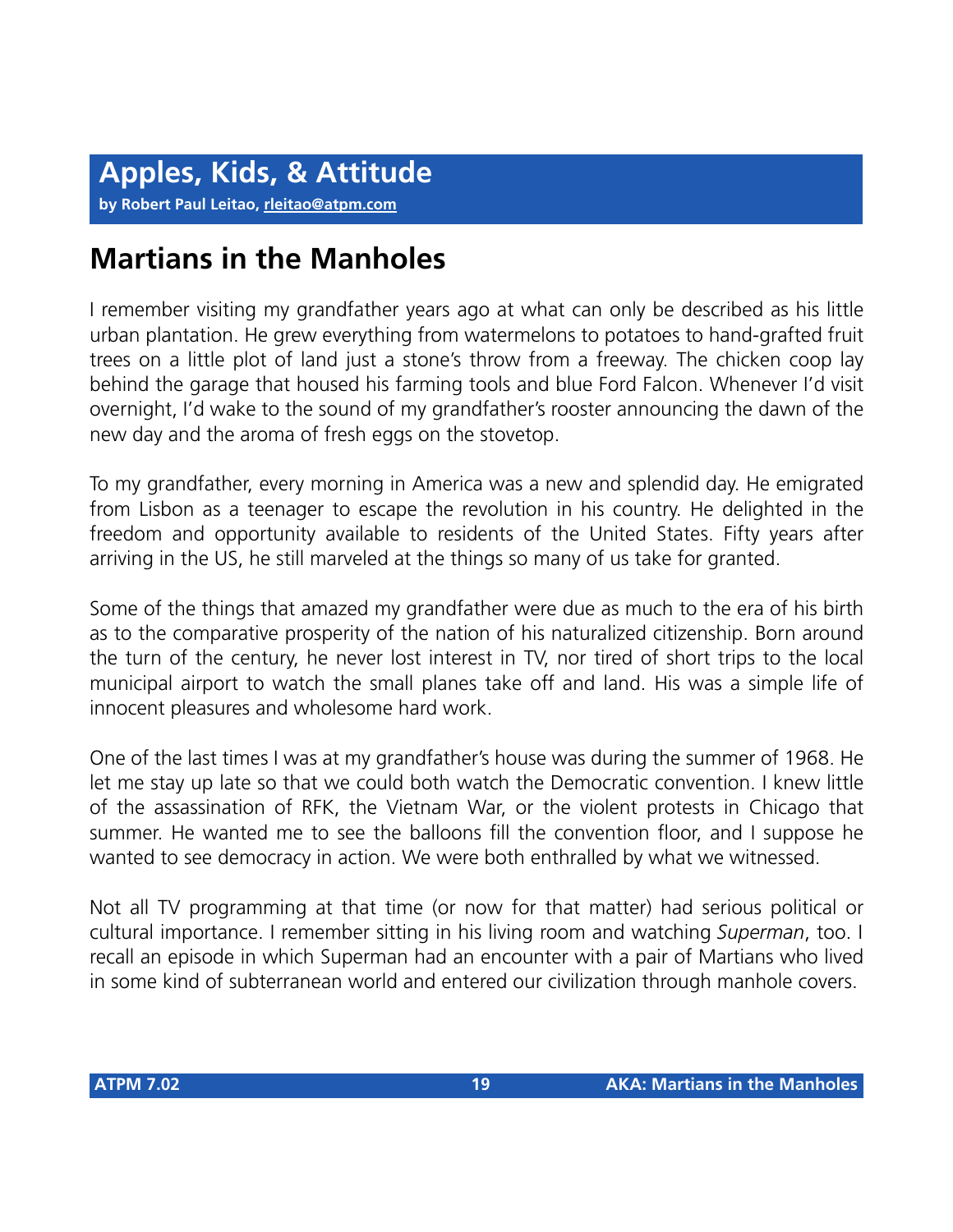# Apples, Kids, & Attitude

**by Robert Paul Leitao, rleitao@atpm.com**

## Martians in the Manholes

I remember visiting my grandfather years ago at what can only be described as his little urban plantation. He grew everything from watermelons to potatoes to hand-grafted fruit trees on a little plot of land just a stone's throw from a freeway. The chicken coop lay behind the garage that housed his farming tools and blue Ford Falcon. Whenever I'd visit overnight, I'd wake to the sound of my grandfather's rooster announcing the dawn of the new day and the aroma of fresh eggs on the stovetop.

To my grandfather, every morning in America was a new and splendid day. He emigrated from Lisbon as a teenager to escape the revolution in his country. He delighted in the freedom and opportunity available to residents of the United States. Fifty years after arriving in the US, he still marveled at the things so many of us take for granted.

Some of the things that amazed my grandfather were due as much to the era of his birth as to the comparative prosperity of the nation of his naturalized citizenship. Born around the turn of the century, he never lost interest in TV, nor tired of short trips to the local municipal airport to watch the small planes take off and land. His was a simple life of innocent pleasures and wholesome hard work.

One of the last times I was at my grandfather's house was during the summer of 1968. He let me stay up late so that we could both watch the Democratic convention. I knew little of the assassination of RFK, the Vietnam War, or the violent protests in Chicago that summer. He wanted me to see the balloons fill the convention floor, and I suppose he wanted to see democracy in action. We were both enthralled by what we witnessed.

Not all TV programming at that time (or now for that matter) had serious political or cultural importance. I remember sitting in his living room and watching *Superman*, too. I recall an episode in which Superman had an encounter with a pair of Martians who lived in some kind of subterranean world and entered our civilization through manhole covers.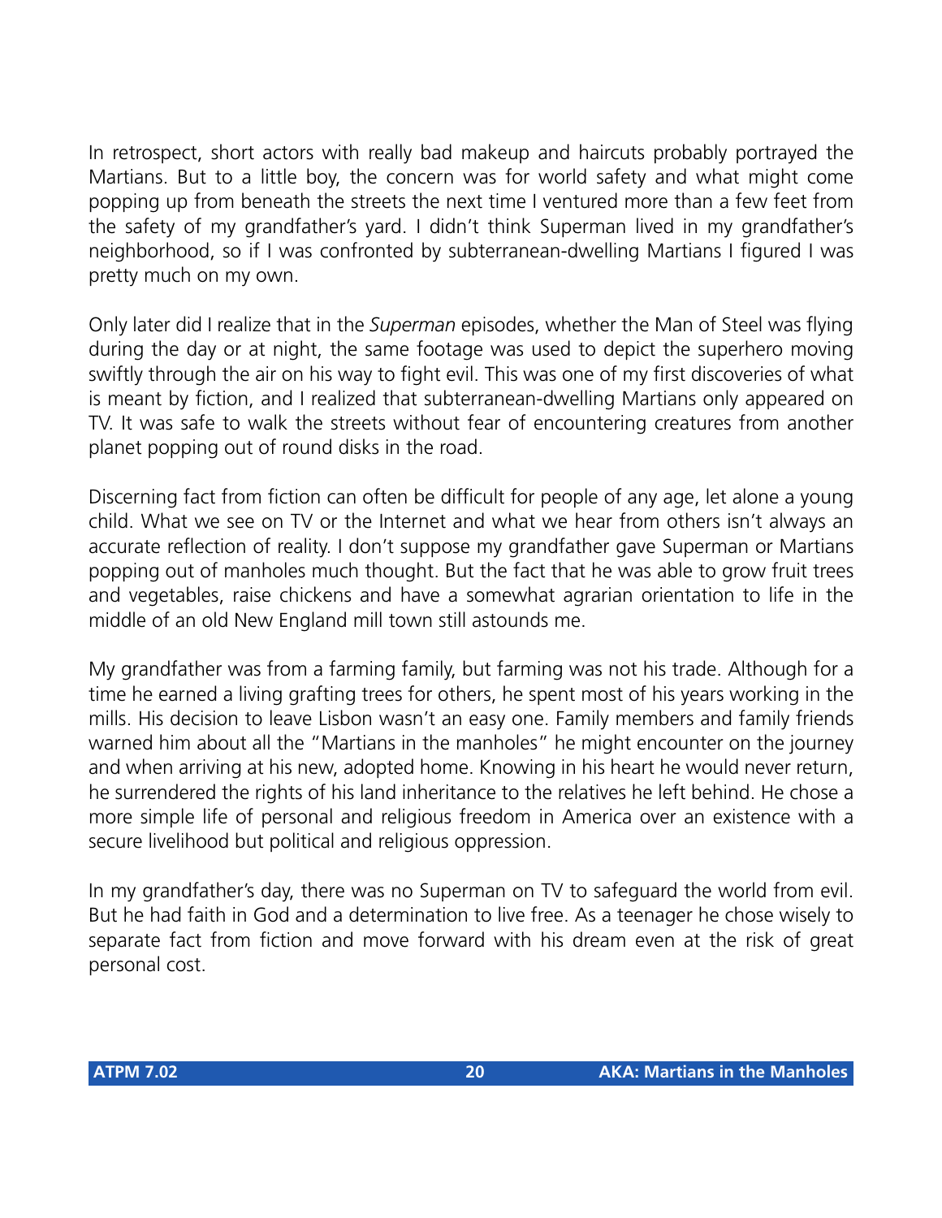In retrospect, short actors with really bad makeup and haircuts probably portrayed the Martians. But to a little boy, the concern was for world safety and what might come popping up from beneath the streets the next time I ventured more than a few feet from the safety of my grandfather's yard. I didn't think Superman lived in my grandfather's neighborhood, so if I was confronted by subterranean-dwelling Martians I figured I was pretty much on my own.

Only later did I realize that in the *Superman* episodes, whether the Man of Steel was flying during the day or at night, the same footage was used to depict the superhero moving swiftly through the air on his way to fight evil. This was one of my first discoveries of what is meant by fiction, and I realized that subterranean-dwelling Martians only appeared on TV. It was safe to walk the streets without fear of encountering creatures from another planet popping out of round disks in the road.

Discerning fact from fiction can often be difficult for people of any age, let alone a young child. What we see on TV or the Internet and what we hear from others isn't always an accurate reflection of reality. I don't suppose my grandfather gave Superman or Martians popping out of manholes much thought. But the fact that he was able to grow fruit trees and vegetables, raise chickens and have a somewhat agrarian orientation to life in the middle of an old New England mill town still astounds me.

My grandfather was from a farming family, but farming was not his trade. Although for a time he earned a living grafting trees for others, he spent most of his years working in the mills. His decision to leave Lisbon wasn't an easy one. Family members and family friends warned him about all the "Martians in the manholes" he might encounter on the journey and when arriving at his new, adopted home. Knowing in his heart he would never return, he surrendered the rights of his land inheritance to the relatives he left behind. He chose a more simple life of personal and religious freedom in America over an existence with a secure livelihood but political and religious oppression.

In my grandfather's day, there was no Superman on TV to safeguard the world from evil. But he had faith in God and a determination to live free. As a teenager he chose wisely to separate fact from fiction and move forward with his dream even at the risk of great personal cost.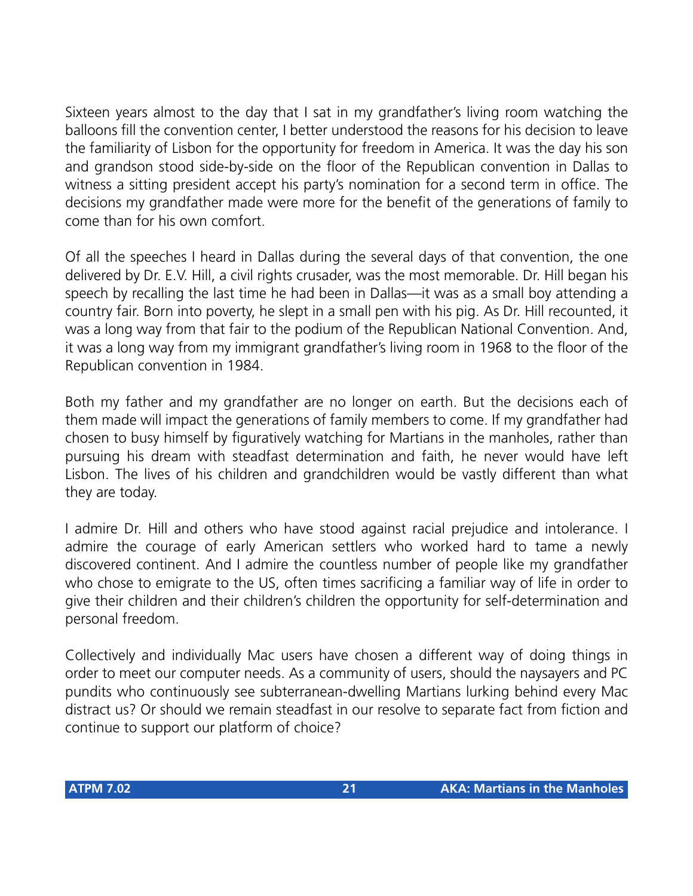Sixteen years almost to the day that I sat in my grandfather's living room watching the balloons fill the convention center, I better understood the reasons for his decision to leave the familiarity of Lisbon for the opportunity for freedom in America. It was the day his son and grandson stood side-by-side on the floor of the Republican convention in Dallas to witness a sitting president accept his party's nomination for a second term in office. The decisions my grandfather made were more for the benefit of the generations of family to come than for his own comfort.

Of all the speeches I heard in Dallas during the several days of that convention, the one delivered by Dr. E.V. Hill, a civil rights crusader, was the most memorable. Dr. Hill began his speech by recalling the last time he had been in Dallas—it was as a small boy attending a country fair. Born into poverty, he slept in a small pen with his pig. As Dr. Hill recounted, it was a long way from that fair to the podium of the Republican National Convention. And, it was a long way from my immigrant grandfather's living room in 1968 to the floor of the Republican convention in 1984.

Both my father and my grandfather are no longer on earth. But the decisions each of them made will impact the generations of family members to come. If my grandfather had chosen to busy himself by figuratively watching for Martians in the manholes, rather than pursuing his dream with steadfast determination and faith, he never would have left Lisbon. The lives of his children and grandchildren would be vastly different than what they are today.

I admire Dr. Hill and others who have stood against racial prejudice and intolerance. I admire the courage of early American settlers who worked hard to tame a newly discovered continent. And I admire the countless number of people like my grandfather who chose to emigrate to the US, often times sacrificing a familiar way of life in order to give their children and their children's children the opportunity for self-determination and personal freedom.

Collectively and individually Mac users have chosen a different way of doing things in order to meet our computer needs. As a community of users, should the naysayers and PC pundits who continuously see subterranean-dwelling Martians lurking behind every Mac distract us? Or should we remain steadfast in our resolve to separate fact from fiction and continue to support our platform of choice?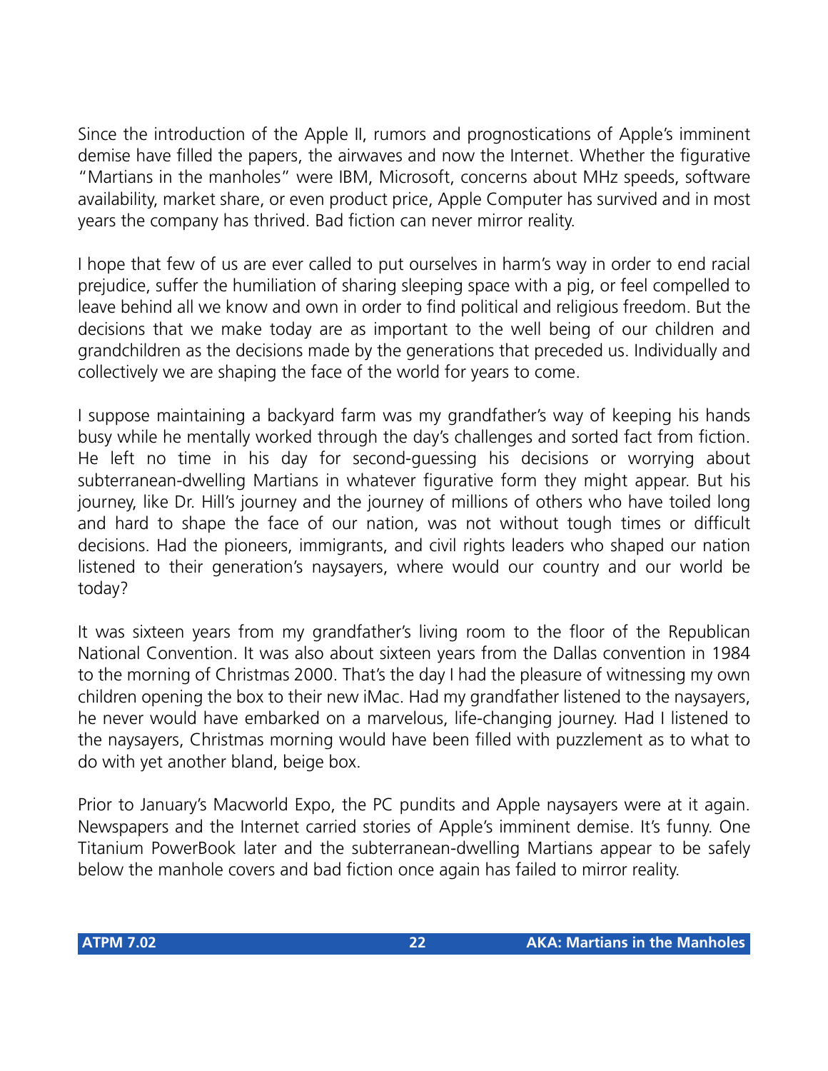Since the introduction of the Apple II, rumors and prognostications of Apple's imminent demise have filled the papers, the airwaves and now the Internet. Whether the figurative "Martians in the manholes" were IBM, Microsoft, concerns about MHz speeds, software availability, market share, or even product price, Apple Computer has survived and in most years the company has thrived. Bad fiction can never mirror reality.

I hope that few of us are ever called to put ourselves in harm's way in order to end racial prejudice, suffer the humiliation of sharing sleeping space with a pig, or feel compelled to leave behind all we know and own in order to find political and religious freedom. But the decisions that we make today are as important to the well being of our children and grandchildren as the decisions made by the generations that preceded us. Individually and collectively we are shaping the face of the world for years to come.

I suppose maintaining a backyard farm was my grandfather's way of keeping his hands busy while he mentally worked through the day's challenges and sorted fact from fiction. He left no time in his day for second-guessing his decisions or worrying about subterranean-dwelling Martians in whatever figurative form they might appear. But his journey, like Dr. Hill's journey and the journey of millions of others who have toiled long and hard to shape the face of our nation, was not without tough times or difficult decisions. Had the pioneers, immigrants, and civil rights leaders who shaped our nation listened to their generation's naysayers, where would our country and our world be today?

It was sixteen years from my grandfather's living room to the floor of the Republican National Convention. It was also about sixteen years from the Dallas convention in 1984 to the morning of Christmas 2000. That's the day I had the pleasure of witnessing my own children opening the box to their new iMac. Had my grandfather listened to the naysayers, he never would have embarked on a marvelous, life-changing journey. Had I listened to the naysayers, Christmas morning would have been filled with puzzlement as to what to do with yet another bland, beige box.

Prior to January's Macworld Expo, the PC pundits and Apple naysayers were at it again. Newspapers and the Internet carried stories of Apple's imminent demise. It's funny. One Titanium PowerBook later and the subterranean-dwelling Martians appear to be safely below the manhole covers and bad fiction once again has failed to mirror reality.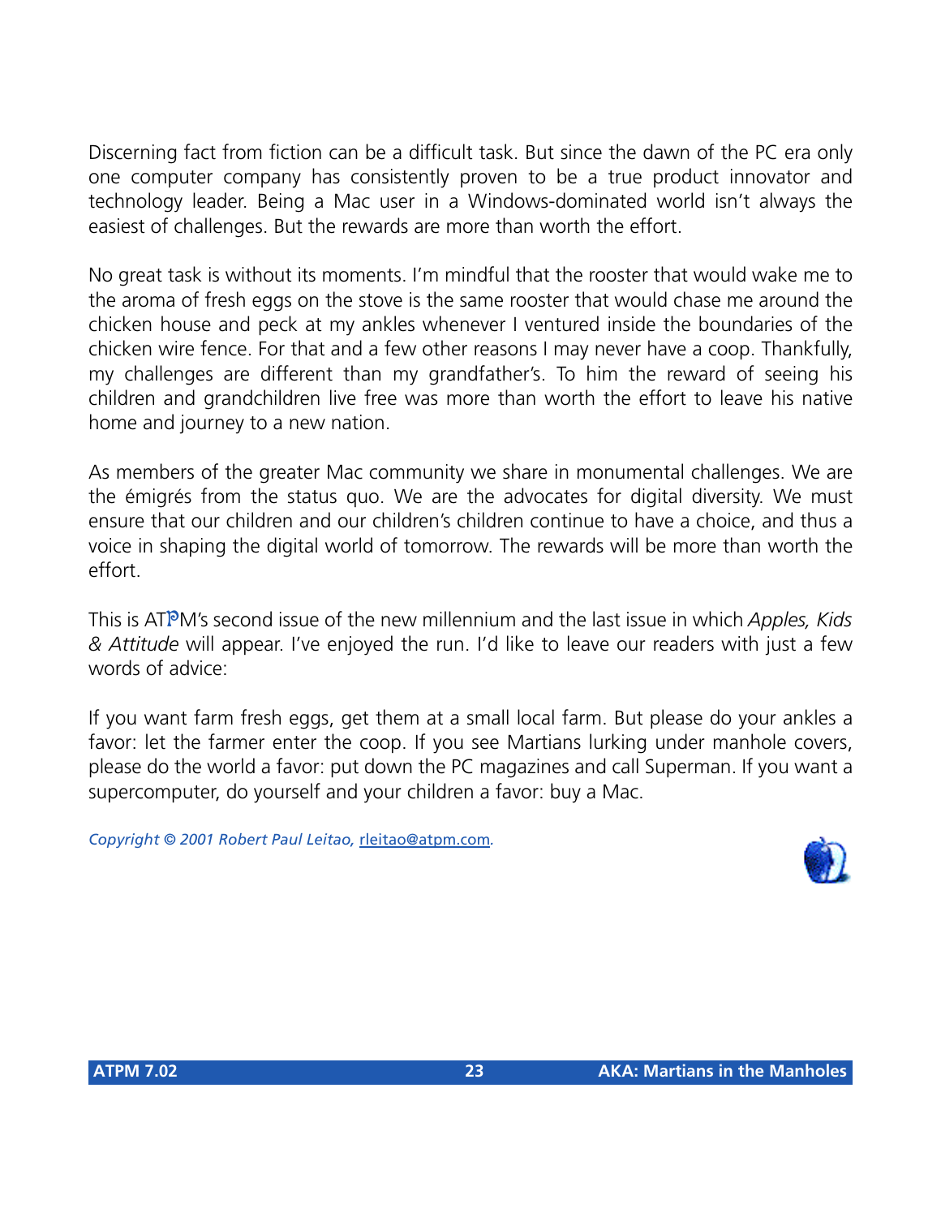Discerning fact from fiction can be a difficult task. But since the dawn of the PC era only one computer company has consistently proven to be a true product innovator and technology leader. Being a Mac user in a Windows-dominated world isn't always the easiest of challenges. But the rewards are more than worth the effort.

No great task is without its moments. I'm mindful that the rooster that would wake me to the aroma of fresh eggs on the stove is the same rooster that would chase me around the chicken house and peck at my ankles whenever I ventured inside the boundaries of the chicken wire fence. For that and a few other reasons I may never have a coop. Thankfully, my challenges are different than my grandfather's. To him the reward of seeing his children and grandchildren live free was more than worth the effort to leave his native home and journey to a new nation.

As members of the greater Mac community we share in monumental challenges. We are the émigrés from the status quo. We are the advocates for digital diversity. We must ensure that our children and our children's children continue to have a choice, and thus a voice in shaping the digital world of tomorrow. The rewards will be more than worth the effort.

This is ATPM's second issue of the new millennium and the last issue in which *Apples, Kids & Attitude* will appear. I've enjoyed the run. I'd like to leave our readers with just a few words of advice:

If you want farm fresh eggs, get them at a small local farm. But please do your ankles a favor: let the farmer enter the coop. If you see Martians lurking under manhole covers, please do the world a favor: put down the PC magazines and call Superman. If you want a supercomputer, do yourself and your children a favor: buy a Mac.

*Copyright © 2001 Robert Paul Leitao,* rleitao@atpm.com*.*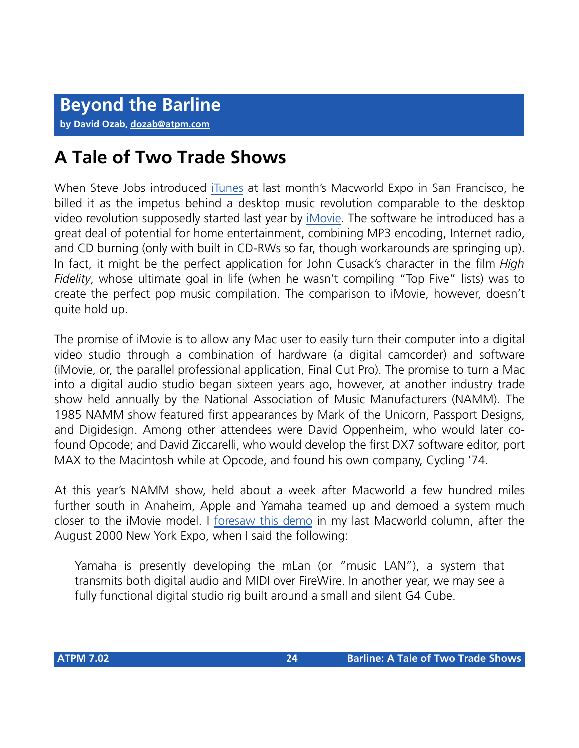# Beyond the Barline

**by David Ozab, dozab@atpm.com**

## A Tale of Two Trade Shows

When Steve Jobs introduced iTunes at last month's Macworld Expo in San Francisco, he billed it as the impetus behind a desktop music revolution comparable to the desktop video revolution supposedly started last year by iMovie. The software he introduced has a great deal of potential for home entertainment, combining MP3 encoding, Internet radio, and CD burning (only with built in CD-RWs so far, though workarounds are springing up). In fact, it might be the perfect application for John Cusack's character in the film *High Fidelity*, whose ultimate goal in life (when he wasn't compiling "Top Five" lists) was to create the perfect pop music compilation. The comparison to iMovie, however, doesn't quite hold up.

The promise of iMovie is to allow any Mac user to easily turn their computer into a digital video studio through a combination of hardware (a digital camcorder) and software (iMovie, or, the parallel professional application, Final Cut Pro). The promise to turn a Mac into a digital audio studio began sixteen years ago, however, at another industry trade show held annually by the National Association of Music Manufacturers (NAMM). The 1985 NAMM show featured first appearances by Mark of the Unicorn, Passport Designs, and Digidesign. Among other attendees were David Oppenheim, who would later co-found Opcode; and David Ziccarelli, who would develop the first DX7 software editor, port MAX to the Macintosh while at Opcode, and found his own company, Cycling '74.

At this year's NAMM show, held about a week after Macworld a few hundred miles further south in Anaheim, Apple and Yamaha teamed up and demoed a system much closer to the iMovie model. I foresaw this demo in my last Macworld column, after the August 2000 New York Expo, when I said the following:

> Yamaha is presently developing the mLan (or "music LAN"), a system that transmits both digital audio and MIDI over FireWire. In another year, we may see a fully functional digital studio rig built around a small and silent G4 Cube.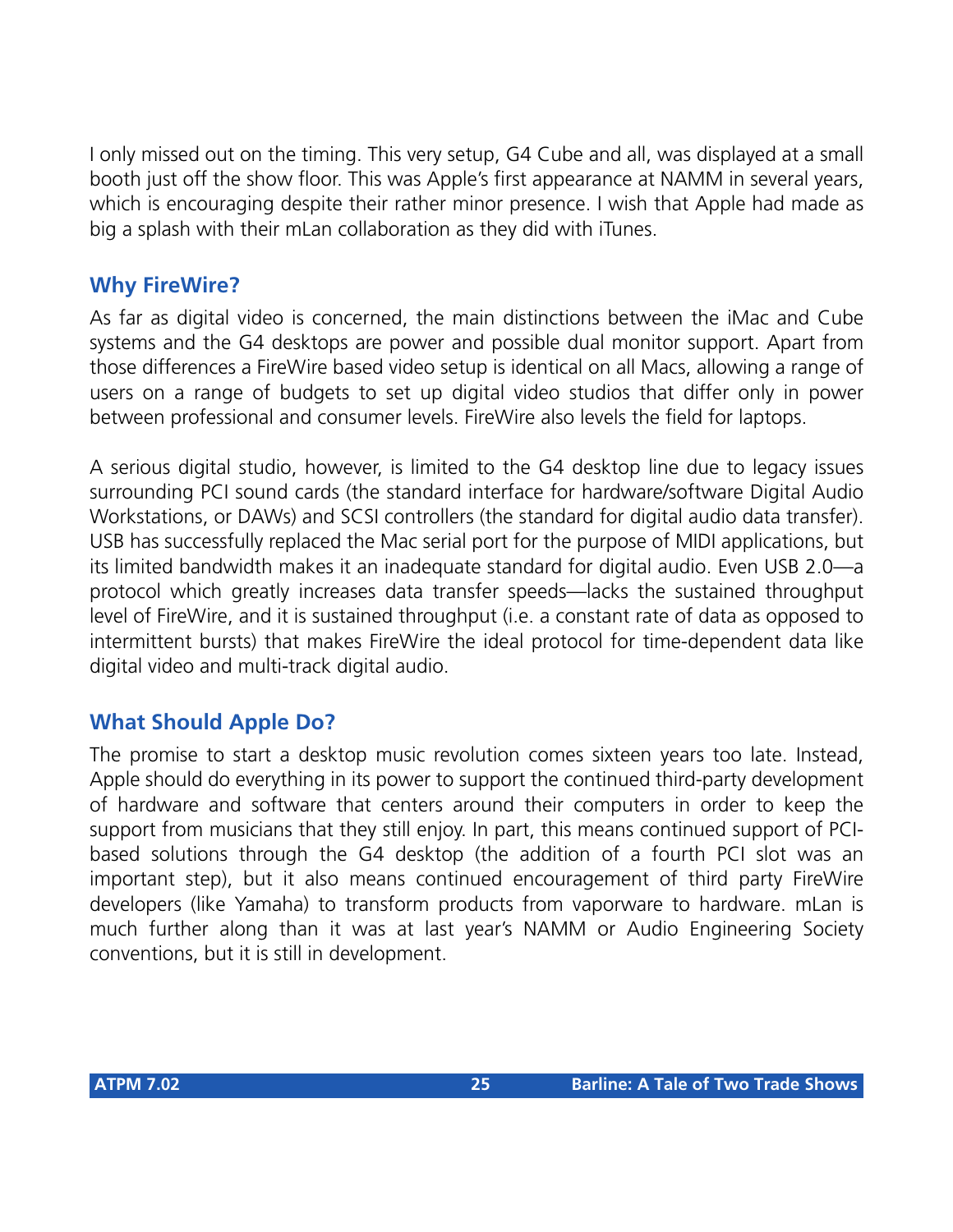I only missed out on the timing. This very setup, G4 Cube and all, was displayed at a small booth just off the show floor. This was Apple's first appearance at NAMM in several years, which is encouraging despite their rather minor presence. I wish that Apple had made as big a splash with their mLan collaboration as they did with iTunes.

## Why FireWire?

As far as digital video is concerned, the main distinctions between the iMac and Cube systems and the G4 desktops are power and possible dual monitor support. Apart from those differences a FireWire based video setup is identical on all Macs, allowing a range of users on a range of budgets to set up digital video studios that differ only in power between professional and consumer levels. FireWire also levels the field for laptops.

A serious digital studio, however, is limited to the G4 desktop line due to legacy issues surrounding PCI sound cards (the standard interface for hardware/software Digital Audio Workstations, or DAWs) and SCSI controllers (the standard for digital audio data transfer). USB has successfully replaced the Mac serial port for the purpose of MIDI applications, but its limited bandwidth makes it an inadequate standard for digital audio. Even USB 2.0—a protocol which greatly increases data transfer speeds—lacks the sustained throughput level of FireWire, and it is sustained throughput (i.e. a constant rate of data as opposed to intermittent bursts) that makes FireWire the ideal protocol for time-dependent data like digital video and multi-track digital audio.

## What Should Apple Do?

The promise to start a desktop music revolution comes sixteen years too late. Instead, Apple should do everything in its power to support the continued third-party development of hardware and software that centers around their computers in order to keep the support from musicians that they still enjoy. In part, this means continued support of PCI-based solutions through the G4 desktop (the addition of a fourth PCI slot was an important step), but it also means continued encouragement of third party FireWire developers (like Yamaha) to transform products from vaporware to hardware. mLan is much further along than it was at last year's NAMM or Audio Engineering Society conventions, but it is still in development.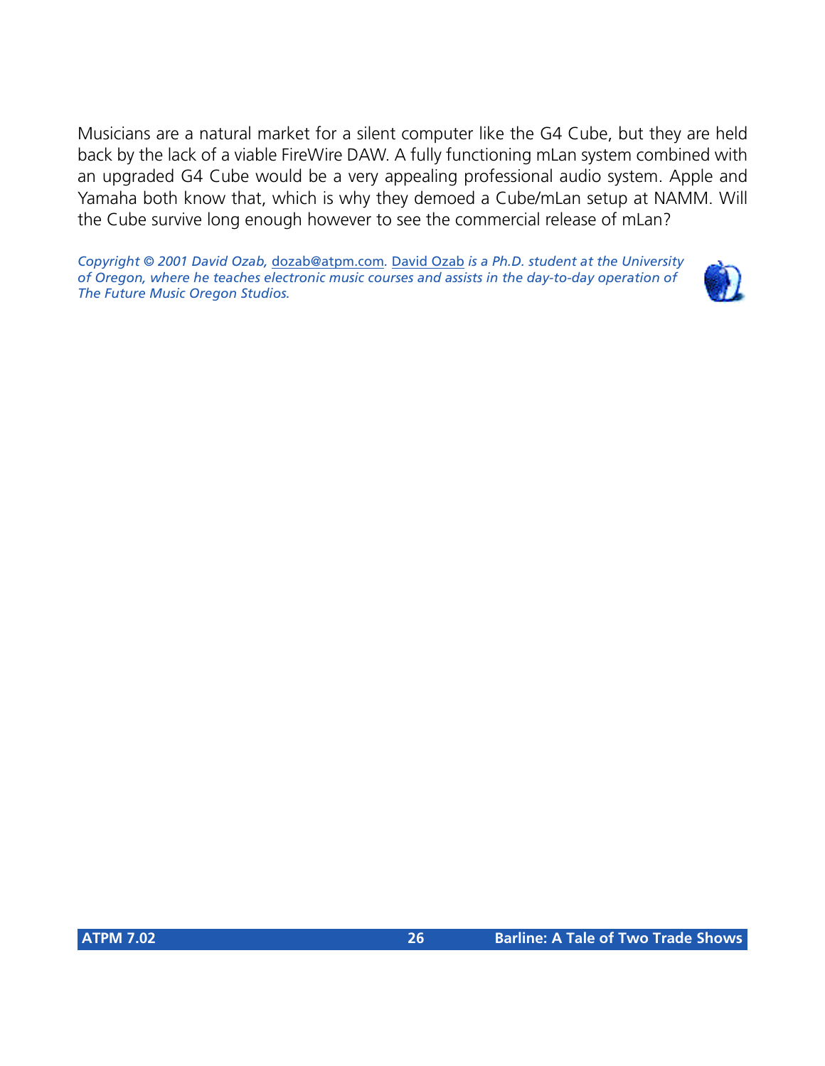Musicians are a natural market for a silent computer like the G4 Cube, but they are held back by the lack of a viable FireWire DAW. A fully functioning mLan system combined with an upgraded G4 Cube would be a very appealing professional audio system. Apple and Yamaha both know that, which is why they demoed a Cube/mLan setup at NAMM. Will the Cube survive long enough however to see the commercial release of mLan?

*Copyright © 2001 David Ozab,* dozab@atpm.com*.* David Ozab *is a Ph.D. student at the University of Oregon, where he teaches electronic music courses and assists in the day-to-day operation of The Future Music Oregon Studios.*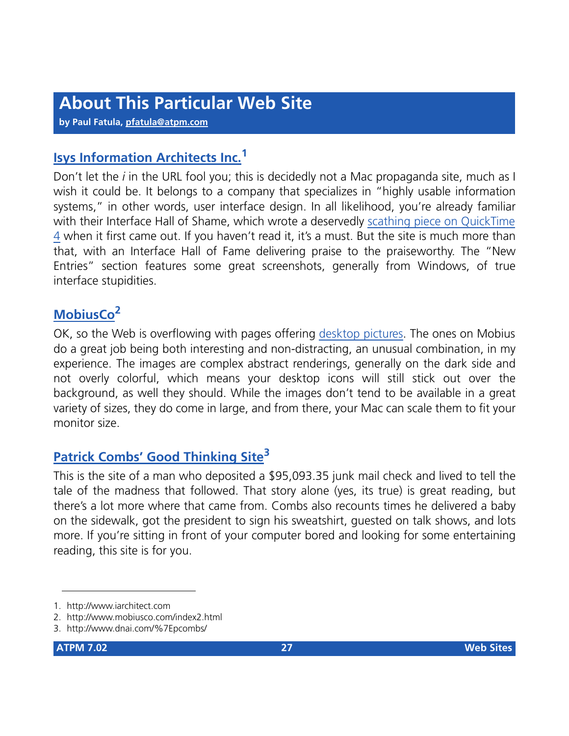# About This Particular Web Site

**by Paul Fatula, pfatula@atpm.com**

## Isys Information Architects Inc.[1]

Don't let the *i* in the URL fool you; this is decidedly not a Mac propaganda site, much as I wish it could be. It belongs to a company that specializes in "highly usable information systems," in other words, user interface design. In all likelihood, you're already familiar with their Interface Hall of Shame, which wrote a deservedly scathing piece on QuickTime 4 when it first came out. If you haven't read it, it's a must. But the site is much more than that, with an Interface Hall of Fame delivering praise to the praiseworthy. The "New Entries" section features some great screenshots, generally from Windows, of true interface stupidities.

## MobiusCo[2]

OK, so the Web is overflowing with pages offering desktop pictures. The ones on Mobius do a great job being both interesting and non-distracting, an unusual combination, in my experience. The images are complex abstract renderings, generally on the dark side and not overly colorful, which means your desktop icons will still stick out over the background, as well they should. While the images don't tend to be available in a great variety of sizes, they do come in large, and from there, your Mac can scale them to fit your monitor size.

## Patrick Combs' Good Thinking Site[3]

This is the site of a man who deposited a $95,093.35 junk mail check and lived to tell the tale of the madness that followed. That story alone (yes, its true) is great reading, but there's a lot more where that came from. Combs also recounts times he delivered a baby on the sidewalk, got the president to sign his sweatshirt, guested on talk shows, and lots more. If you're sitting in front of your computer bored and looking for some entertaining reading, this site is for you.

---

1. http://www.iarchitect.com
2. http://www.mobiusco.com/index2.html
3. http://www.dnai.com/%7Epcombs/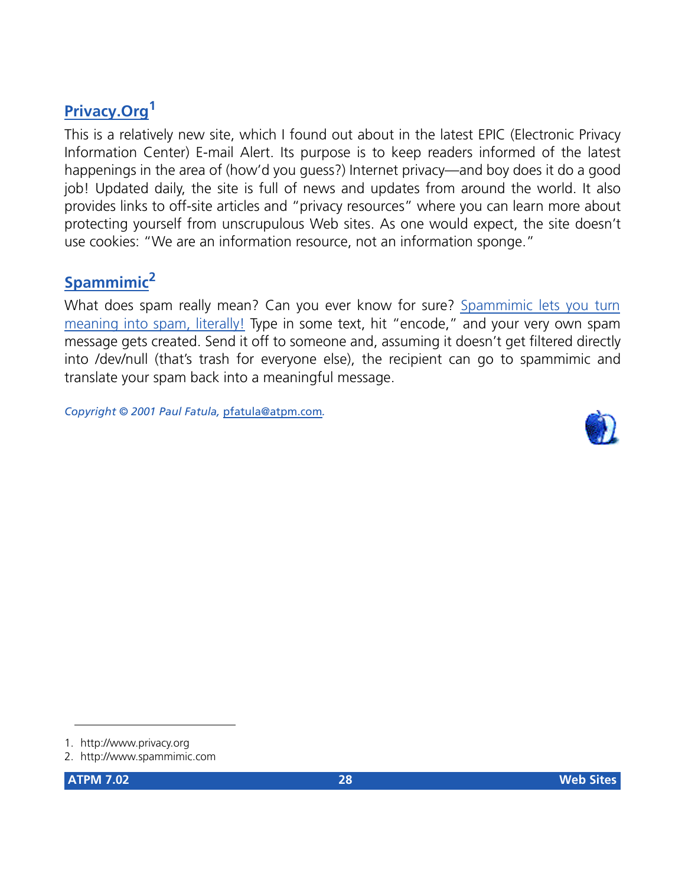## Privacy.Org[1]

This is a relatively new site, which I found out about in the latest EPIC (Electronic Privacy Information Center) E-mail Alert. Its purpose is to keep readers informed of the latest happenings in the area of (how'd you guess?) Internet privacy—and boy does it do a good job! Updated daily, the site is full of news and updates from around the world. It also provides links to off-site articles and "privacy resources" where you can learn more about protecting yourself from unscrupulous Web sites. As one would expect, the site doesn't use cookies: "We are an information resource, not an information sponge."

## Spammimic[2]

What does spam really mean? Can you ever know for sure? Spammimic lets you turn meaning into spam, literally! Type in some text, hit "encode," and your very own spam message gets created. Send it off to someone and, assuming it doesn't get filtered directly into /dev/null (that's trash for everyone else), the recipient can go to spammimic and translate your spam back into a meaningful message.

*Copyright © 2001 Paul Fatula, pfatula@atpm.com.*

1. http://www.privacy.org
2. http://www.spammimic.com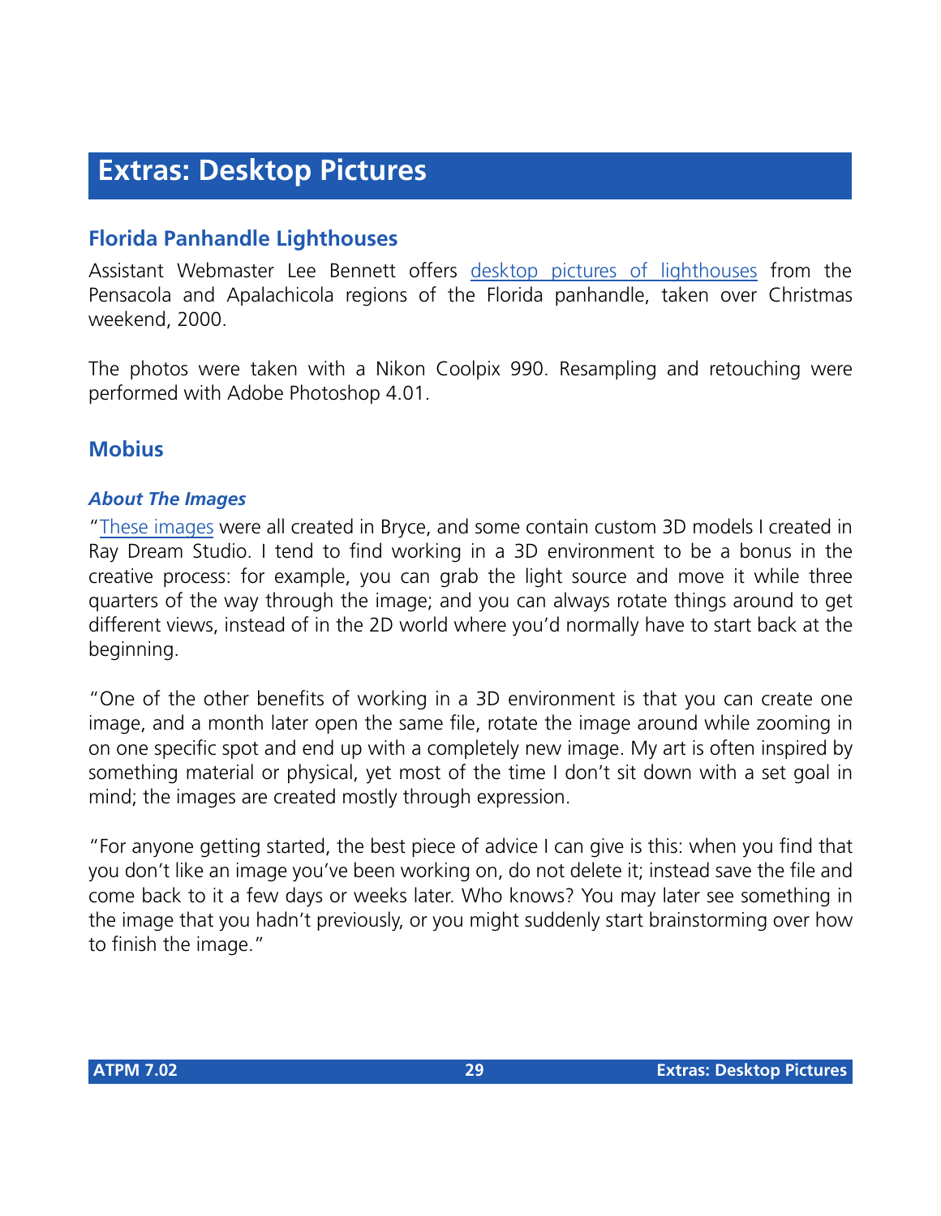# Extras: Desktop Pictures

## Florida Panhandle Lighthouses

Assistant Webmaster Lee Bennett offers desktop pictures of lighthouses from the Pensacola and Apalachicola regions of the Florida panhandle, taken over Christmas weekend, 2000.

The photos were taken with a Nikon Coolpix 990. Resampling and retouching were performed with Adobe Photoshop 4.01.

## Mobius

### *About The Images*

"These images were all created in Bryce, and some contain custom 3D models I created in Ray Dream Studio. I tend to find working in a 3D environment to be a bonus in the creative process: for example, you can grab the light source and move it while three quarters of the way through the image; and you can always rotate things around to get different views, instead of in the 2D world where you'd normally have to start back at the beginning.

"One of the other benefits of working in a 3D environment is that you can create one image, and a month later open the same file, rotate the image around while zooming in on one specific spot and end up with a completely new image. My art is often inspired by something material or physical, yet most of the time I don't sit down with a set goal in mind; the images are created mostly through expression.

"For anyone getting started, the best piece of advice I can give is this: when you find that you don't like an image you've been working on, do not delete it; instead save the file and come back to it a few days or weeks later. Who knows? You may later see something in the image that you hadn't previously, or you might suddenly start brainstorming over how to finish the image."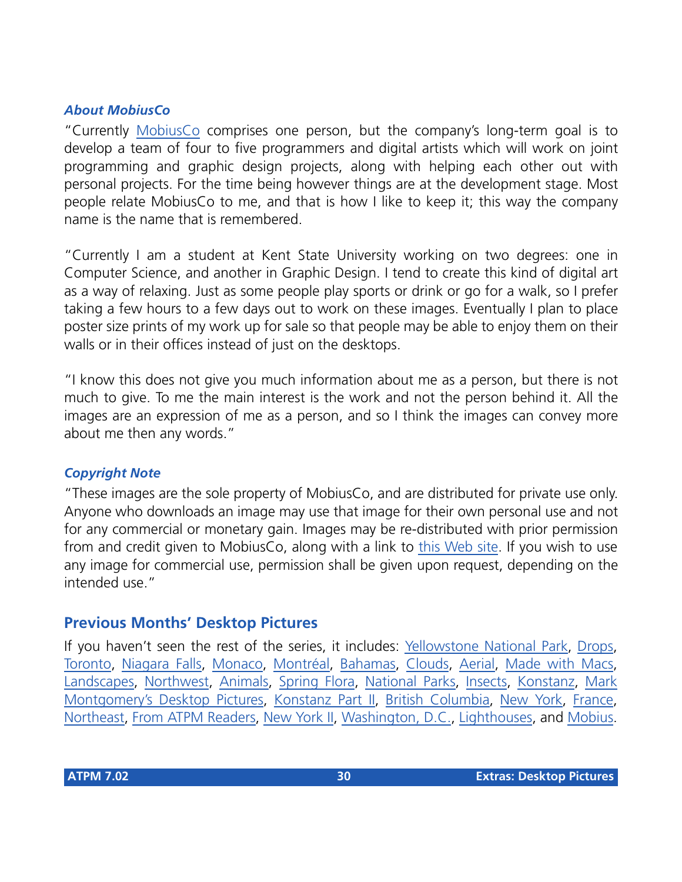### *About MobiusCo*

"Currently MobiusCo comprises one person, but the company's long-term goal is to develop a team of four to five programmers and digital artists which will work on joint programming and graphic design projects, along with helping each other out with personal projects. For the time being however things are at the development stage. Most people relate MobiusCo to me, and that is how I like to keep it; this way the company name is the name that is remembered.

"Currently I am a student at Kent State University working on two degrees: one in Computer Science, and another in Graphic Design. I tend to create this kind of digital art as a way of relaxing. Just as some people play sports or drink or go for a walk, so I prefer taking a few hours to a few days out to work on these images. Eventually I plan to place poster size prints of my work up for sale so that people may be able to enjoy them on their walls or in their offices instead of just on the desktops.

"I know this does not give you much information about me as a person, but there is not much to give. To me the main interest is the work and not the person behind it. All the images are an expression of me as a person, and so I think the images can convey more about me then any words."

### *Copyright Note*

"These images are the sole property of MobiusCo, and are distributed for private use only. Anyone who downloads an image may use that image for their own personal use and not for any commercial or monetary gain. Images may be re-distributed with prior permission from and credit given to MobiusCo, along with a link to this Web site. If you wish to use any image for commercial use, permission shall be given upon request, depending on the intended use."

## Previous Months' Desktop Pictures

If you haven't seen the rest of the series, it includes: Yellowstone National Park, Drops, Toronto, Niagara Falls, Monaco, Montréal, Bahamas, Clouds, Aerial, Made with Macs, Landscapes, Northwest, Animals, Spring Flora, National Parks, Insects, Konstanz, Mark Montgomery's Desktop Pictures, Konstanz Part II, British Columbia, New York, France, Northeast, From ATPM Readers, New York II, Washington, D.C., Lighthouses, and Mobius.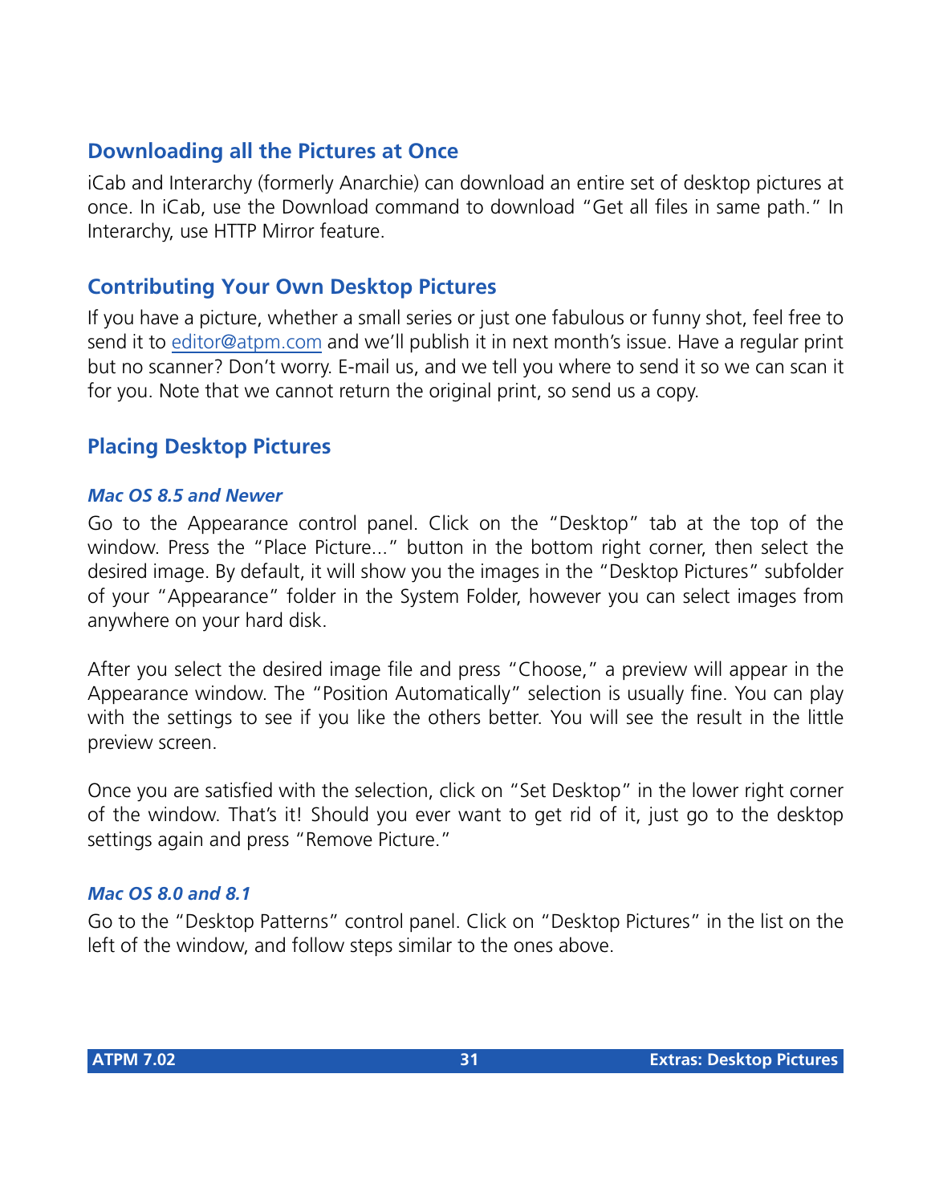## Downloading all the Pictures at Once

iCab and Interarchy (formerly Anarchie) can download an entire set of desktop pictures at once. In iCab, use the Download command to download "Get all files in same path." In Interarchy, use HTTP Mirror feature.

## Contributing Your Own Desktop Pictures

If you have a picture, whether a small series or just one fabulous or funny shot, feel free to send it to editor@atpm.com and we'll publish it in next month's issue. Have a regular print but no scanner? Don't worry. E-mail us, and we tell you where to send it so we can scan it for you. Note that we cannot return the original print, so send us a copy.

## Placing Desktop Pictures

### *Mac OS 8.5 and Newer*

Go to the Appearance control panel. Click on the "Desktop" tab at the top of the window. Press the "Place Picture..." button in the bottom right corner, then select the desired image. By default, it will show you the images in the "Desktop Pictures" subfolder of your "Appearance" folder in the System Folder, however you can select images from anywhere on your hard disk.

After you select the desired image file and press "Choose," a preview will appear in the Appearance window. The "Position Automatically" selection is usually fine. You can play with the settings to see if you like the others better. You will see the result in the little preview screen.

Once you are satisfied with the selection, click on "Set Desktop" in the lower right corner of the window. That's it! Should you ever want to get rid of it, just go to the desktop settings again and press "Remove Picture."

### *Mac OS 8.0 and 8.1*

Go to the "Desktop Patterns" control panel. Click on "Desktop Pictures" in the list on the left of the window, and follow steps similar to the ones above.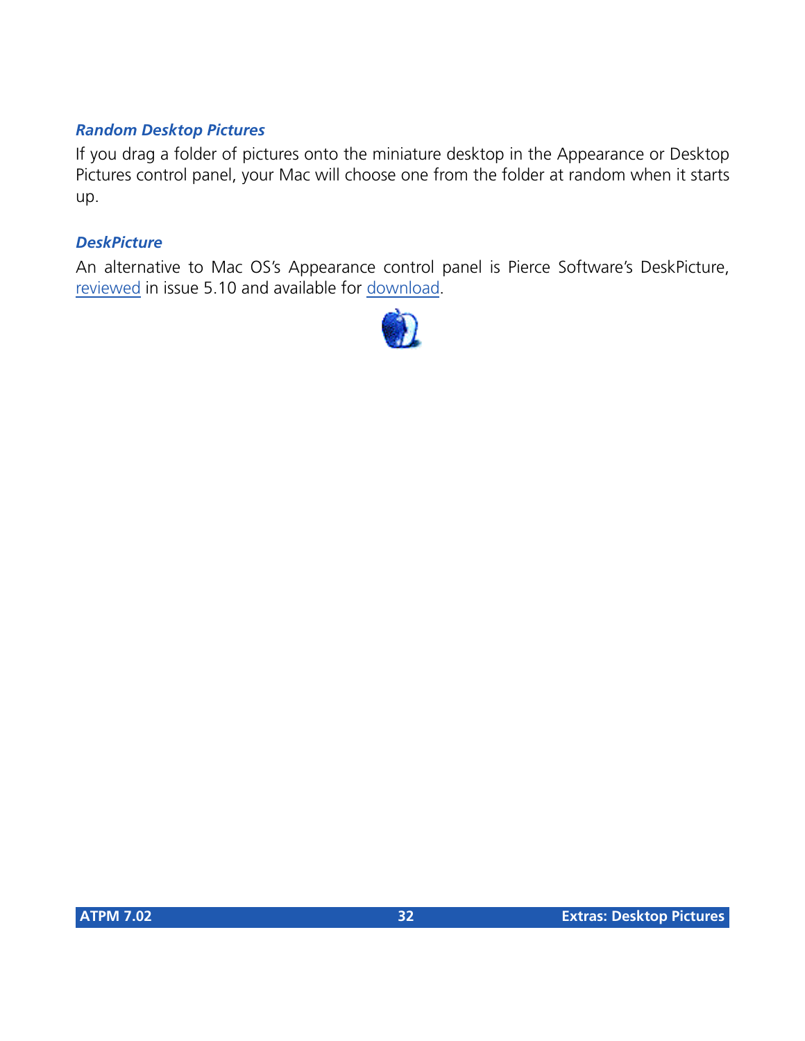### *Random Desktop Pictures*

If you drag a folder of pictures onto the miniature desktop in the Appearance or Desktop Pictures control panel, your Mac will choose one from the folder at random when it starts up.

### *DeskPicture*

An alternative to Mac OS's Appearance control panel is Pierce Software's DeskPicture, reviewed in issue 5.10 and available for download.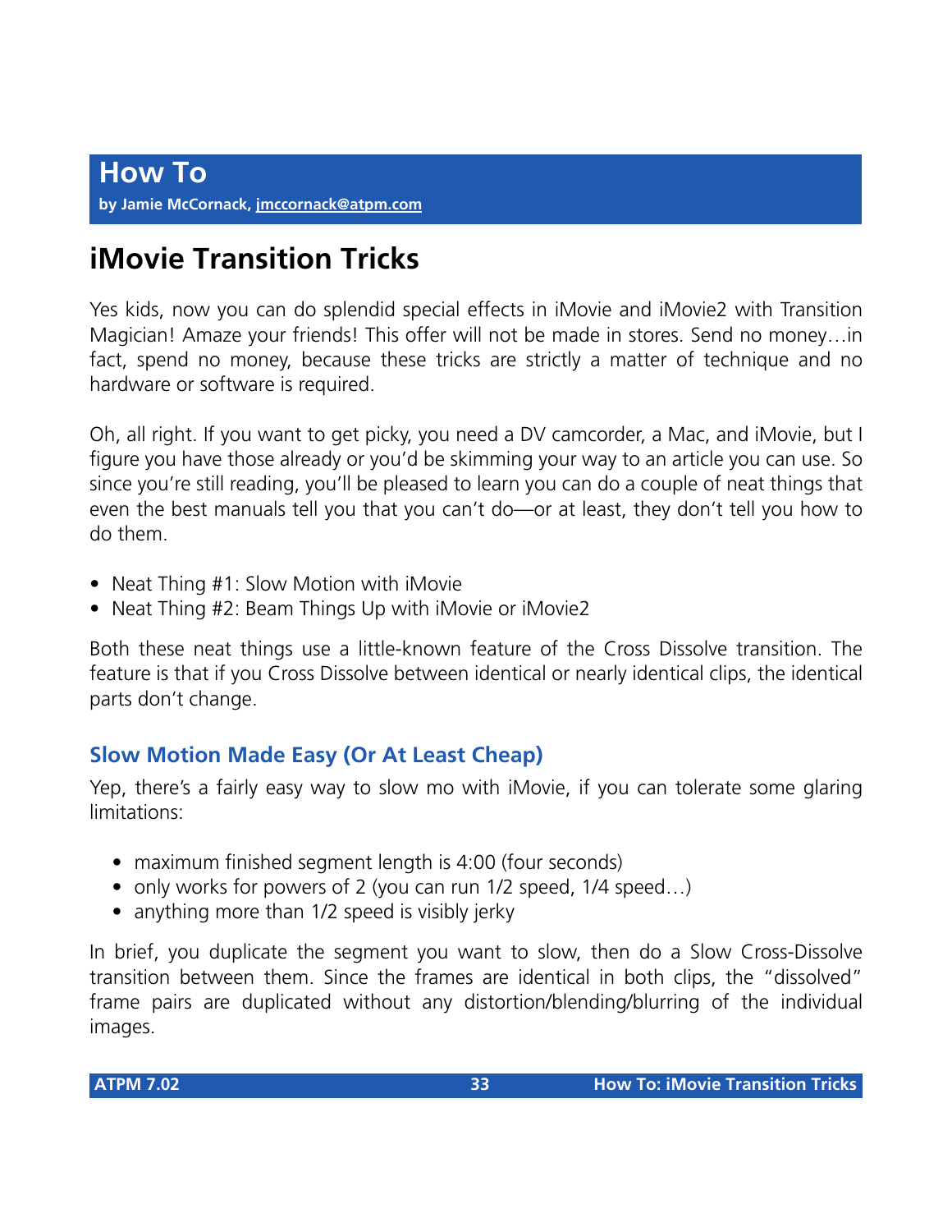# How To

**by Jamie McCornack, jmccornack@atpm.com**

## iMovie Transition Tricks

Yes kids, now you can do splendid special effects in iMovie and iMovie2 with Transition Magician! Amaze your friends! This offer will not be made in stores. Send no money…in fact, spend no money, because these tricks are strictly a matter of technique and no hardware or software is required.

Oh, all right. If you want to get picky, you need a DV camcorder, a Mac, and iMovie, but I figure you have those already or you'd be skimming your way to an article you can use. So since you're still reading, you'll be pleased to learn you can do a couple of neat things that even the best manuals tell you that you can't do—or at least, they don't tell you how to do them.

- Neat Thing #1: Slow Motion with iMovie
- Neat Thing #2: Beam Things Up with iMovie or iMovie2

Both these neat things use a little-known feature of the Cross Dissolve transition. The feature is that if you Cross Dissolve between identical or nearly identical clips, the identical parts don't change.

### Slow Motion Made Easy (Or At Least Cheap)

Yep, there's a fairly easy way to slow mo with iMovie, if you can tolerate some glaring limitations:

- maximum finished segment length is 4:00 (four seconds)
- only works for powers of 2 (you can run 1/2 speed, 1/4 speed…)
- anything more than 1/2 speed is visibly jerky

In brief, you duplicate the segment you want to slow, then do a Slow Cross-Dissolve transition between them. Since the frames are identical in both clips, the "dissolved" frame pairs are duplicated without any distortion/blending/blurring of the individual images.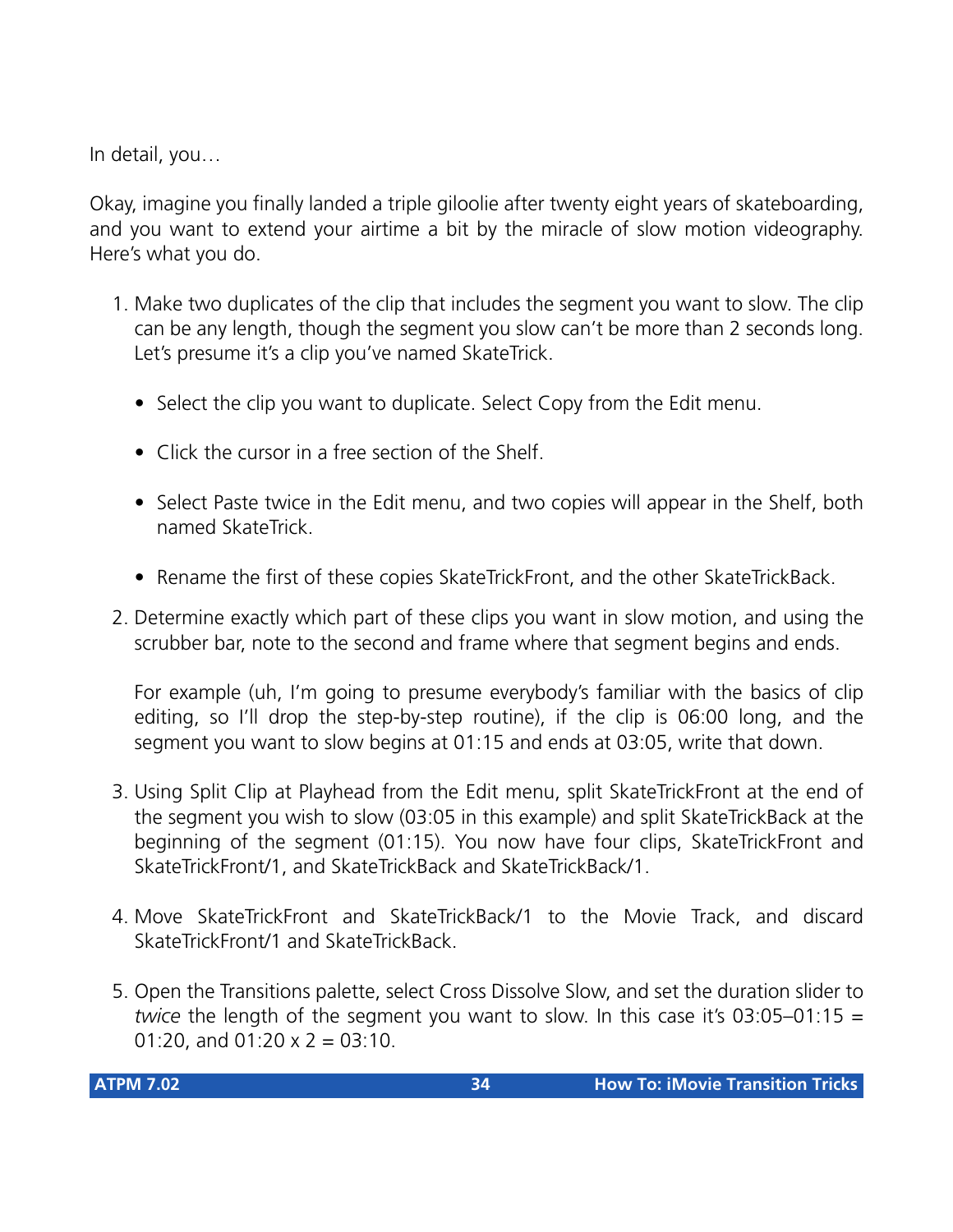In detail, you…

Okay, imagine you finally landed a triple giloolie after twenty eight years of skateboarding, and you want to extend your airtime a bit by the miracle of slow motion videography. Here's what you do.

1. Make two duplicates of the clip that includes the segment you want to slow. The clip can be any length, though the segment you slow can't be more than 2 seconds long. Let's presume it's a clip you've named SkateTrick.

   - Select the clip you want to duplicate. Select Copy from the Edit menu.

   - Click the cursor in a free section of the Shelf.

   - Select Paste twice in the Edit menu, and two copies will appear in the Shelf, both named SkateTrick.

   - Rename the first of these copies SkateTrickFront, and the other SkateTrickBack.

2. Determine exactly which part of these clips you want in slow motion, and using the scrubber bar, note to the second and frame where that segment begins and ends.

   For example (uh, I'm going to presume everybody's familiar with the basics of clip editing, so I'll drop the step-by-step routine), if the clip is 06:00 long, and the segment you want to slow begins at 01:15 and ends at 03:05, write that down.

3. Using Split Clip at Playhead from the Edit menu, split SkateTrickFront at the end of the segment you wish to slow (03:05 in this example) and split SkateTrickBack at the beginning of the segment (01:15). You now have four clips, SkateTrickFront and SkateTrickFront/1, and SkateTrickBack and SkateTrickBack/1.

4. Move SkateTrickFront and SkateTrickBack/1 to the Movie Track, and discard SkateTrickFront/1 and SkateTrickBack.

5. Open the Transitions palette, select Cross Dissolve Slow, and set the duration slider to *twice* the length of the segment you want to slow. In this case it's 03:05–01:15 = 01:20, and 01:20 x 2 = 03:10.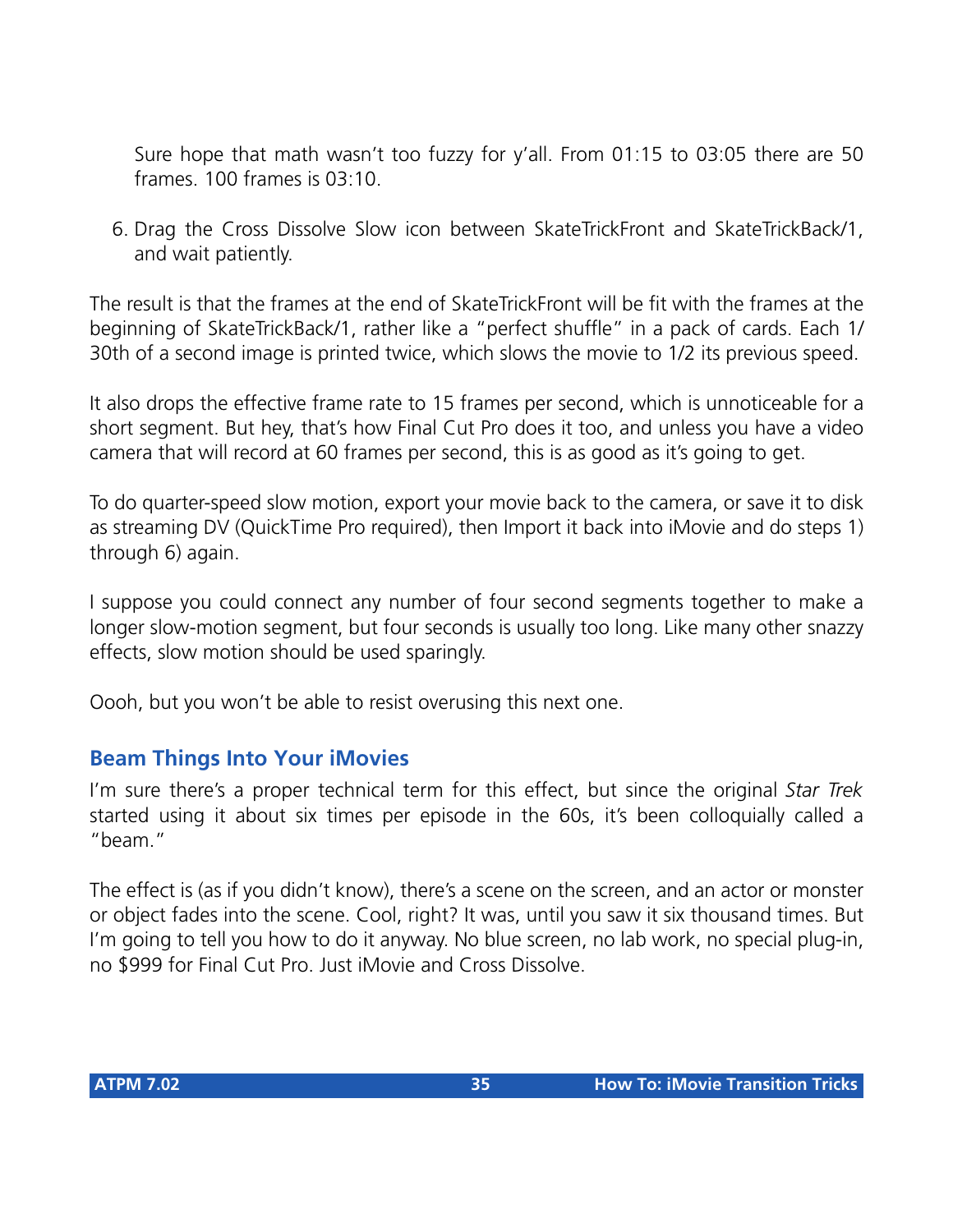Sure hope that math wasn't too fuzzy for y'all. From 01:15 to 03:05 there are 50 frames. 100 frames is 03:10.

6. Drag the Cross Dissolve Slow icon between SkateTrickFront and SkateTrickBack/1, and wait patiently.

The result is that the frames at the end of SkateTrickFront will be fit with the frames at the beginning of SkateTrickBack/1, rather like a "perfect shuffle" in a pack of cards. Each 1/30th of a second image is printed twice, which slows the movie to 1/2 its previous speed.

It also drops the effective frame rate to 15 frames per second, which is unnoticeable for a short segment. But hey, that's how Final Cut Pro does it too, and unless you have a video camera that will record at 60 frames per second, this is as good as it's going to get.

To do quarter-speed slow motion, export your movie back to the camera, or save it to disk as streaming DV (QuickTime Pro required), then Import it back into iMovie and do steps 1) through 6) again.

I suppose you could connect any number of four second segments together to make a longer slow-motion segment, but four seconds is usually too long. Like many other snazzy effects, slow motion should be used sparingly.

Oooh, but you won't be able to resist overusing this next one.

## Beam Things Into Your iMovies

I'm sure there's a proper technical term for this effect, but since the original *Star Trek* started using it about six times per episode in the 60s, it's been colloquially called a "beam."

The effect is (as if you didn't know), there's a scene on the screen, and an actor or monster or object fades into the scene. Cool, right? It was, until you saw it six thousand times. But I'm going to tell you how to do it anyway. No blue screen, no lab work, no special plug-in, no $999 for Final Cut Pro. Just iMovie and Cross Dissolve.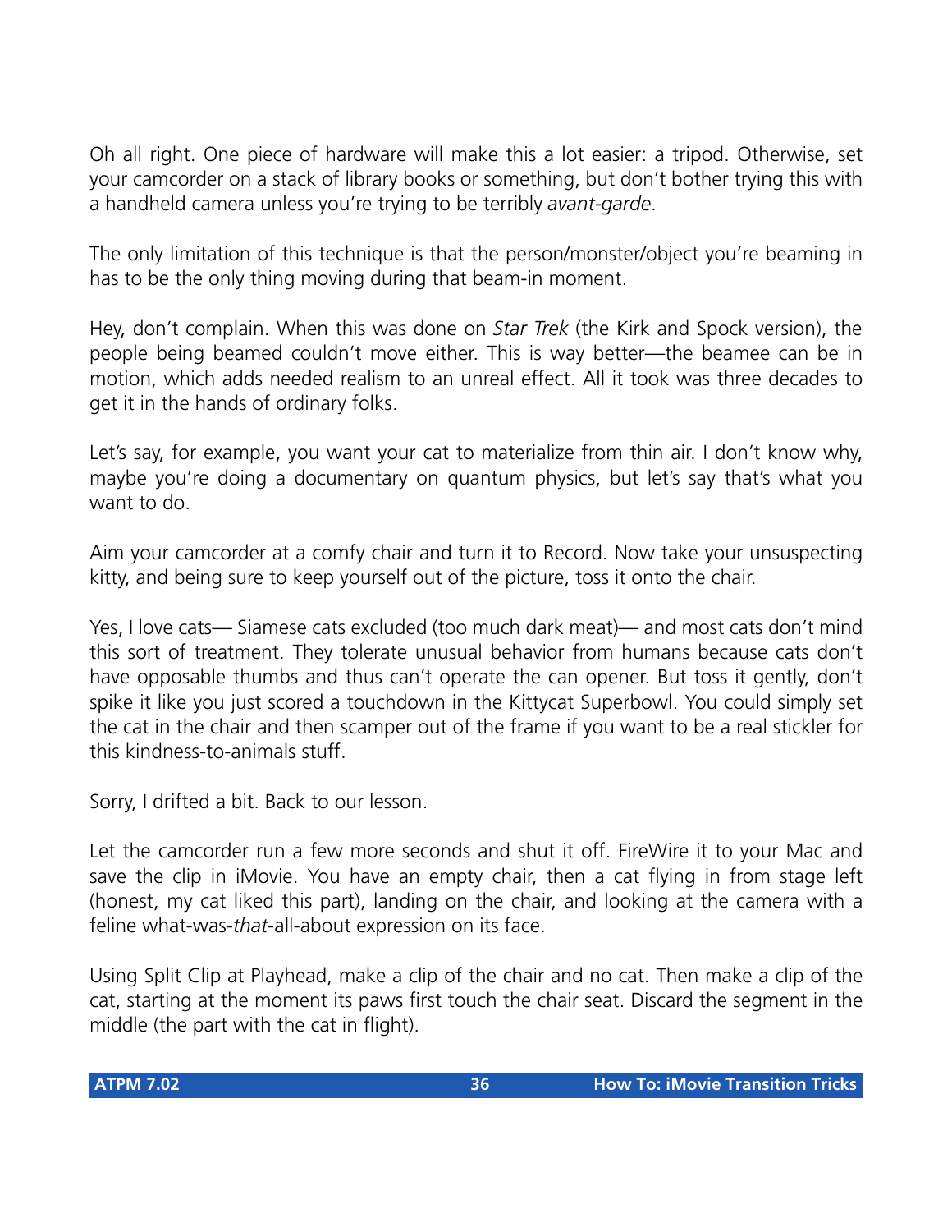Oh all right. One piece of hardware will make this a lot easier: a tripod. Otherwise, set your camcorder on a stack of library books or something, but don't bother trying this with a handheld camera unless you're trying to be terribly *avant-garde*.

The only limitation of this technique is that the person/monster/object you're beaming in has to be the only thing moving during that beam-in moment.

Hey, don't complain. When this was done on *Star Trek* (the Kirk and Spock version), the people being beamed couldn't move either. This is way better—the beamee can be in motion, which adds needed realism to an unreal effect. All it took was three decades to get it in the hands of ordinary folks.

Let's say, for example, you want your cat to materialize from thin air. I don't know why, maybe you're doing a documentary on quantum physics, but let's say that's what you want to do.

Aim your camcorder at a comfy chair and turn it to Record. Now take your unsuspecting kitty, and being sure to keep yourself out of the picture, toss it onto the chair.

Yes, I love cats— Siamese cats excluded (too much dark meat)— and most cats don't mind this sort of treatment. They tolerate unusual behavior from humans because cats don't have opposable thumbs and thus can't operate the can opener. But toss it gently, don't spike it like you just scored a touchdown in the Kittycat Superbowl. You could simply set the cat in the chair and then scamper out of the frame if you want to be a real stickler for this kindness-to-animals stuff.

Sorry, I drifted a bit. Back to our lesson.

Let the camcorder run a few more seconds and shut it off. FireWire it to your Mac and save the clip in iMovie. You have an empty chair, then a cat flying in from stage left (honest, my cat liked this part), landing on the chair, and looking at the camera with a feline what-was-*that*-all-about expression on its face.

Using Split Clip at Playhead, make a clip of the chair and no cat. Then make a clip of the cat, starting at the moment its paws first touch the chair seat. Discard the segment in the middle (the part with the cat in flight).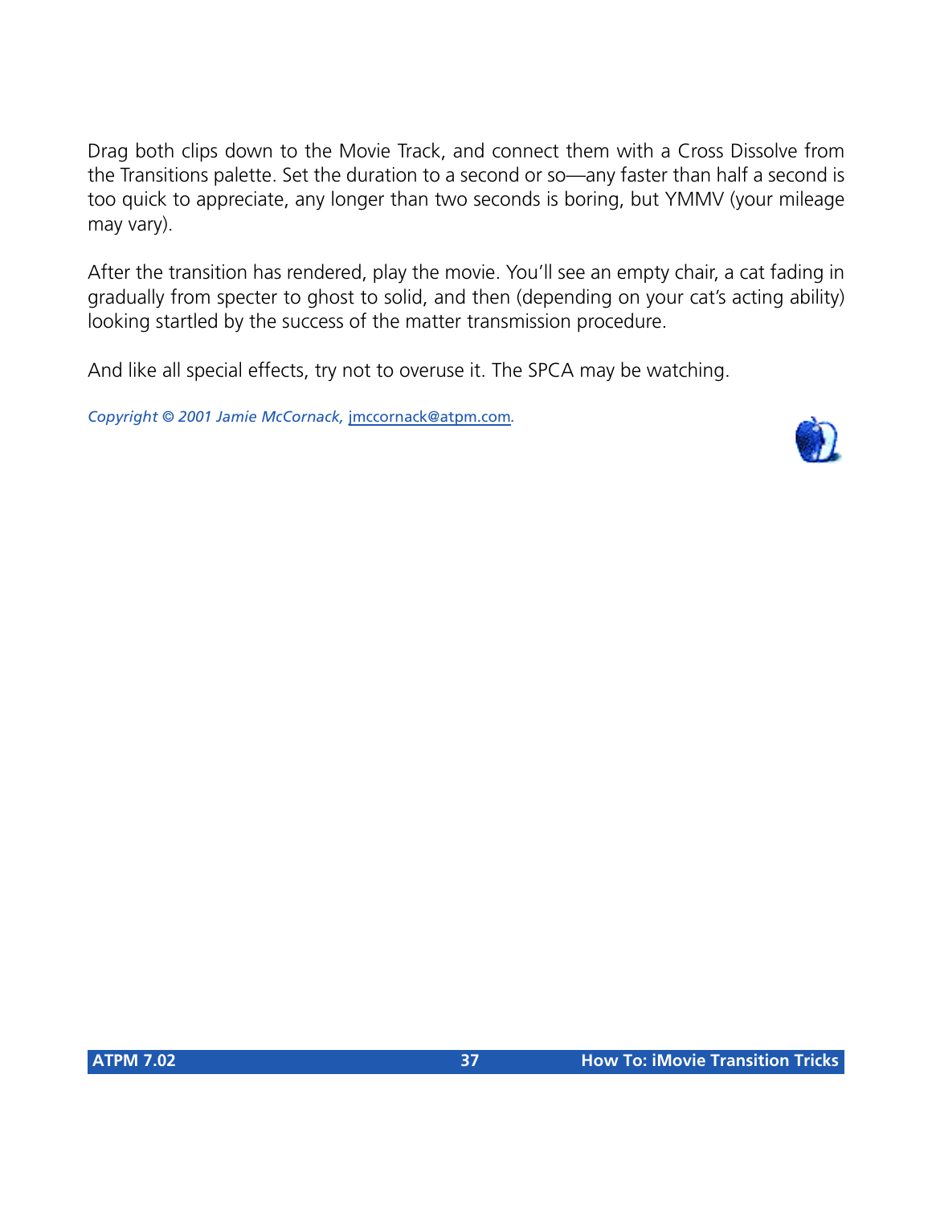Drag both clips down to the Movie Track, and connect them with a Cross Dissolve from the Transitions palette. Set the duration to a second or so—any faster than half a second is too quick to appreciate, any longer than two seconds is boring, but YMMV (your mileage may vary).

After the transition has rendered, play the movie. You'll see an empty chair, a cat fading in gradually from specter to ghost to solid, and then (depending on your cat's acting ability) looking startled by the success of the matter transmission procedure.

And like all special effects, try not to overuse it. The SPCA may be watching.

*Copyright © 2001 Jamie McCornack, [jmccornack@atpm.com](mailto:jmccornack@atpm.com).*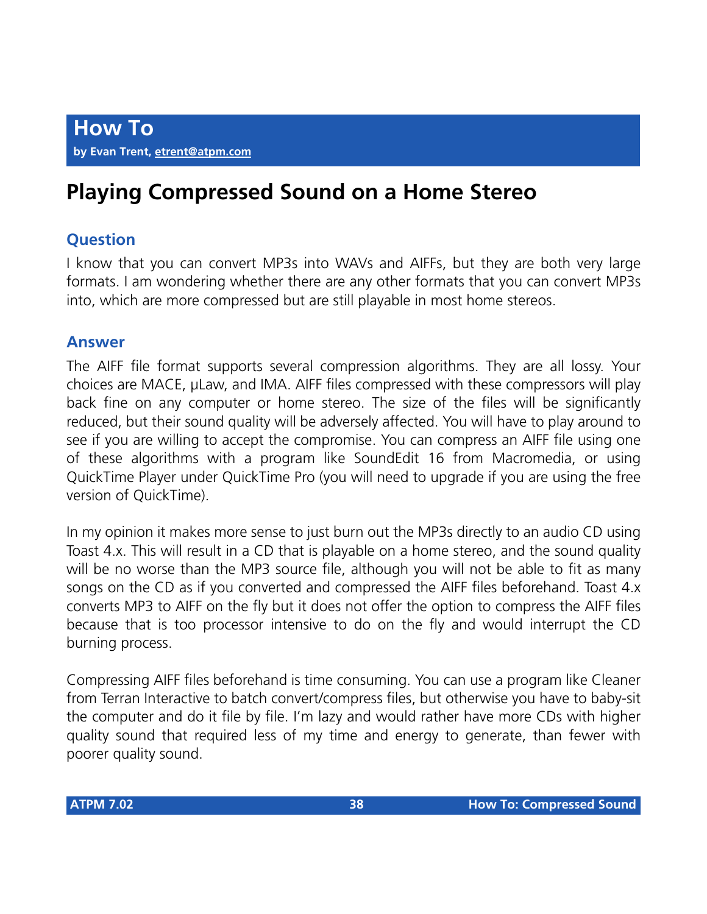# How To

**by Evan Trent, etrent@atpm.com**

## Playing Compressed Sound on a Home Stereo

### Question

I know that you can convert MP3s into WAVs and AIFFs, but they are both very large formats. I am wondering whether there are any other formats that you can convert MP3s into, which are more compressed but are still playable in most home stereos.

### Answer

The AIFF file format supports several compression algorithms. They are all lossy. Your choices are MACE, µLaw, and IMA. AIFF files compressed with these compressors will play back fine on any computer or home stereo. The size of the files will be significantly reduced, but their sound quality will be adversely affected. You will have to play around to see if you are willing to accept the compromise. You can compress an AIFF file using one of these algorithms with a program like SoundEdit 16 from Macromedia, or using QuickTime Player under QuickTime Pro (you will need to upgrade if you are using the free version of QuickTime).

In my opinion it makes more sense to just burn out the MP3s directly to an audio CD using Toast 4.x. This will result in a CD that is playable on a home stereo, and the sound quality will be no worse than the MP3 source file, although you will not be able to fit as many songs on the CD as if you converted and compressed the AIFF files beforehand. Toast 4.x converts MP3 to AIFF on the fly but it does not offer the option to compress the AIFF files because that is too processor intensive to do on the fly and would interrupt the CD burning process.

Compressing AIFF files beforehand is time consuming. You can use a program like Cleaner from Terran Interactive to batch convert/compress files, but otherwise you have to baby-sit the computer and do it file by file. I'm lazy and would rather have more CDs with higher quality sound that required less of my time and energy to generate, than fewer with poorer quality sound.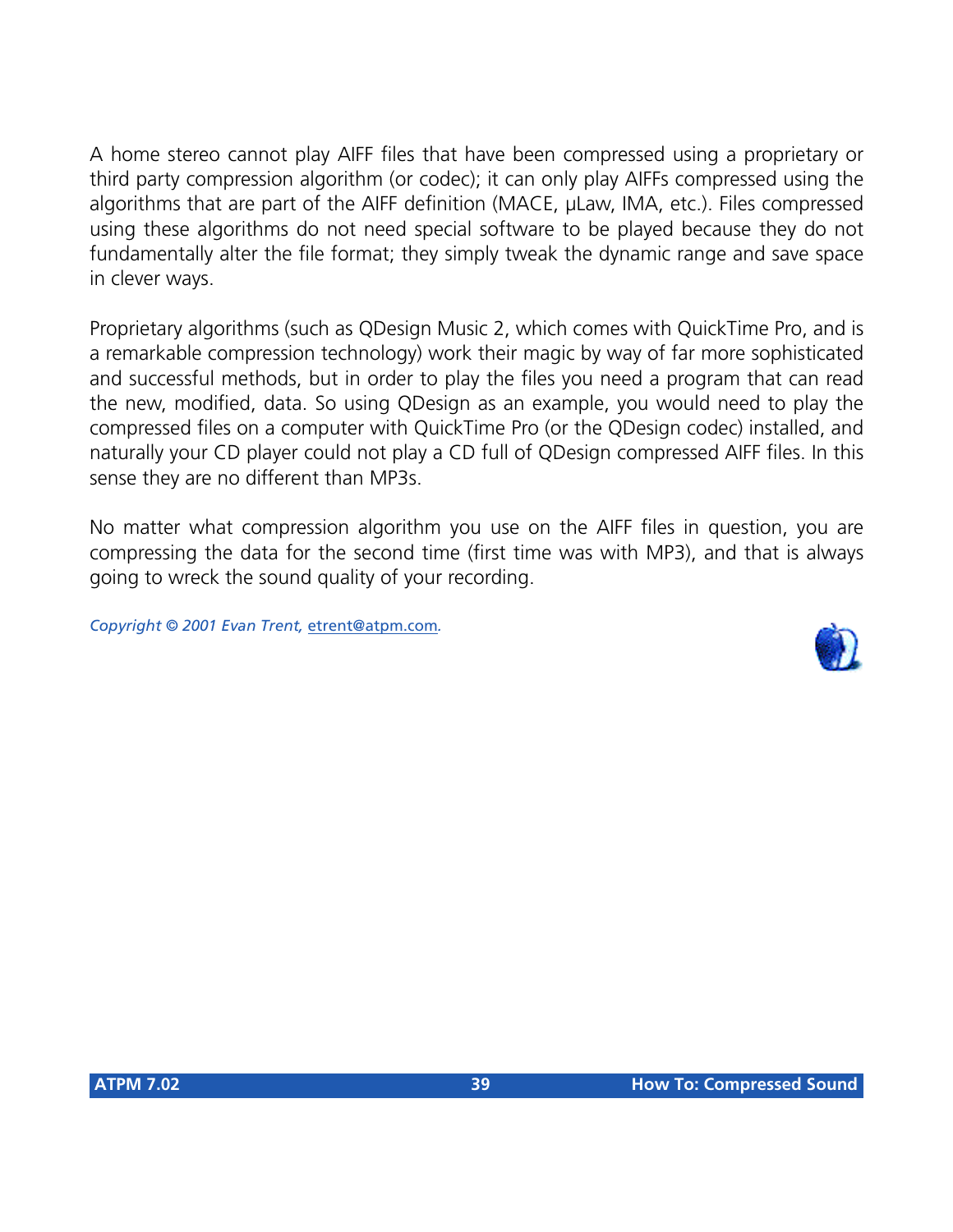A home stereo cannot play AIFF files that have been compressed using a proprietary or third party compression algorithm (or codec); it can only play AIFFs compressed using the algorithms that are part of the AIFF definition (MACE, µLaw, IMA, etc.). Files compressed using these algorithms do not need special software to be played because they do not fundamentally alter the file format; they simply tweak the dynamic range and save space in clever ways.

Proprietary algorithms (such as QDesign Music 2, which comes with QuickTime Pro, and is a remarkable compression technology) work their magic by way of far more sophisticated and successful methods, but in order to play the files you need a program that can read the new, modified, data. So using QDesign as an example, you would need to play the compressed files on a computer with QuickTime Pro (or the QDesign codec) installed, and naturally your CD player could not play a CD full of QDesign compressed AIFF files. In this sense they are no different than MP3s.

No matter what compression algorithm you use on the AIFF files in question, you are compressing the data for the second time (first time was with MP3), and that is always going to wreck the sound quality of your recording.

*Copyright © 2001 Evan Trent, etrent@atpm.com.*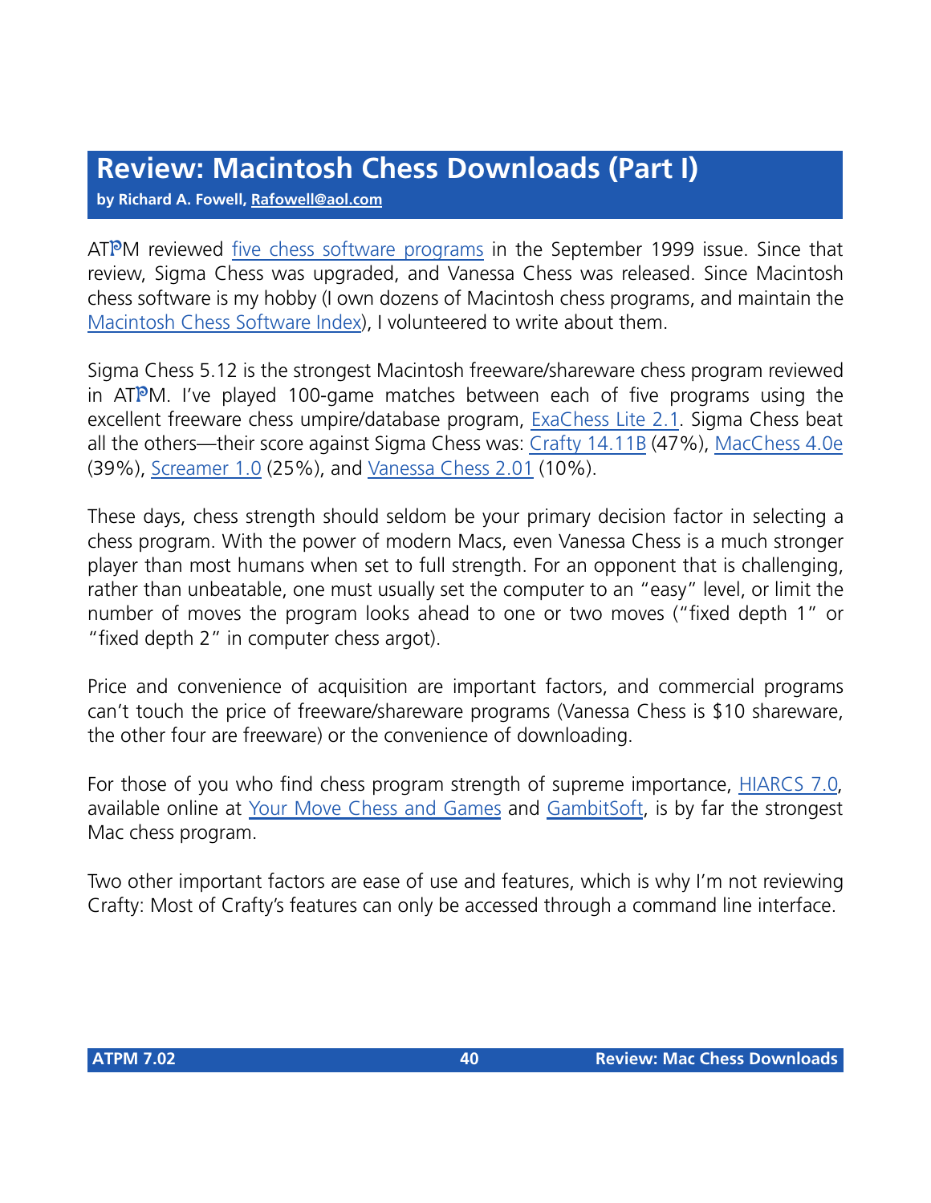# Review: Macintosh Chess Downloads (Part I)

**by Richard A. Fowell, Rafowell@aol.com**

ATPM reviewed five chess software programs in the September 1999 issue. Since that review, Sigma Chess was upgraded, and Vanessa Chess was released. Since Macintosh chess software is my hobby (I own dozens of Macintosh chess programs, and maintain the Macintosh Chess Software Index), I volunteered to write about them.

Sigma Chess 5.12 is the strongest Macintosh freeware/shareware chess program reviewed in ATPM. I've played 100-game matches between each of five programs using the excellent freeware chess umpire/database program, ExaChess Lite 2.1. Sigma Chess beat all the others—their score against Sigma Chess was: Crafty 14.11B (47%), MacChess 4.0e (39%), Screamer 1.0 (25%), and Vanessa Chess 2.01 (10%).

These days, chess strength should seldom be your primary decision factor in selecting a chess program. With the power of modern Macs, even Vanessa Chess is a much stronger player than most humans when set to full strength. For an opponent that is challenging, rather than unbeatable, one must usually set the computer to an "easy" level, or limit the number of moves the program looks ahead to one or two moves ("fixed depth 1" or "fixed depth 2" in computer chess argot).

Price and convenience of acquisition are important factors, and commercial programs can't touch the price of freeware/shareware programs (Vanessa Chess is $10 shareware, the other four are freeware) or the convenience of downloading.

For those of you who find chess program strength of supreme importance, HIARCS 7.0, available online at Your Move Chess and Games and GambitSoft, is by far the strongest Mac chess program.

Two other important factors are ease of use and features, which is why I'm not reviewing Crafty: Most of Crafty's features can only be accessed through a command line interface.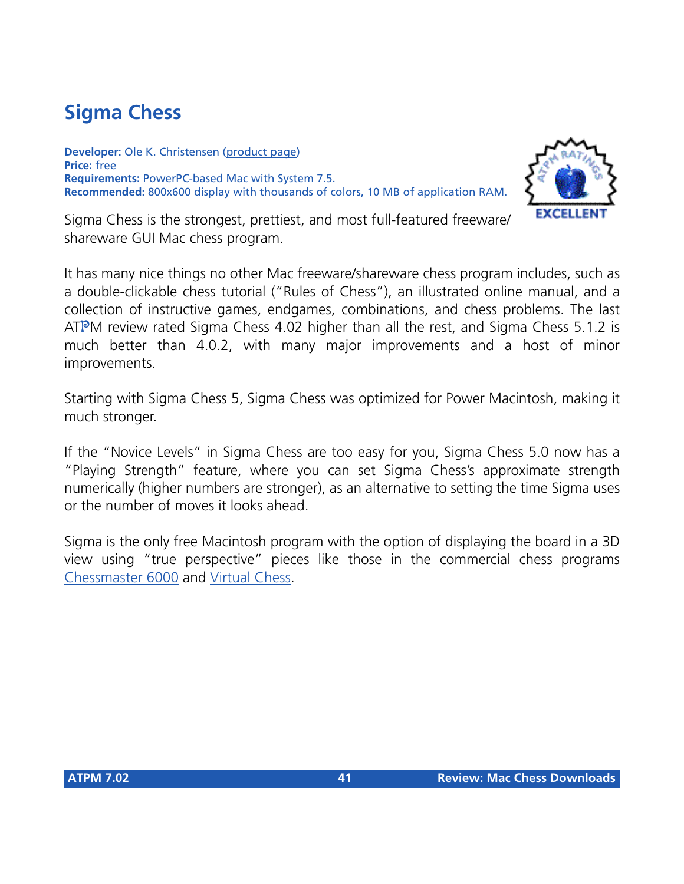## Sigma Chess

**Developer:** Ole K. Christensen (product page)
**Price:** free
**Requirements:** PowerPC-based Mac with System 7.5.
**Recommended:** 800x600 display with thousands of colors, 10 MB of application RAM.

Sigma Chess is the strongest, prettiest, and most full-featured freeware/ shareware GUI Mac chess program.

It has many nice things no other Mac freeware/shareware chess program includes, such as a double-clickable chess tutorial ("Rules of Chess"), an illustrated online manual, and a collection of instructive games, endgames, combinations, and chess problems. The last ATPM review rated Sigma Chess 4.02 higher than all the rest, and Sigma Chess 5.1.2 is much better than 4.0.2, with many major improvements and a host of minor improvements.

Starting with Sigma Chess 5, Sigma Chess was optimized for Power Macintosh, making it much stronger.

If the "Novice Levels" in Sigma Chess are too easy for you, Sigma Chess 5.0 now has a "Playing Strength" feature, where you can set Sigma Chess's approximate strength numerically (higher numbers are stronger), as an alternative to setting the time Sigma uses or the number of moves it looks ahead.

Sigma is the only free Macintosh program with the option of displaying the board in a 3D view using "true perspective" pieces like those in the commercial chess programs Chessmaster 6000 and Virtual Chess.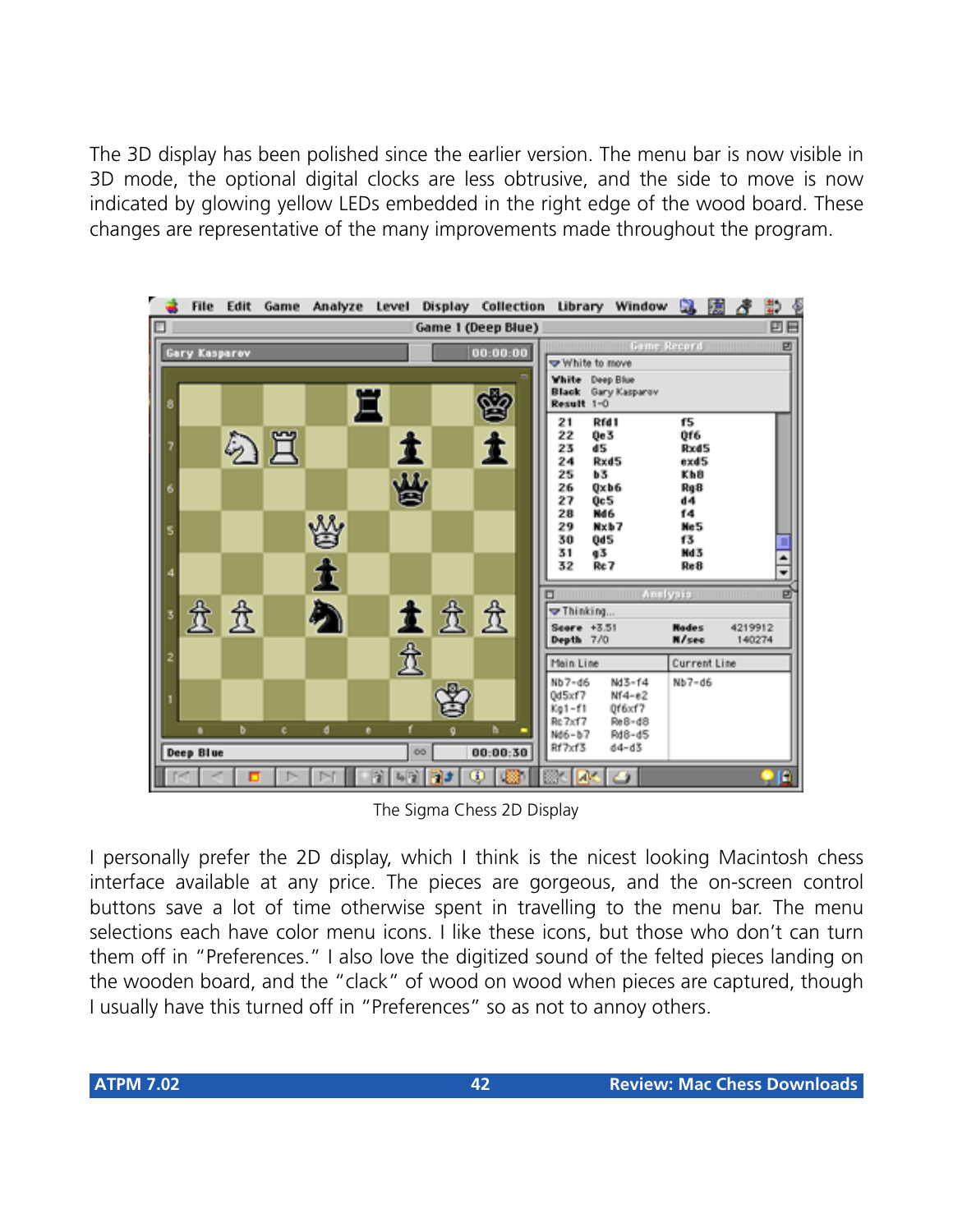The 3D display has been polished since the earlier version. The menu bar is now visible in 3D mode, the optional digital clocks are less obtrusive, and the side to move is now indicated by glowing yellow LEDs embedded in the right edge of the wood board. These changes are representative of the many improvements made throughout the program.

The Sigma Chess 2D Display

I personally prefer the 2D display, which I think is the nicest looking Macintosh chess interface available at any price. The pieces are gorgeous, and the on-screen control buttons save a lot of time otherwise spent in travelling to the menu bar. The menu selections each have color menu icons. I like these icons, but those who don't can turn them off in "Preferences." I also love the digitized sound of the felted pieces landing on the wooden board, and the "clack" of wood on wood when pieces are captured, though I usually have this turned off in "Preferences" so as not to annoy others.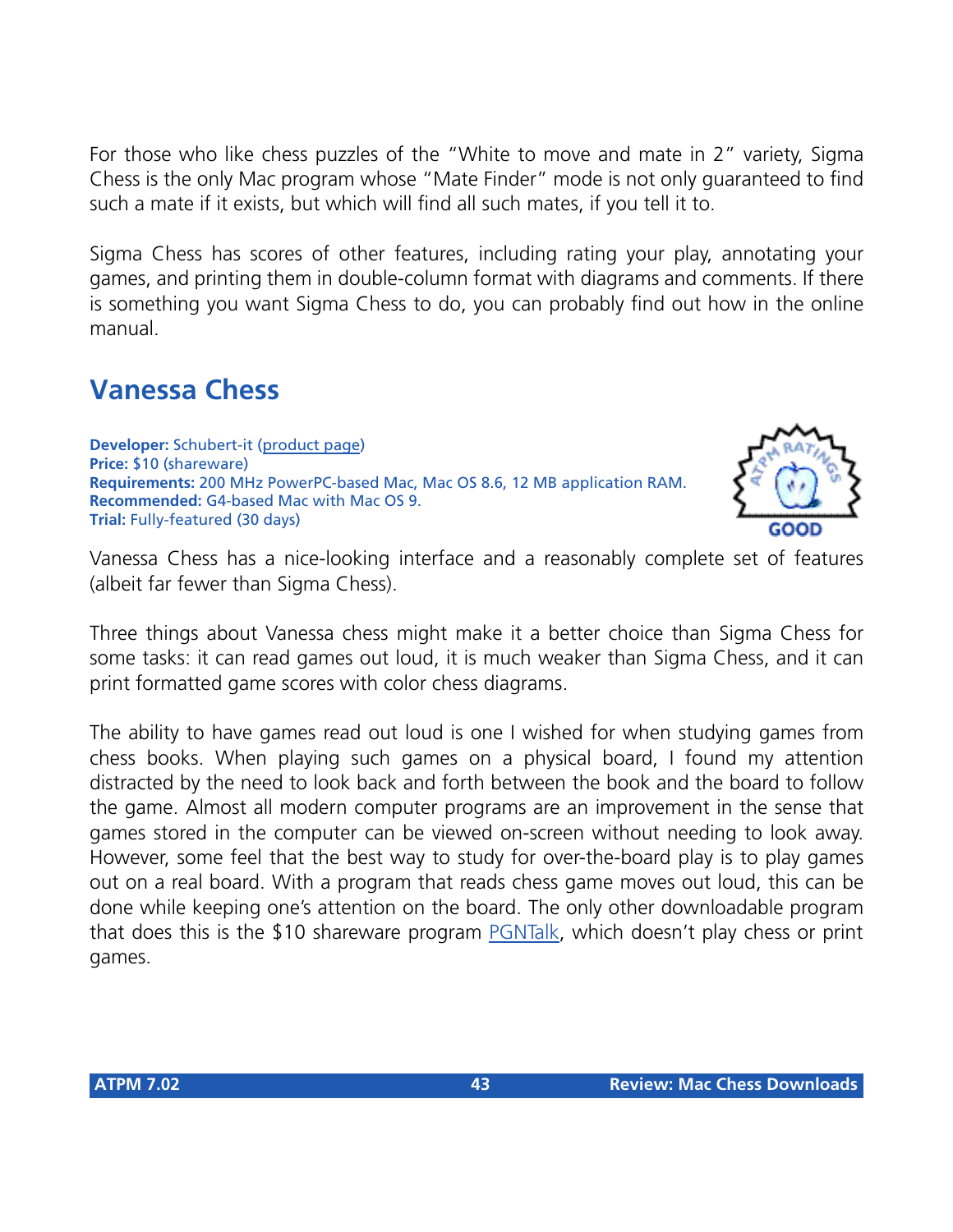For those who like chess puzzles of the "White to move and mate in 2" variety, Sigma Chess is the only Mac program whose "Mate Finder" mode is not only guaranteed to find such a mate if it exists, but which will find all such mates, if you tell it to.

Sigma Chess has scores of other features, including rating your play, annotating your games, and printing them in double-column format with diagrams and comments. If there is something you want Sigma Chess to do, you can probably find out how in the online manual.

## Vanessa Chess

**Developer:** Schubert-it (product page)
**Price:** $10 (shareware)
**Requirements:** 200 MHz PowerPC-based Mac, Mac OS 8.6, 12 MB application RAM.
**Recommended:** G4-based Mac with Mac OS 9.
**Trial:** Fully-featured (30 days)

ATPM RATINGS: GOOD

Vanessa Chess has a nice-looking interface and a reasonably complete set of features (albeit far fewer than Sigma Chess).

Three things about Vanessa chess might make it a better choice than Sigma Chess for some tasks: it can read games out loud, it is much weaker than Sigma Chess, and it can print formatted game scores with color chess diagrams.

The ability to have games read out loud is one I wished for when studying games from chess books. When playing such games on a physical board, I found my attention distracted by the need to look back and forth between the book and the board to follow the game. Almost all modern computer programs are an improvement in the sense that games stored in the computer can be viewed on-screen without needing to look away. However, some feel that the best way to study for over-the-board play is to play games out on a real board. With a program that reads chess game moves out loud, this can be done while keeping one's attention on the board. The only other downloadable program that does this is the $10 shareware program PGNTalk, which doesn't play chess or print games.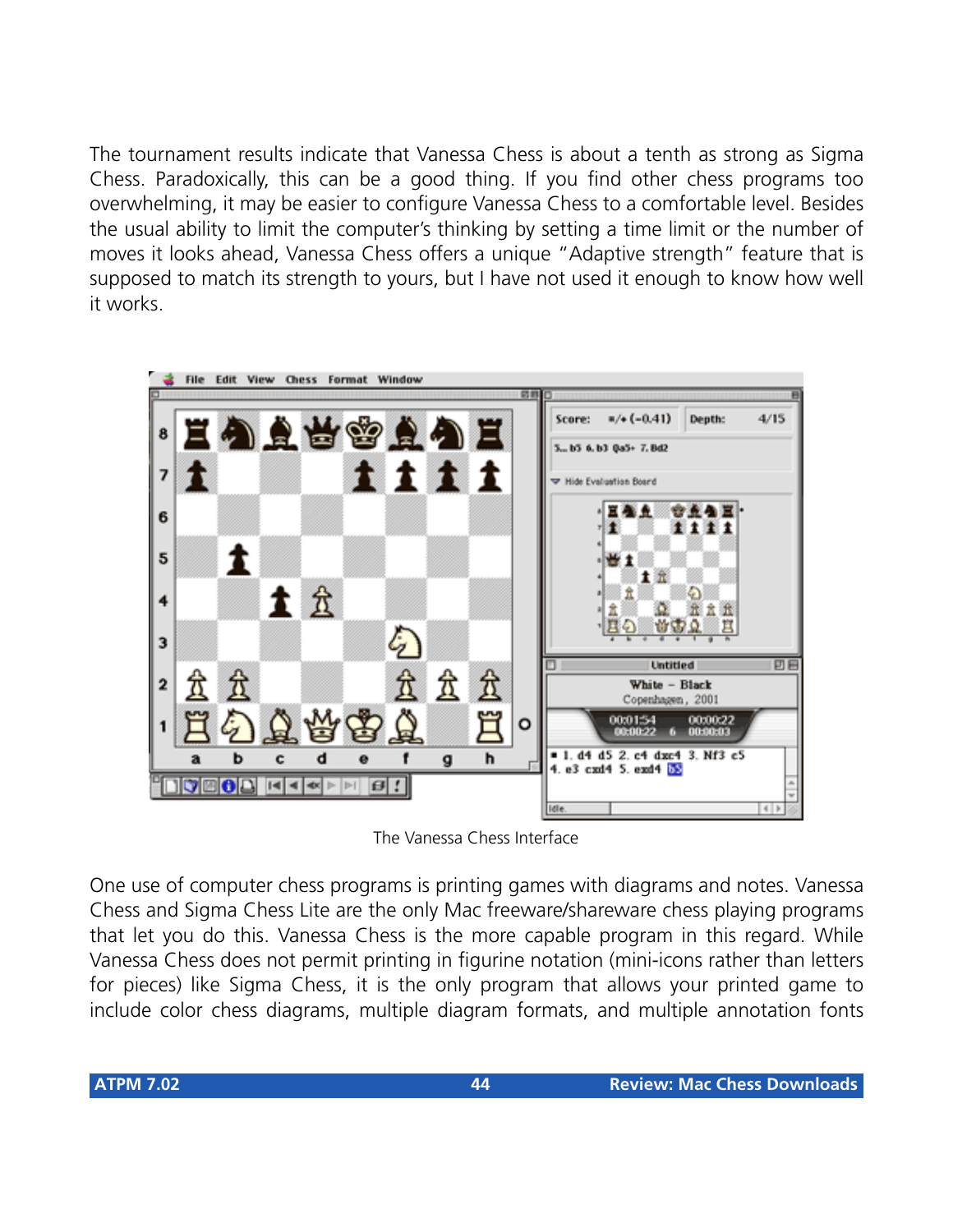The tournament results indicate that Vanessa Chess is about a tenth as strong as Sigma Chess. Paradoxically, this can be a good thing. If you find other chess programs too overwhelming, it may be easier to configure Vanessa Chess to a comfortable level. Besides the usual ability to limit the computer's thinking by setting a time limit or the number of moves it looks ahead, Vanessa Chess offers a unique "Adaptive strength" feature that is supposed to match its strength to yours, but I have not used it enough to know how well it works.

The Vanessa Chess Interface

One use of computer chess programs is printing games with diagrams and notes. Vanessa Chess and Sigma Chess Lite are the only Mac freeware/shareware chess playing programs that let you do this. Vanessa Chess is the more capable program in this regard. While Vanessa Chess does not permit printing in figurine notation (mini-icons rather than letters for pieces) like Sigma Chess, it is the only program that allows your printed game to include color chess diagrams, multiple diagram formats, and multiple annotation fonts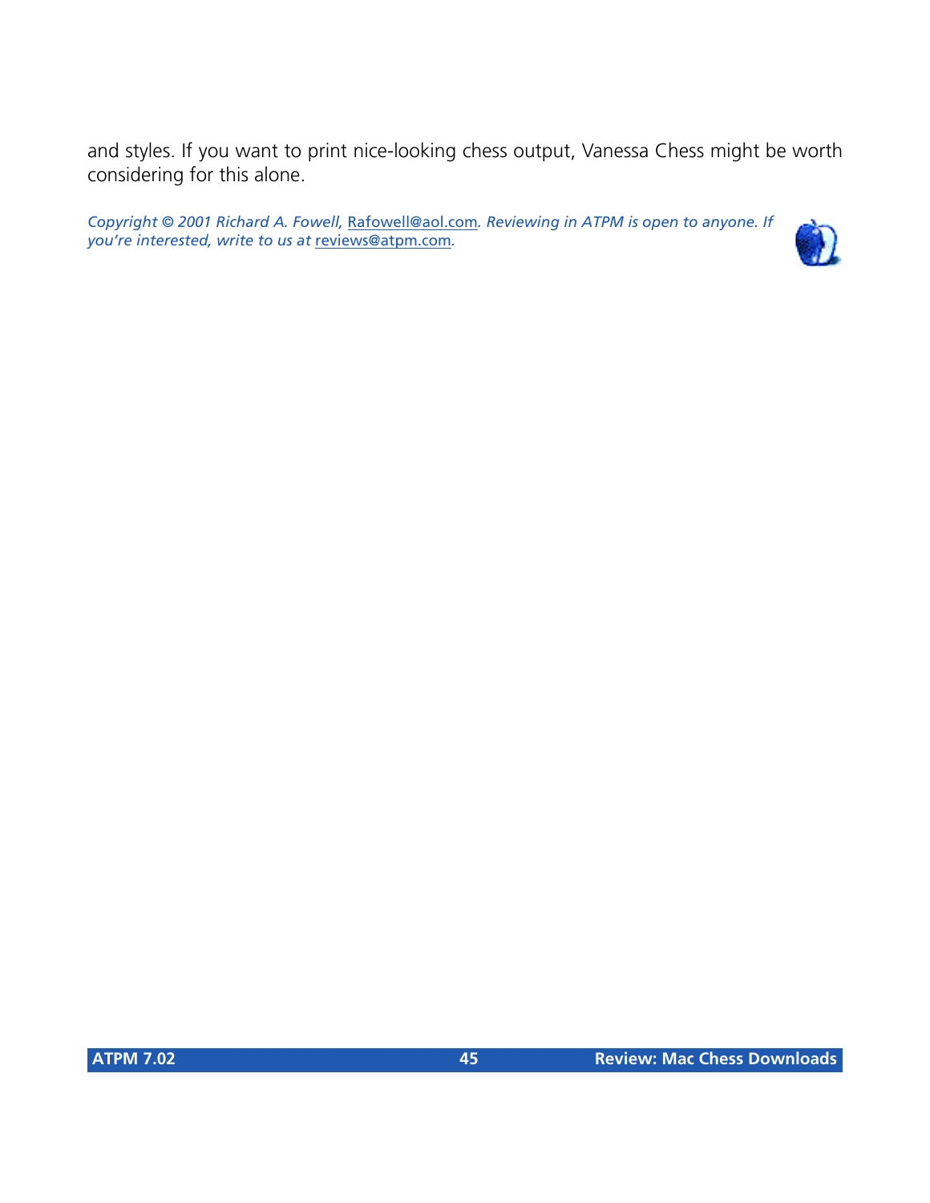and styles. If you want to print nice-looking chess output, Vanessa Chess might be worth considering for this alone.

*Copyright © 2001 Richard A. Fowell, Rafowell@aol.com. Reviewing in ATPM is open to anyone. If you're interested, write to us at reviews@atpm.com.*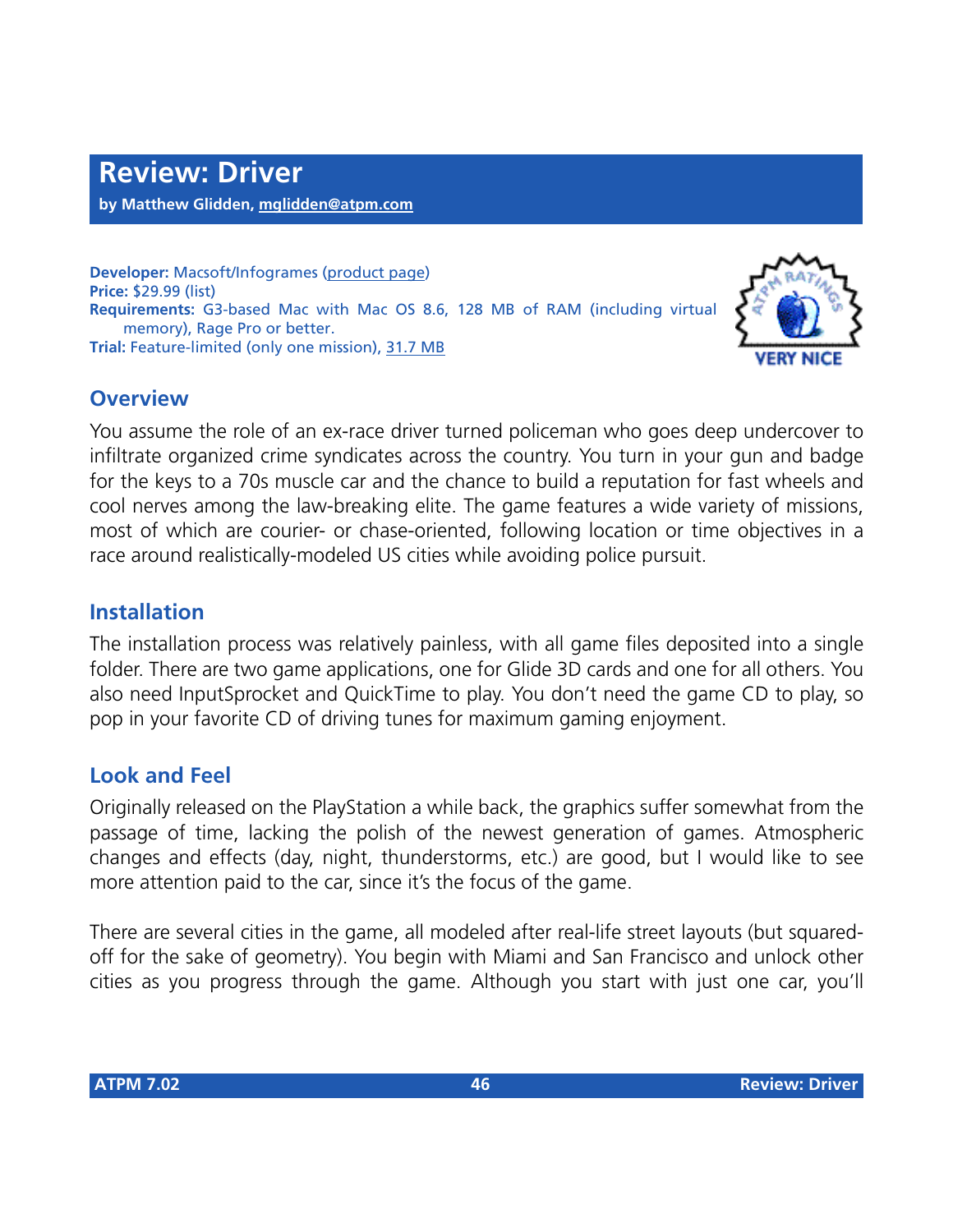# Review: Driver

**by Matthew Glidden, mglidden@atpm.com**

**Developer:** Macsoft/Infogrames (product page)
**Price:** $29.99 (list)
**Requirements:** G3-based Mac with Mac OS 8.6, 128 MB of RAM (including virtual memory), Rage Pro or better.
**Trial:** Feature-limited (only one mission), 31.7 MB

VERY NICE

## Overview

You assume the role of an ex-race driver turned policeman who goes deep undercover to infiltrate organized crime syndicates across the country. You turn in your gun and badge for the keys to a 70s muscle car and the chance to build a reputation for fast wheels and cool nerves among the law-breaking elite. The game features a wide variety of missions, most of which are courier- or chase-oriented, following location or time objectives in a race around realistically-modeled US cities while avoiding police pursuit.

## Installation

The installation process was relatively painless, with all game files deposited into a single folder. There are two game applications, one for Glide 3D cards and one for all others. You also need InputSprocket and QuickTime to play. You don't need the game CD to play, so pop in your favorite CD of driving tunes for maximum gaming enjoyment.

## Look and Feel

Originally released on the PlayStation a while back, the graphics suffer somewhat from the passage of time, lacking the polish of the newest generation of games. Atmospheric changes and effects (day, night, thunderstorms, etc.) are good, but I would like to see more attention paid to the car, since it's the focus of the game.

There are several cities in the game, all modeled after real-life street layouts (but squared-off for the sake of geometry). You begin with Miami and San Francisco and unlock other cities as you progress through the game. Although you start with just one car, you'll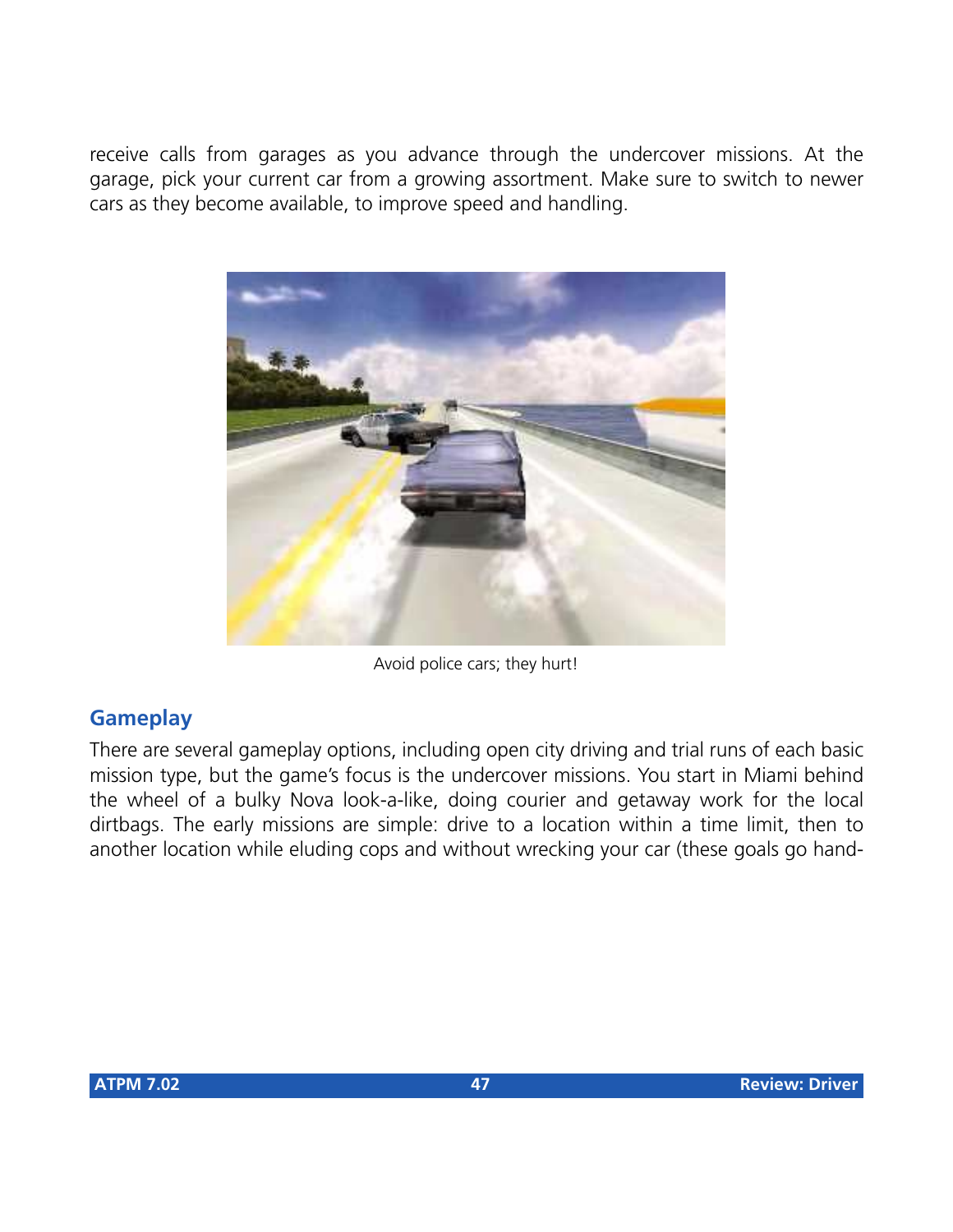receive calls from garages as you advance through the undercover missions. At the garage, pick your current car from a growing assortment. Make sure to switch to newer cars as they become available, to improve speed and handling.

Avoid police cars; they hurt!

## Gameplay

There are several gameplay options, including open city driving and trial runs of each basic mission type, but the game's focus is the undercover missions. You start in Miami behind the wheel of a bulky Nova look-a-like, doing courier and getaway work for the local dirtbags. The early missions are simple: drive to a location within a time limit, then to another location while eluding cops and without wrecking your car (these goals go hand-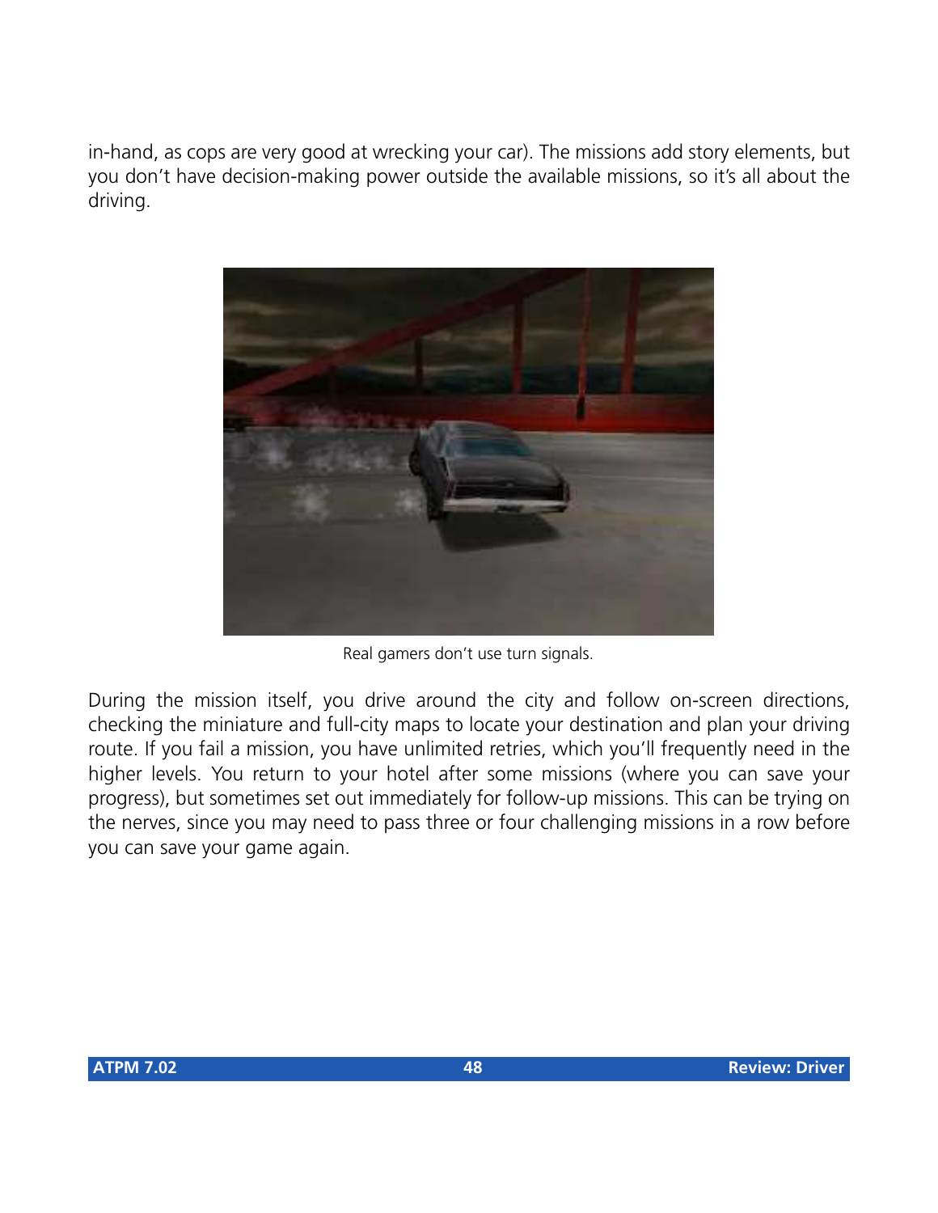in-hand, as cops are very good at wrecking your car). The missions add story elements, but you don't have decision-making power outside the available missions, so it's all about the driving.

Real gamers don't use turn signals.

During the mission itself, you drive around the city and follow on-screen directions, checking the miniature and full-city maps to locate your destination and plan your driving route. If you fail a mission, you have unlimited retries, which you'll frequently need in the higher levels. You return to your hotel after some missions (where you can save your progress), but sometimes set out immediately for follow-up missions. This can be trying on the nerves, since you may need to pass three or four challenging missions in a row before you can save your game again.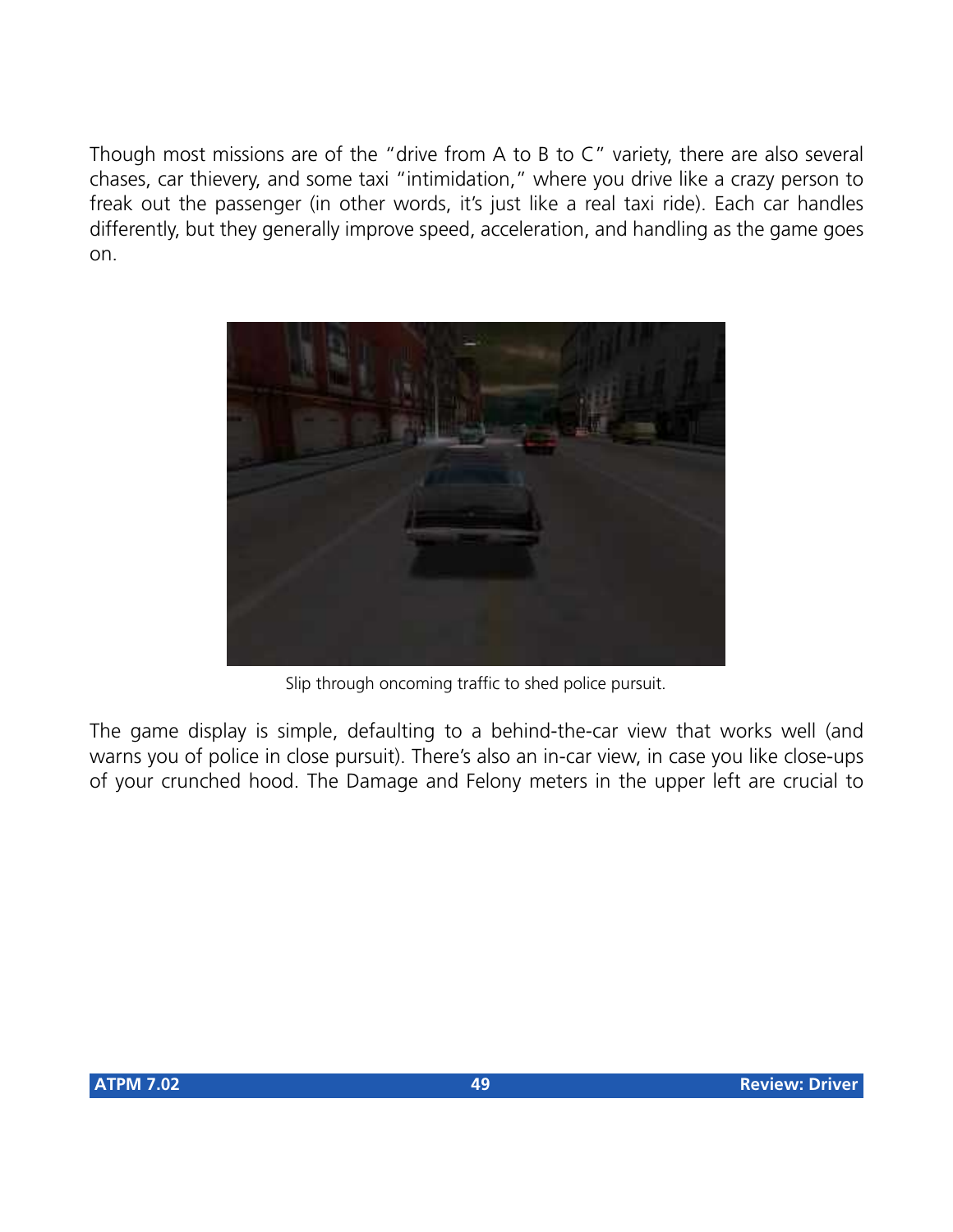Though most missions are of the "drive from A to B to C" variety, there are also several chases, car thievery, and some taxi "intimidation," where you drive like a crazy person to freak out the passenger (in other words, it's just like a real taxi ride). Each car handles differently, but they generally improve speed, acceleration, and handling as the game goes on.

Slip through oncoming traffic to shed police pursuit.

The game display is simple, defaulting to a behind-the-car view that works well (and warns you of police in close pursuit). There's also an in-car view, in case you like close-ups of your crunched hood. The Damage and Felony meters in the upper left are crucial to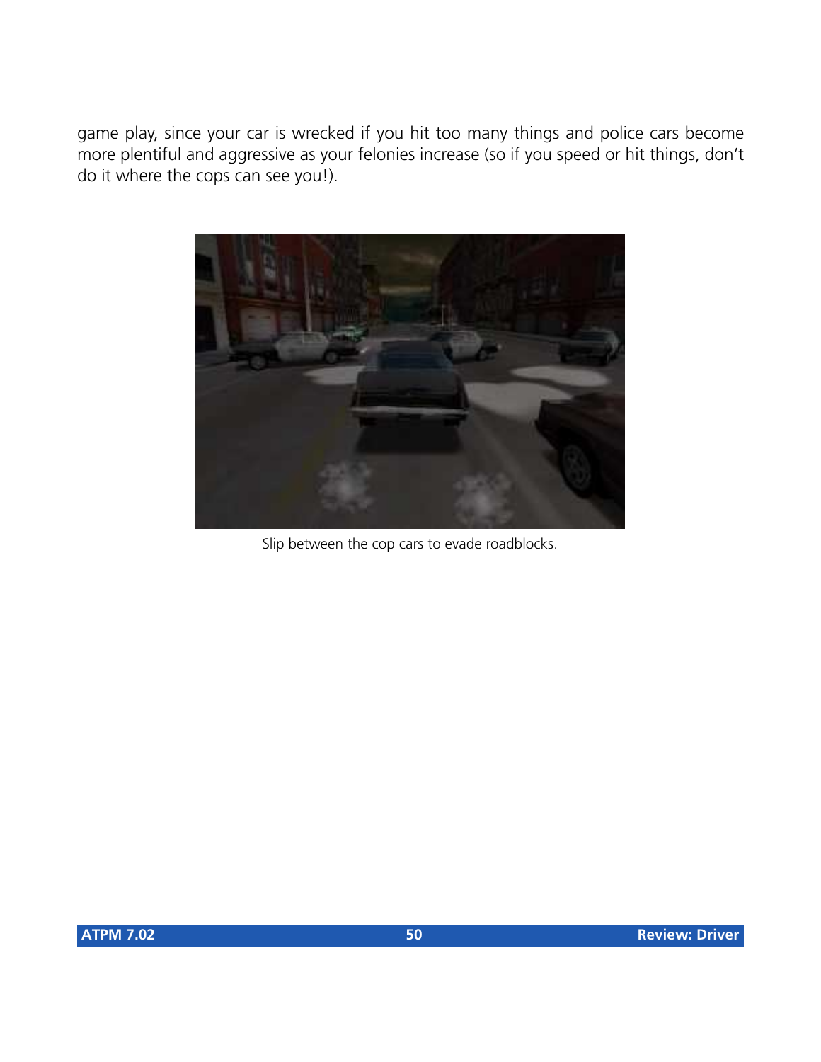game play, since your car is wrecked if you hit too many things and police cars become more plentiful and aggressive as your felonies increase (so if you speed or hit things, don't do it where the cops can see you!).

Slip between the cop cars to evade roadblocks.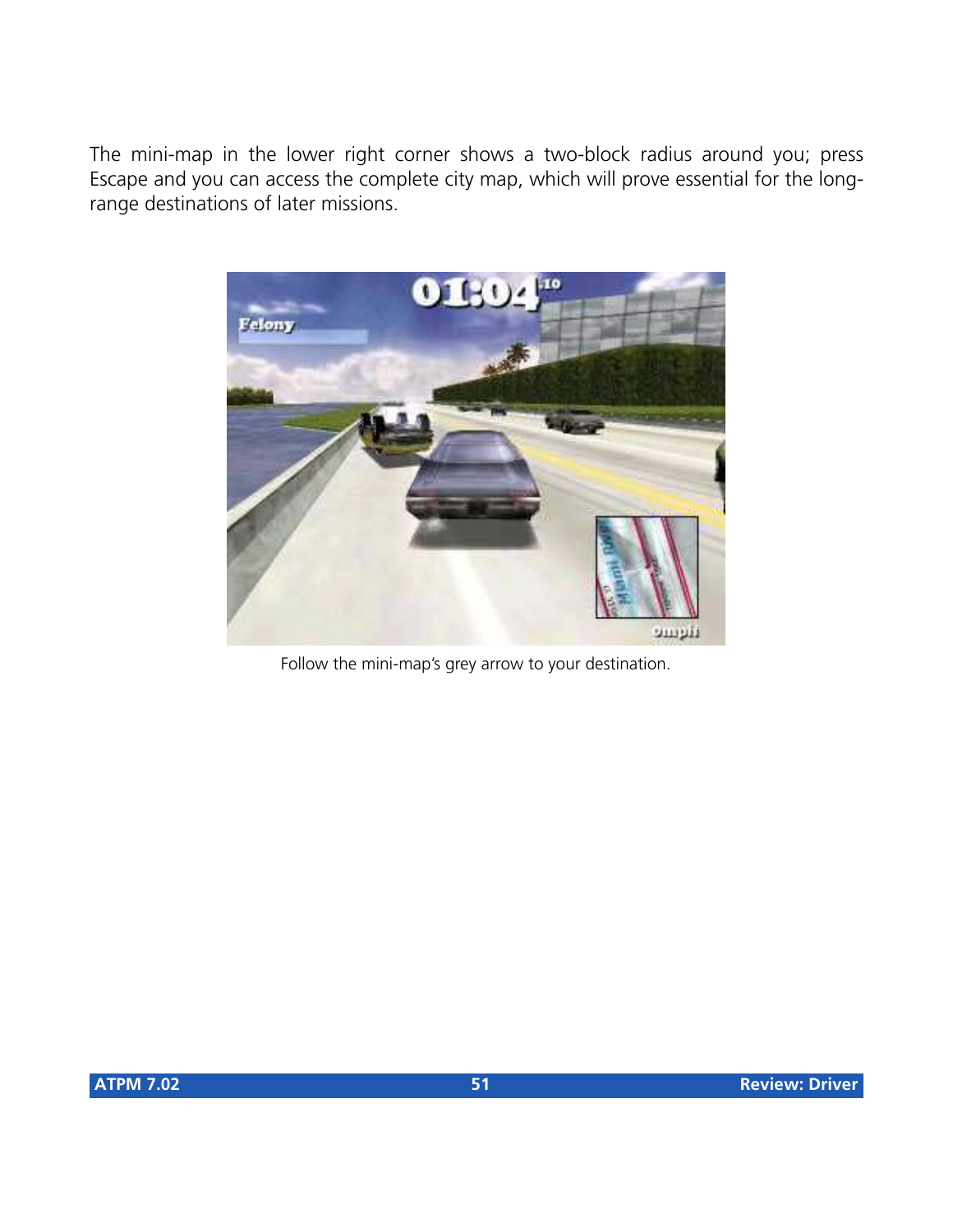The mini-map in the lower right corner shows a two-block radius around you; press Escape and you can access the complete city map, which will prove essential for the long-range destinations of later missions.

Follow the mini-map's grey arrow to your destination.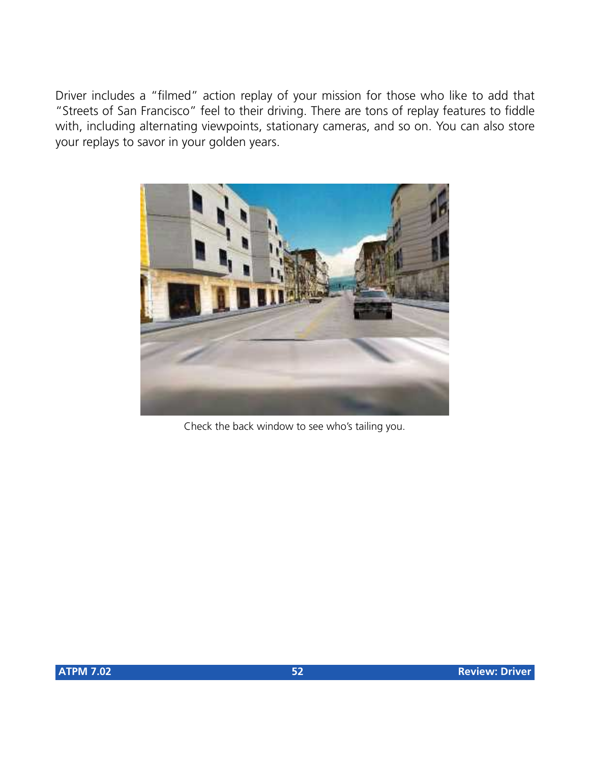Driver includes a “filmed” action replay of your mission for those who like to add that “Streets of San Francisco” feel to their driving. There are tons of replay features to fiddle with, including alternating viewpoints, stationary cameras, and so on. You can also store your replays to savor in your golden years.

Check the back window to see who’s tailing you.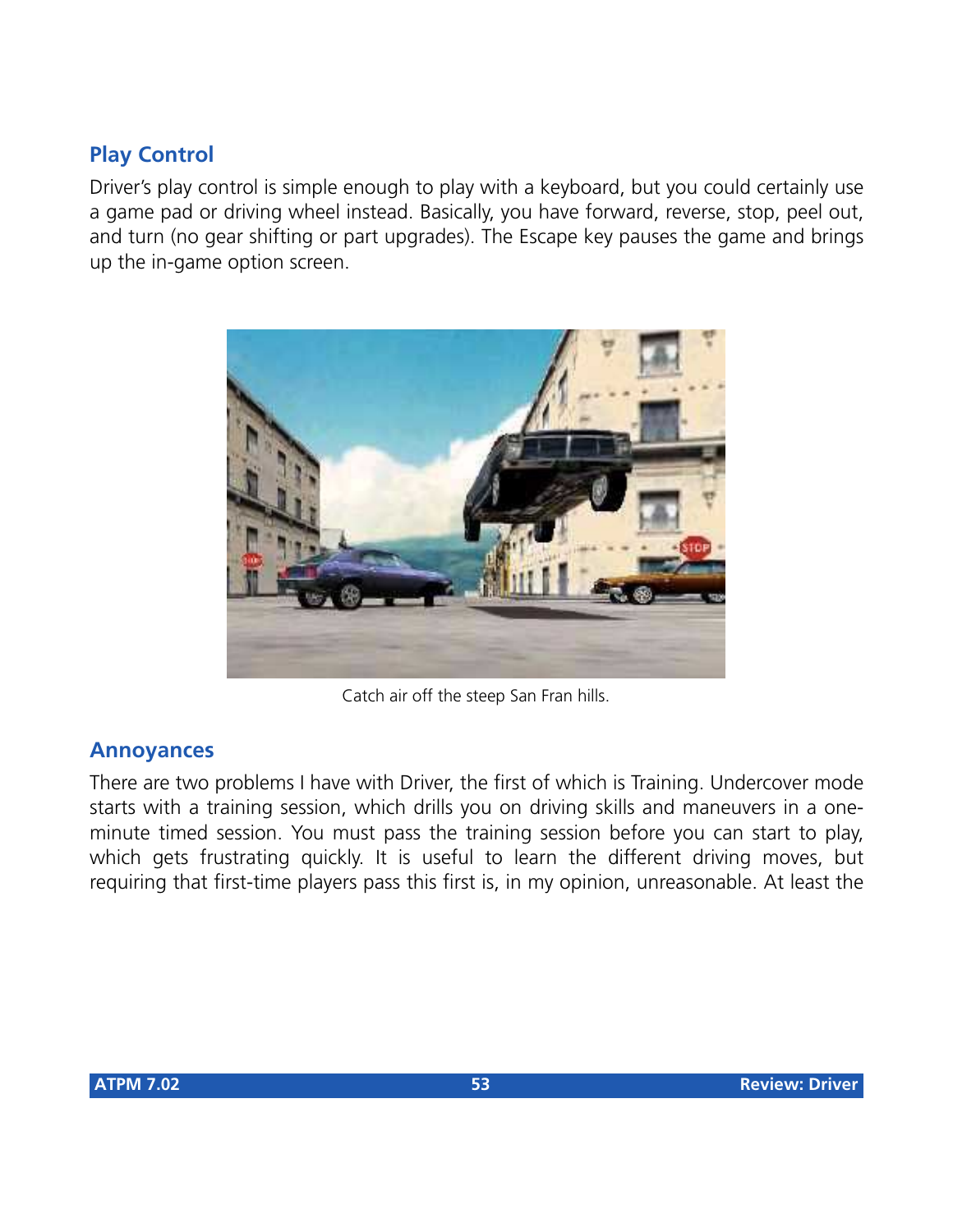## Play Control

Driver's play control is simple enough to play with a keyboard, but you could certainly use a game pad or driving wheel instead. Basically, you have forward, reverse, stop, peel out, and turn (no gear shifting or part upgrades). The Escape key pauses the game and brings up the in-game option screen.

Catch air off the steep San Fran hills.

## Annoyances

There are two problems I have with Driver, the first of which is Training. Undercover mode starts with a training session, which drills you on driving skills and maneuvers in a one-minute timed session. You must pass the training session before you can start to play, which gets frustrating quickly. It is useful to learn the different driving moves, but requiring that first-time players pass this first is, in my opinion, unreasonable. At least the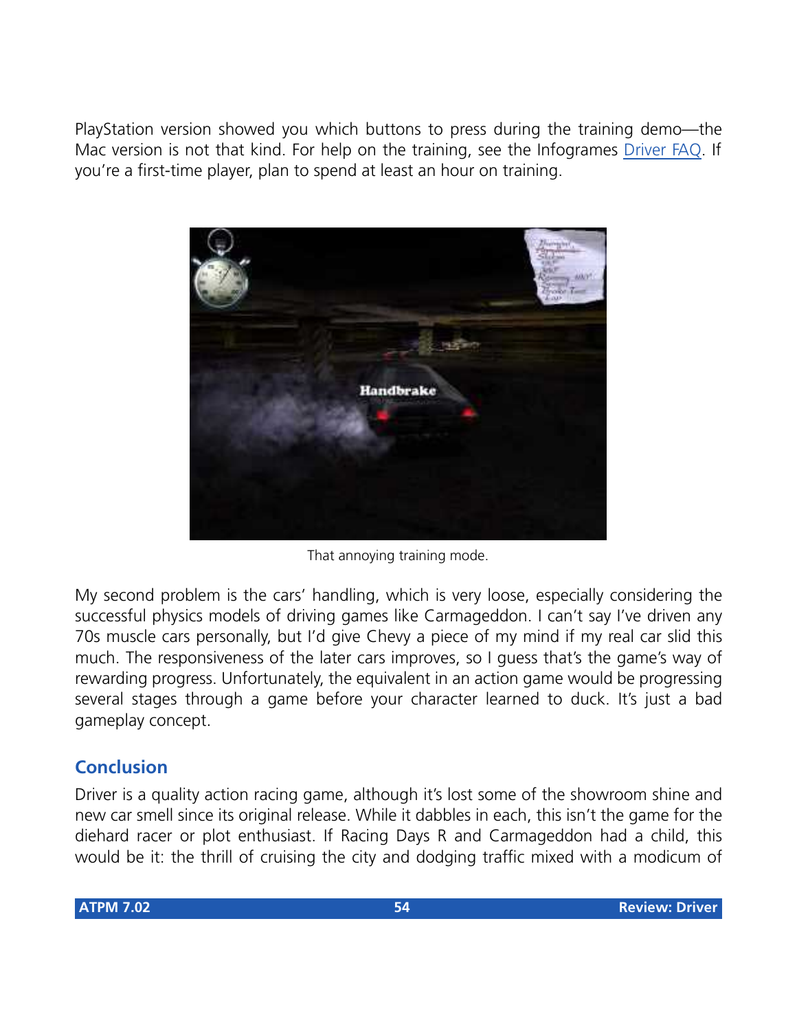PlayStation version showed you which buttons to press during the training demo—the Mac version is not that kind. For help on the training, see the Infogrames [Driver FAQ](). If you're a first-time player, plan to spend at least an hour on training.

That annoying training mode.

My second problem is the cars' handling, which is very loose, especially considering the successful physics models of driving games like Carmageddon. I can't say I've driven any 70s muscle cars personally, but I'd give Chevy a piece of my mind if my real car slid this much. The responsiveness of the later cars improves, so I guess that's the game's way of rewarding progress. Unfortunately, the equivalent in an action game would be progressing several stages through a game before your character learned to duck. It's just a bad gameplay concept.

## Conclusion

Driver is a quality action racing game, although it's lost some of the showroom shine and new car smell since its original release. While it dabbles in each, this isn't the game for the diehard racer or plot enthusiast. If Racing Days R and Carmageddon had a child, this would be it: the thrill of cruising the city and dodging traffic mixed with a modicum of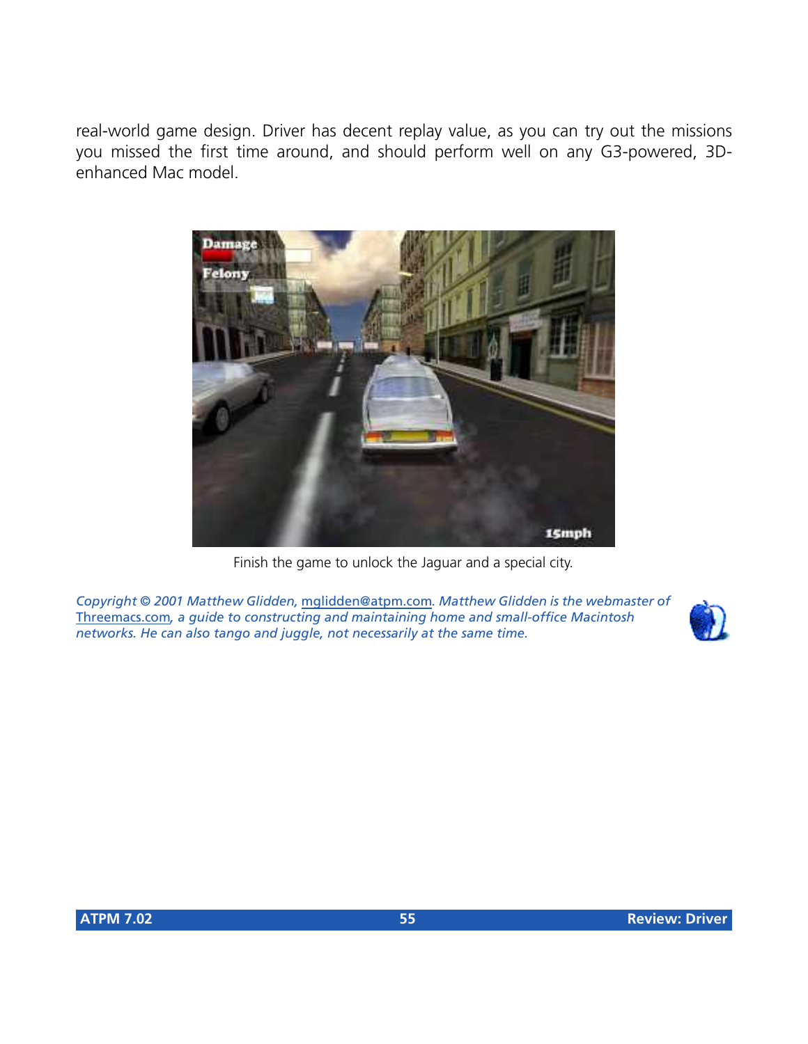real-world game design. Driver has decent replay value, as you can try out the missions you missed the first time around, and should perform well on any G3-powered, 3D-enhanced Mac model.

Finish the game to unlock the Jaguar and a special city.

*Copyright © 2001 Matthew Glidden, mglidden@atpm.com. Matthew Glidden is the webmaster of Threemacs.com, a guide to constructing and maintaining home and small-office Macintosh networks. He can also tango and juggle, not necessarily at the same time.*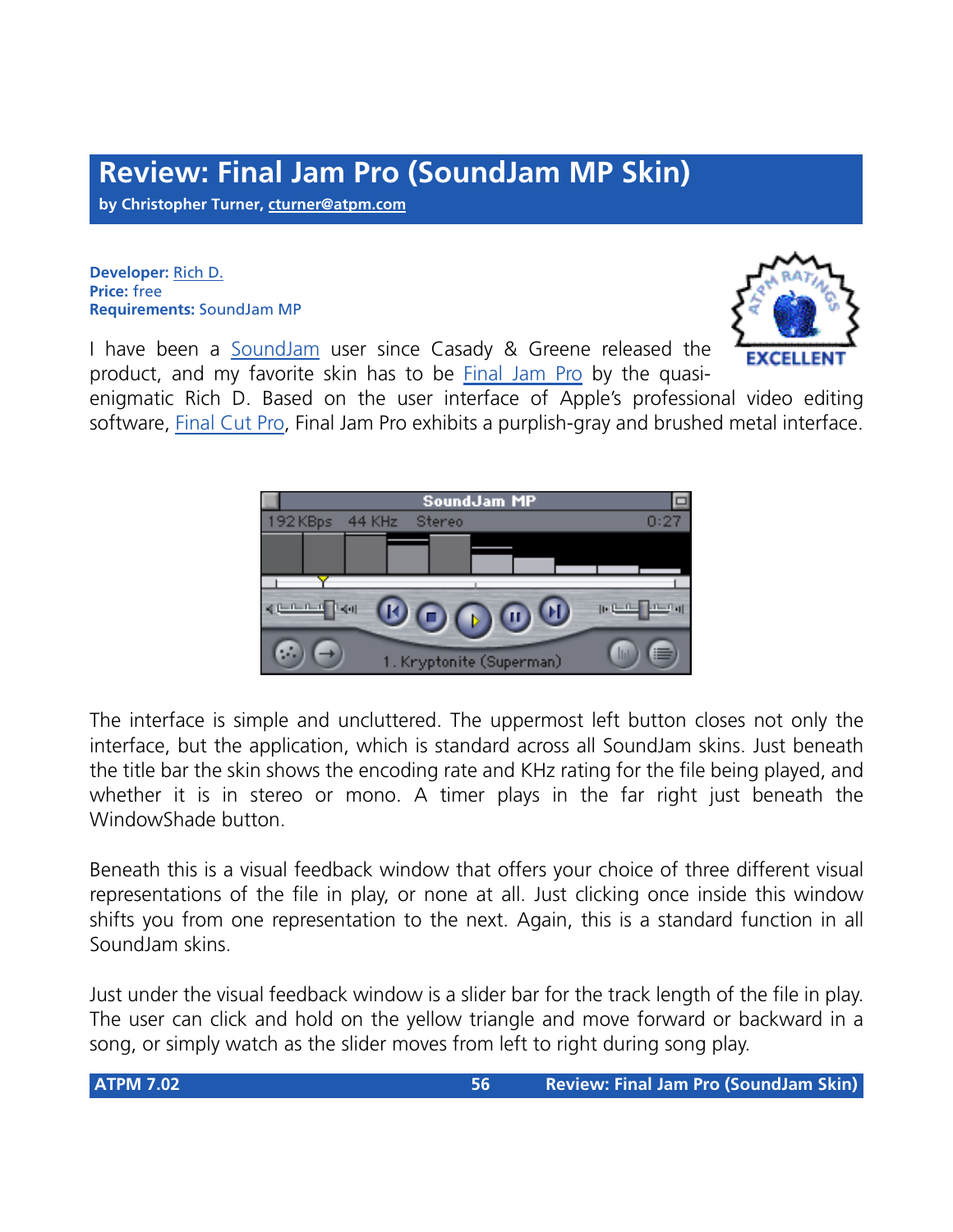# Review: Final Jam Pro (SoundJam MP Skin)

**by Christopher Turner, cturner@atpm.com**

**Developer:** Rich D.
**Price:** free
**Requirements:** SoundJam MP

I have been a SoundJam user since Casady & Greene released the product, and my favorite skin has to be Final Jam Pro by the quasi-enigmatic Rich D. Based on the user interface of Apple's professional video editing software, Final Cut Pro, Final Jam Pro exhibits a purplish-gray and brushed metal interface.

The interface is simple and uncluttered. The uppermost left button closes not only the interface, but the application, which is standard across all SoundJam skins. Just beneath the title bar the skin shows the encoding rate and KHz rating for the file being played, and whether it is in stereo or mono. A timer plays in the far right just beneath the WindowShade button.

Beneath this is a visual feedback window that offers your choice of three different visual representations of the file in play, or none at all. Just clicking once inside this window shifts you from one representation to the next. Again, this is a standard function in all SoundJam skins.

Just under the visual feedback window is a slider bar for the track length of the file in play. The user can click and hold on the yellow triangle and move forward or backward in a song, or simply watch as the slider moves from left to right during song play.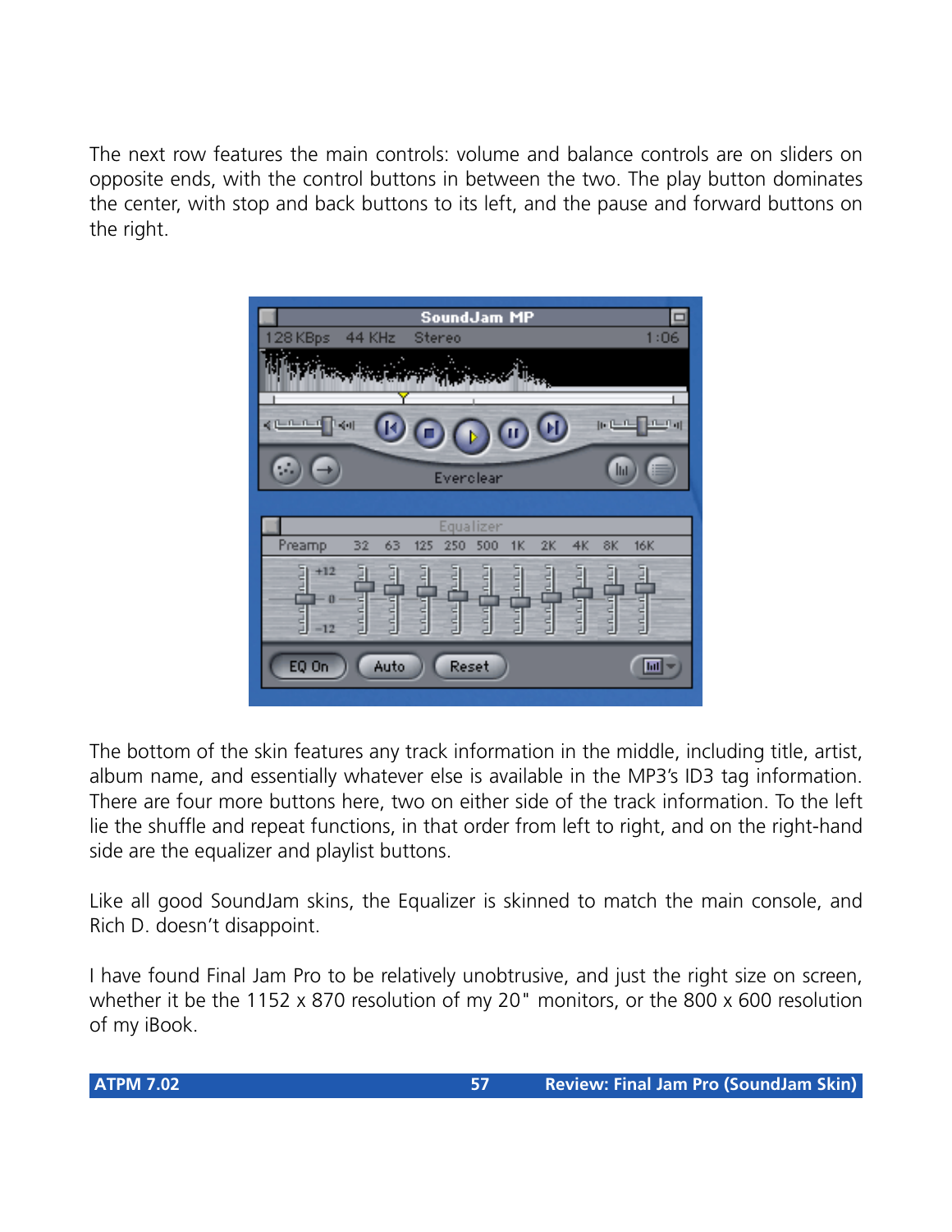The next row features the main controls: volume and balance controls are on sliders on opposite ends, with the control buttons in between the two. The play button dominates the center, with stop and back buttons to its left, and the pause and forward buttons on the right.

The bottom of the skin features any track information in the middle, including title, artist, album name, and essentially whatever else is available in the MP3's ID3 tag information. There are four more buttons here, two on either side of the track information. To the left lie the shuffle and repeat functions, in that order from left to right, and on the right-hand side are the equalizer and playlist buttons.

Like all good SoundJam skins, the Equalizer is skinned to match the main console, and Rich D. doesn't disappoint.

I have found Final Jam Pro to be relatively unobtrusive, and just the right size on screen, whether it be the 1152 x 870 resolution of my 20" monitors, or the 800 x 600 resolution of my iBook.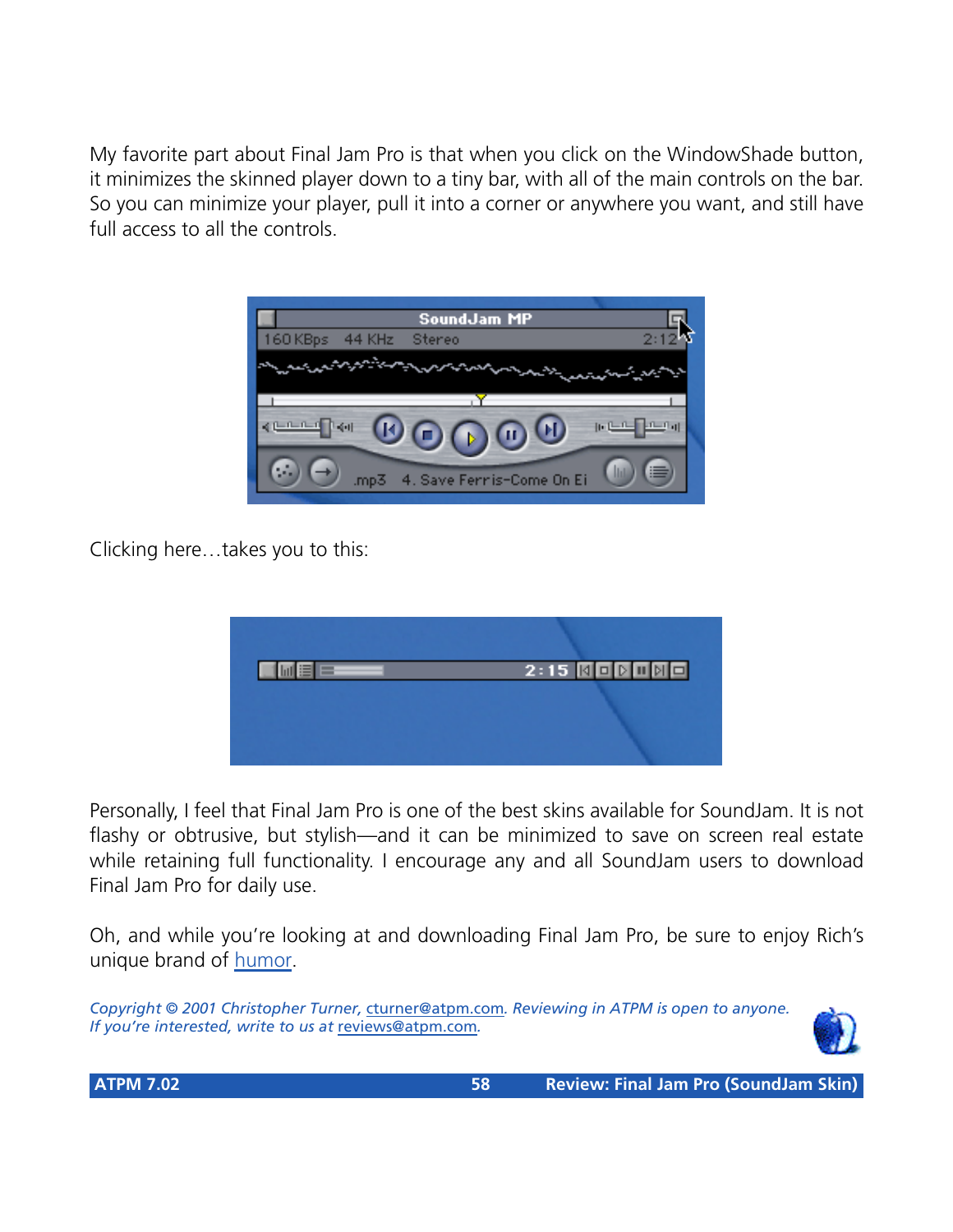My favorite part about Final Jam Pro is that when you click on the WindowShade button, it minimizes the skinned player down to a tiny bar, with all of the main controls on the bar. So you can minimize your player, pull it into a corner or anywhere you want, and still have full access to all the controls.

Clicking here…takes you to this:

Personally, I feel that Final Jam Pro is one of the best skins available for SoundJam. It is not flashy or obtrusive, but stylish—and it can be minimized to save on screen real estate while retaining full functionality. I encourage any and all SoundJam users to download Final Jam Pro for daily use.

Oh, and while you're looking at and downloading Final Jam Pro, be sure to enjoy Rich's unique brand of humor.

*Copyright © 2001 Christopher Turner, cturner@atpm.com. Reviewing in ATPM is open to anyone. If you're interested, write to us at reviews@atpm.com.*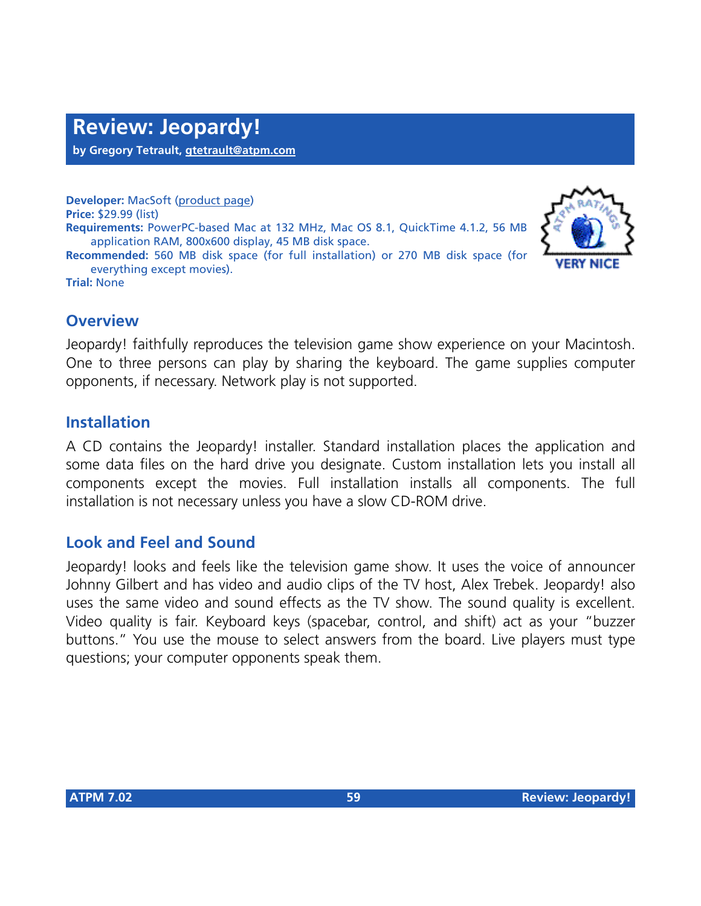# Review: Jeopardy!

**by Gregory Tetrault, gtetrault@atpm.com**

**Developer:** MacSoft (product page)
**Price:** $29.99 (list)
**Requirements:** PowerPC-based Mac at 132 MHz, Mac OS 8.1, QuickTime 4.1.2, 56 MB application RAM, 800x600 display, 45 MB disk space.
**Recommended:** 560 MB disk space (for full installation) or 270 MB disk space (for everything except movies).
**Trial:** None

VERY NICE

## Overview

Jeopardy! faithfully reproduces the television game show experience on your Macintosh. One to three persons can play by sharing the keyboard. The game supplies computer opponents, if necessary. Network play is not supported.

## Installation

A CD contains the Jeopardy! installer. Standard installation places the application and some data files on the hard drive you designate. Custom installation lets you install all components except the movies. Full installation installs all components. The full installation is not necessary unless you have a slow CD-ROM drive.

## Look and Feel and Sound

Jeopardy! looks and feels like the television game show. It uses the voice of announcer Johnny Gilbert and has video and audio clips of the TV host, Alex Trebek. Jeopardy! also uses the same video and sound effects as the TV show. The sound quality is excellent. Video quality is fair. Keyboard keys (spacebar, control, and shift) act as your "buzzer buttons." You use the mouse to select answers from the board. Live players must type questions; your computer opponents speak them.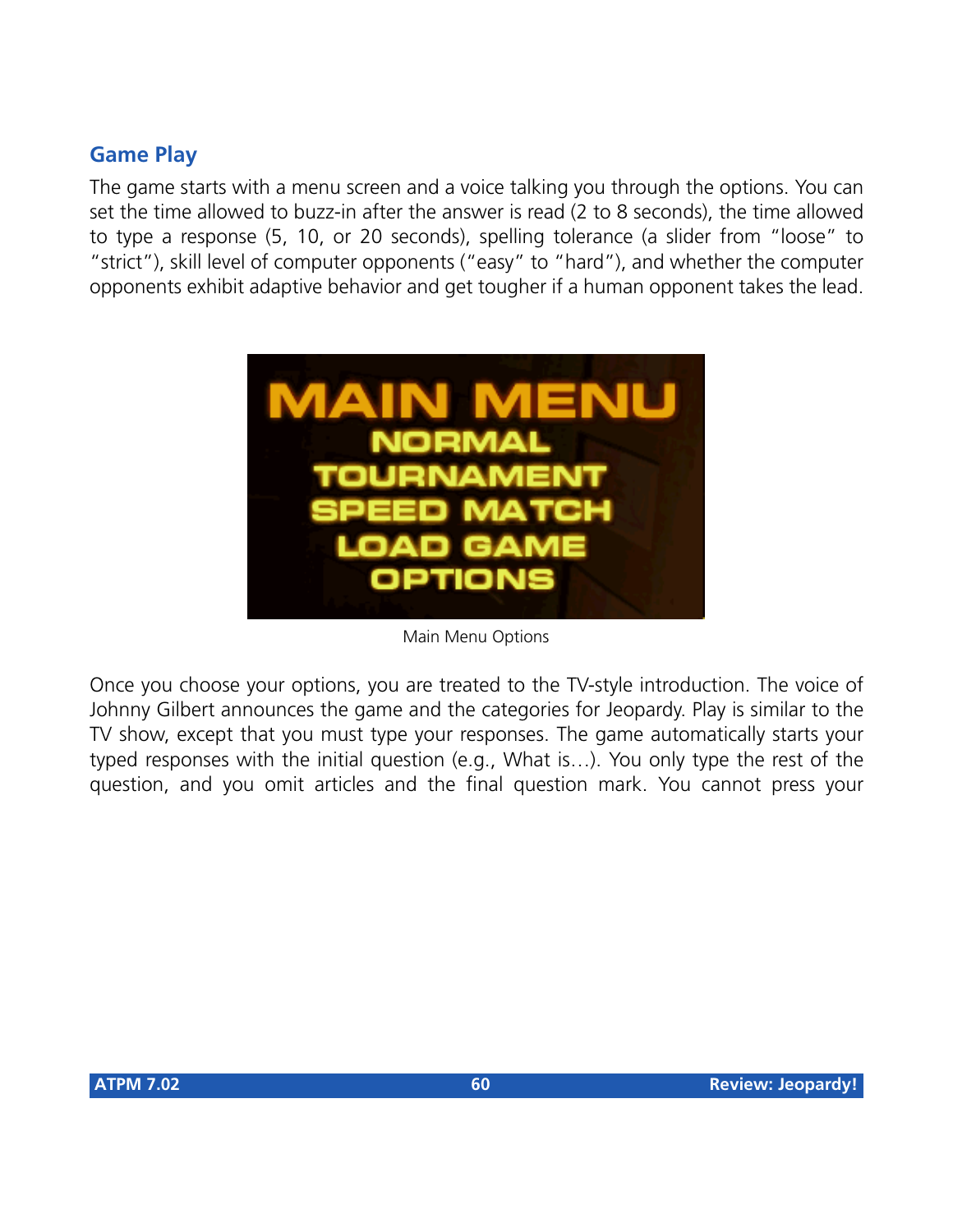## Game Play

The game starts with a menu screen and a voice talking you through the options. You can set the time allowed to buzz-in after the answer is read (2 to 8 seconds), the time allowed to type a response (5, 10, or 20 seconds), spelling tolerance (a slider from "loose" to "strict"), skill level of computer opponents ("easy" to "hard"), and whether the computer opponents exhibit adaptive behavior and get tougher if a human opponent takes the lead.

Main Menu Options

Once you choose your options, you are treated to the TV-style introduction. The voice of Johnny Gilbert announces the game and the categories for Jeopardy. Play is similar to the TV show, except that you must type your responses. The game automatically starts your typed responses with the initial question (e.g., What is…). You only type the rest of the question, and you omit articles and the final question mark. You cannot press your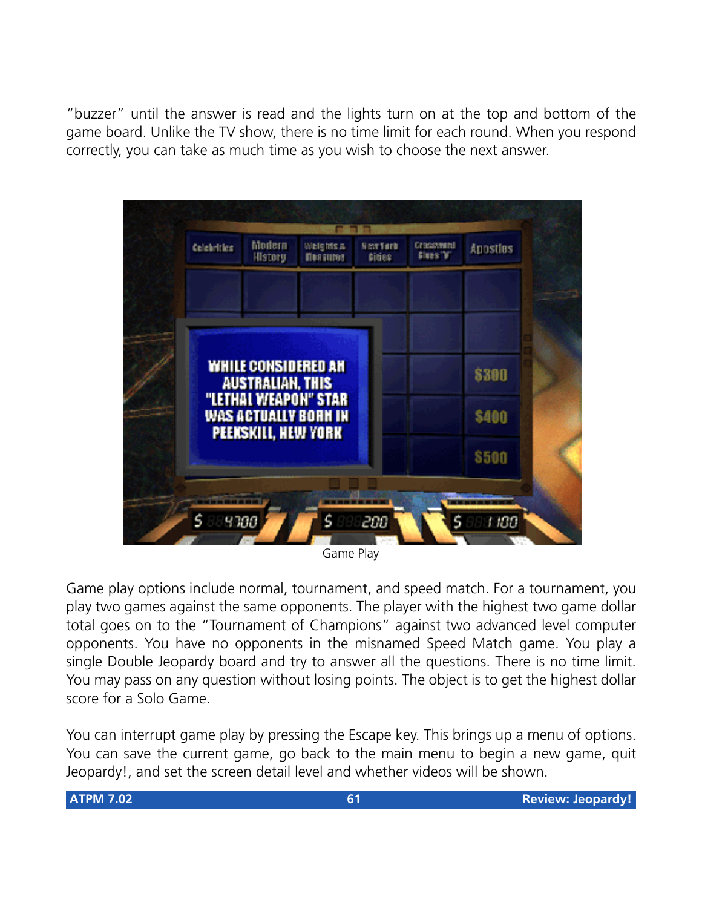"buzzer" until the answer is read and the lights turn on at the top and bottom of the game board. Unlike the TV show, there is no time limit for each round. When you respond correctly, you can take as much time as you wish to choose the next answer.

Game Play

Game play options include normal, tournament, and speed match. For a tournament, you play two games against the same opponents. The player with the highest two game dollar total goes on to the "Tournament of Champions" against two advanced level computer opponents. You have no opponents in the misnamed Speed Match game. You play a single Double Jeopardy board and try to answer all the questions. There is no time limit. You may pass on any question without losing points. The object is to get the highest dollar score for a Solo Game.

You can interrupt game play by pressing the Escape key. This brings up a menu of options. You can save the current game, go back to the main menu to begin a new game, quit Jeopardy!, and set the screen detail level and whether videos will be shown.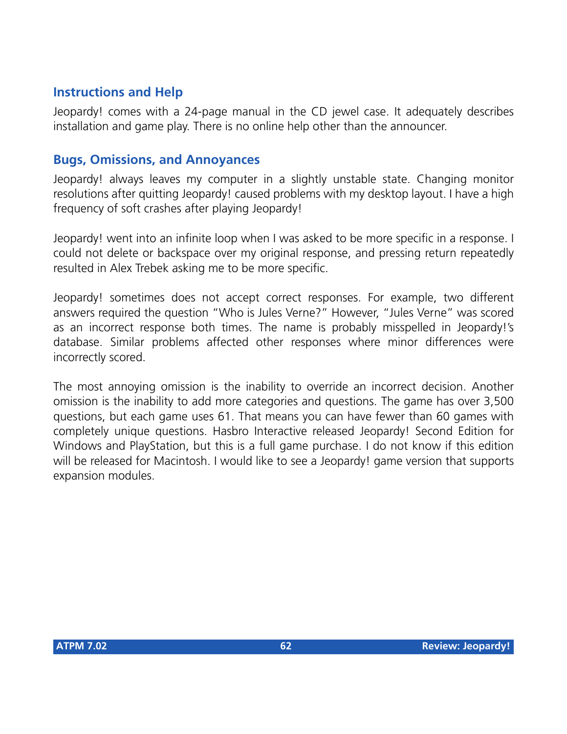### Instructions and Help

Jeopardy! comes with a 24-page manual in the CD jewel case. It adequately describes installation and game play. There is no online help other than the announcer.

### Bugs, Omissions, and Annoyances

Jeopardy! always leaves my computer in a slightly unstable state. Changing monitor resolutions after quitting Jeopardy! caused problems with my desktop layout. I have a high frequency of soft crashes after playing Jeopardy!

Jeopardy! went into an infinite loop when I was asked to be more specific in a response. I could not delete or backspace over my original response, and pressing return repeatedly resulted in Alex Trebek asking me to be more specific.

Jeopardy! sometimes does not accept correct responses. For example, two different answers required the question "Who is Jules Verne?" However, "Jules Verne" was scored as an incorrect response both times. The name is probably misspelled in Jeopardy!'s database. Similar problems affected other responses where minor differences were incorrectly scored.

The most annoying omission is the inability to override an incorrect decision. Another omission is the inability to add more categories and questions. The game has over 3,500 questions, but each game uses 61. That means you can have fewer than 60 games with completely unique questions. Hasbro Interactive released Jeopardy! Second Edition for Windows and PlayStation, but this is a full game purchase. I do not know if this edition will be released for Macintosh. I would like to see a Jeopardy! game version that supports expansion modules.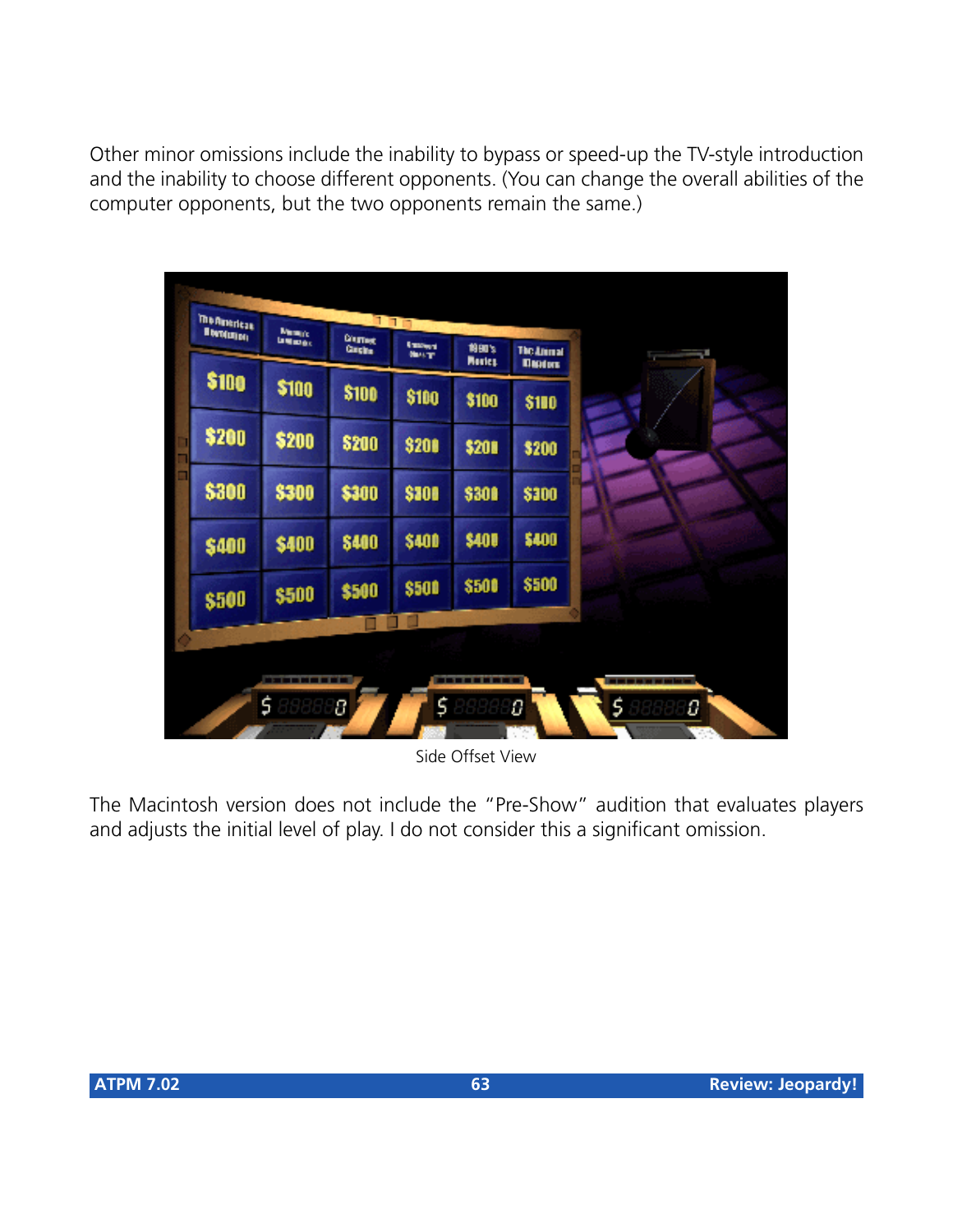Other minor omissions include the inability to bypass or speed-up the TV-style introduction and the inability to choose different opponents. (You can change the overall abilities of the computer opponents, but the two opponents remain the same.)

Side Offset View

The Macintosh version does not include the "Pre-Show" audition that evaluates players and adjusts the initial level of play. I do not consider this a significant omission.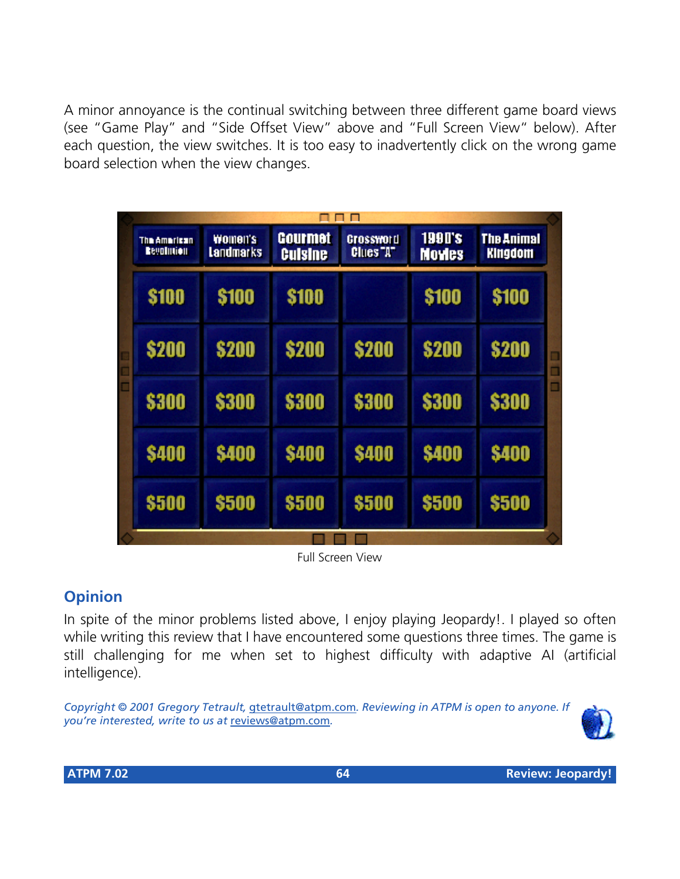A minor annoyance is the continual switching between three different game board views (see "Game Play" and "Side Offset View" above and "Full Screen View" below). After each question, the view switches. It is too easy to inadvertently click on the wrong game board selection when the view changes.

Full Screen View

## Opinion

In spite of the minor problems listed above, I enjoy playing Jeopardy!. I played so often while writing this review that I have encountered some questions three times. The game is still challenging for me when set to highest difficulty with adaptive AI (artificial intelligence).

*Copyright © 2001 Gregory Tetrault, gtetrault@atpm.com. Reviewing in ATPM is open to anyone. If you're interested, write to us at reviews@atpm.com.*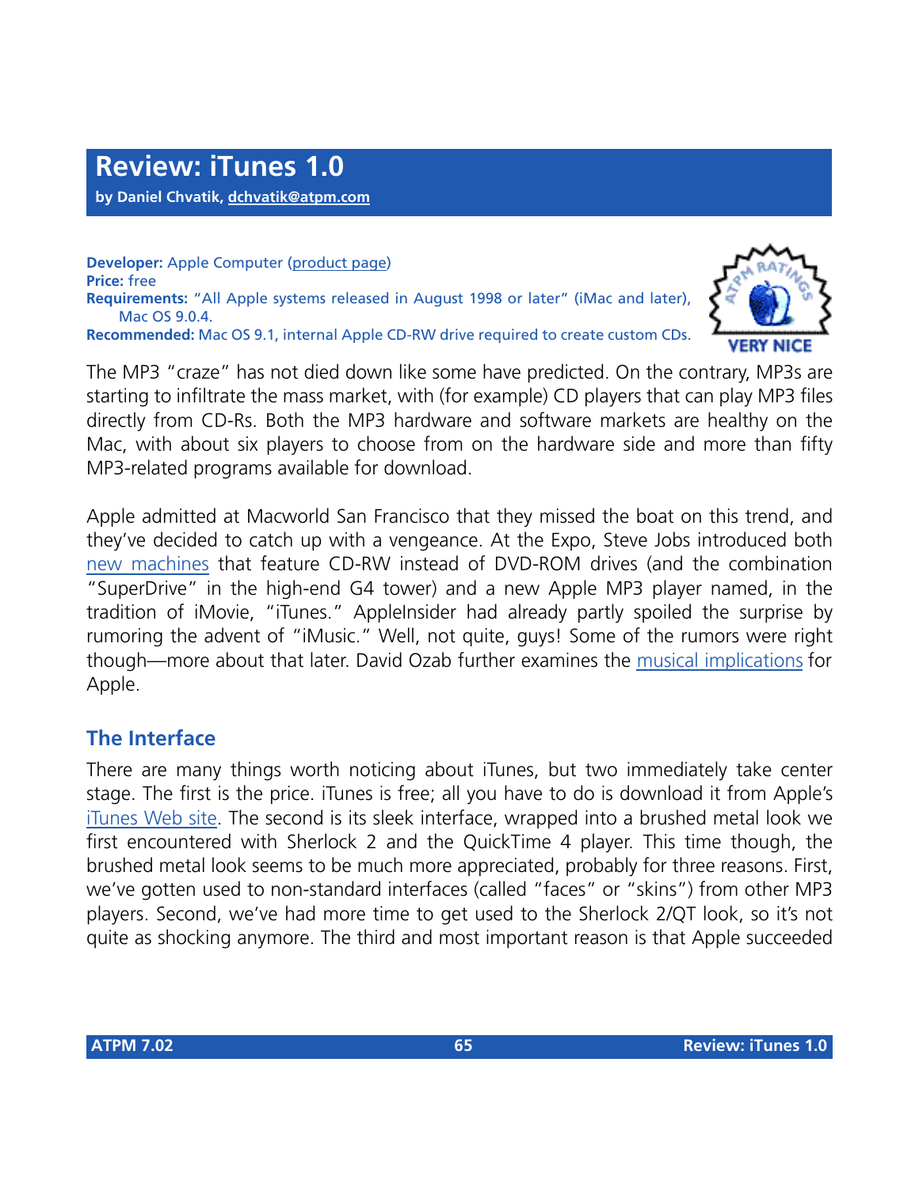# Review: iTunes 1.0

**by Daniel Chvatik, dchvatik@atpm.com**

**Developer:** Apple Computer (product page)
**Price:** free
**Requirements:** "All Apple systems released in August 1998 or later" (iMac and later), Mac OS 9.0.4.
**Recommended:** Mac OS 9.1, internal Apple CD-RW drive required to create custom CDs.

ATPM RATINGS VERY NICE

The MP3 "craze" has not died down like some have predicted. On the contrary, MP3s are starting to infiltrate the mass market, with (for example) CD players that can play MP3 files directly from CD-Rs. Both the MP3 hardware and software markets are healthy on the Mac, with about six players to choose from on the hardware side and more than fifty MP3-related programs available for download.

Apple admitted at Macworld San Francisco that they missed the boat on this trend, and they've decided to catch up with a vengeance. At the Expo, Steve Jobs introduced both new machines that feature CD-RW instead of DVD-ROM drives (and the combination "SuperDrive" in the high-end G4 tower) and a new Apple MP3 player named, in the tradition of iMovie, "iTunes." AppleInsider had already partly spoiled the surprise by rumoring the advent of "iMusic." Well, not quite, guys! Some of the rumors were right though—more about that later. David Ozab further examines the musical implications for Apple.

## The Interface

There are many things worth noticing about iTunes, but two immediately take center stage. The first is the price. iTunes is free; all you have to do is download it from Apple's iTunes Web site. The second is its sleek interface, wrapped into a brushed metal look we first encountered with Sherlock 2 and the QuickTime 4 player. This time though, the brushed metal look seems to be much more appreciated, probably for three reasons. First, we've gotten used to non-standard interfaces (called "faces" or "skins") from other MP3 players. Second, we've had more time to get used to the Sherlock 2/QT look, so it's not quite as shocking anymore. The third and most important reason is that Apple succeeded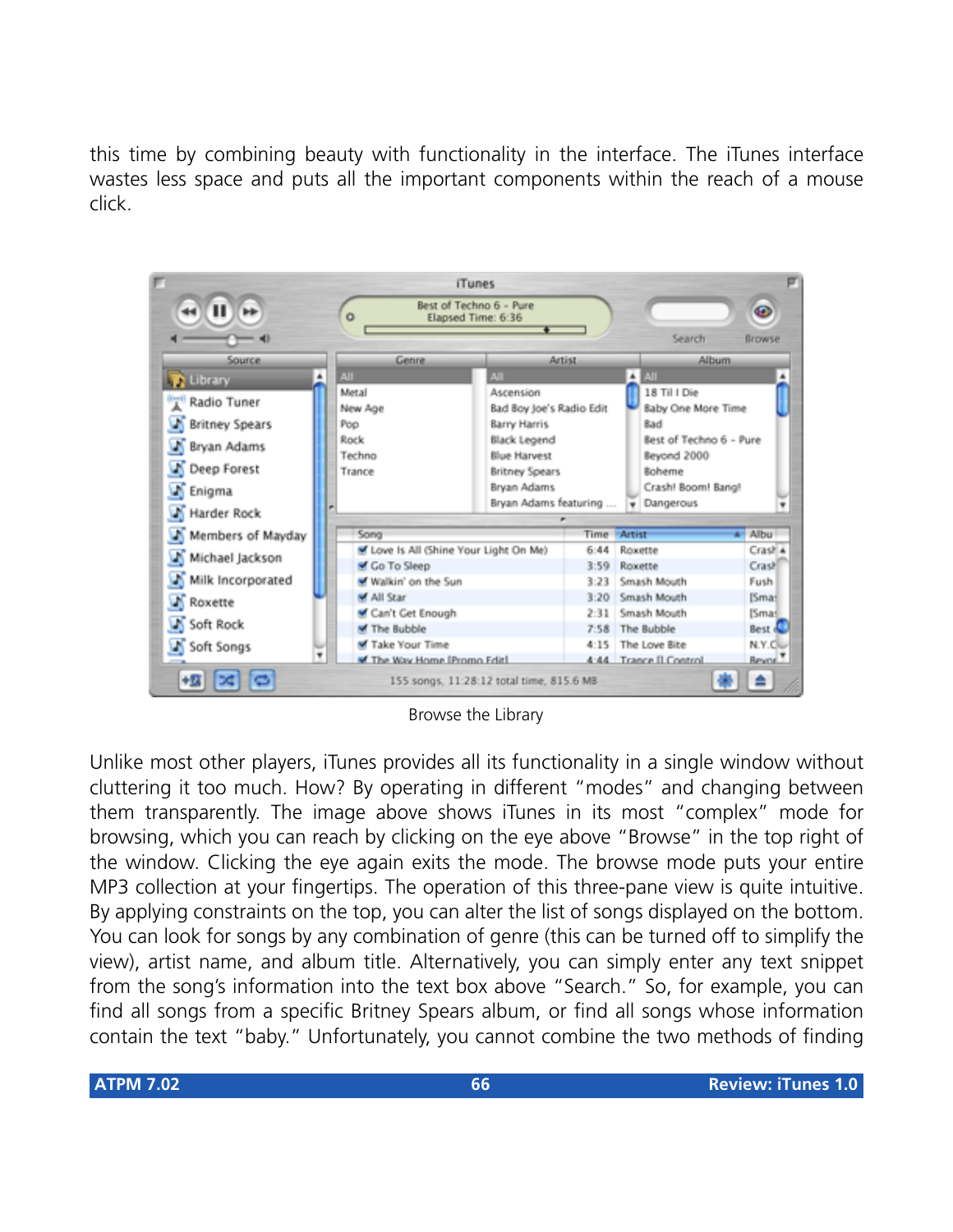this time by combining beauty with functionality in the interface. The iTunes interface wastes less space and puts all the important components within the reach of a mouse click.

Browse the Library

Unlike most other players, iTunes provides all its functionality in a single window without cluttering it too much. How? By operating in different "modes" and changing between them transparently. The image above shows iTunes in its most "complex" mode for browsing, which you can reach by clicking on the eye above "Browse" in the top right of the window. Clicking the eye again exits the mode. The browse mode puts your entire MP3 collection at your fingertips. The operation of this three-pane view is quite intuitive. By applying constraints on the top, you can alter the list of songs displayed on the bottom. You can look for songs by any combination of genre (this can be turned off to simplify the view), artist name, and album title. Alternatively, you can simply enter any text snippet from the song's information into the text box above "Search." So, for example, you can find all songs from a specific Britney Spears album, or find all songs whose information contain the text "baby." Unfortunately, you cannot combine the two methods of finding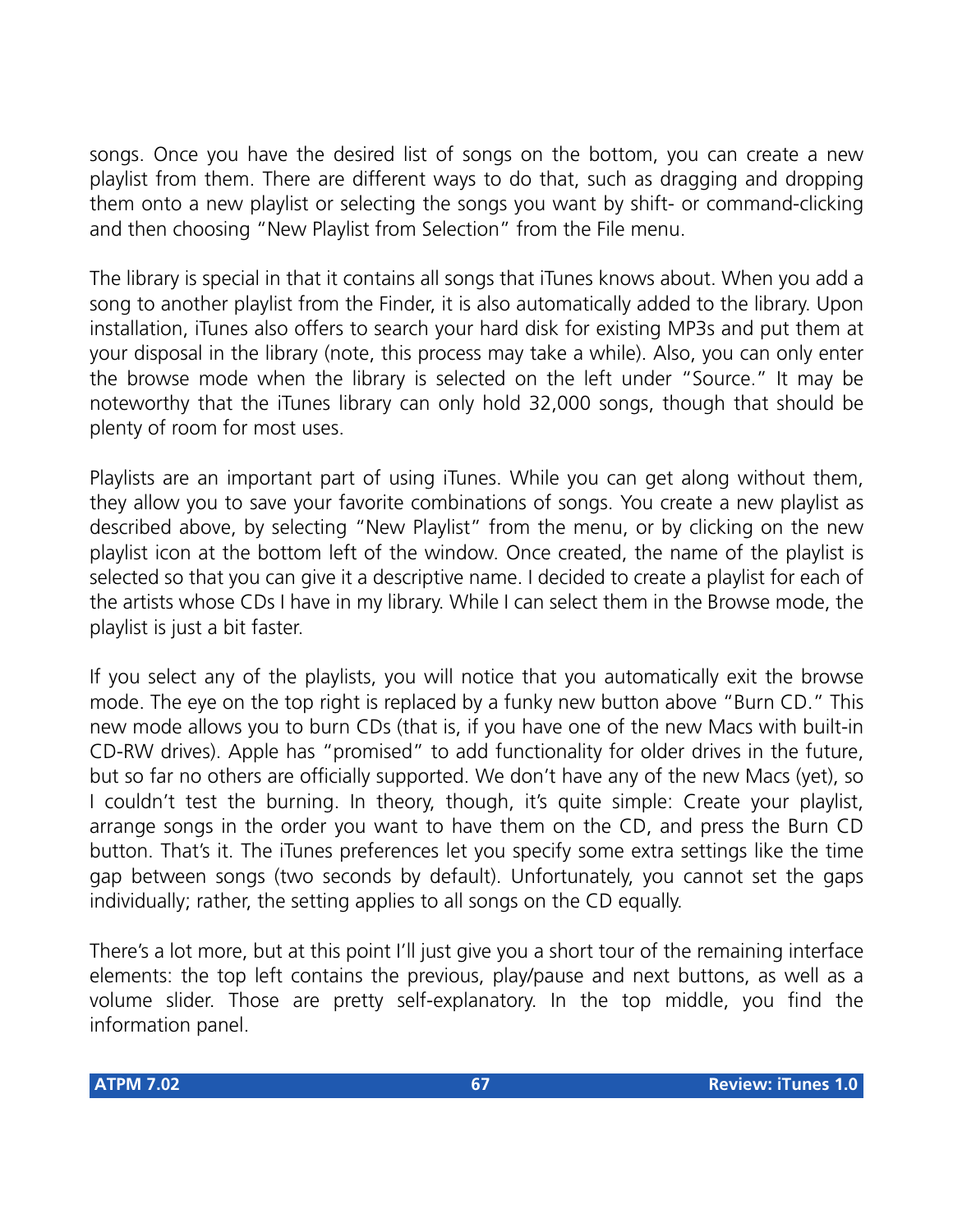songs. Once you have the desired list of songs on the bottom, you can create a new playlist from them. There are different ways to do that, such as dragging and dropping them onto a new playlist or selecting the songs you want by shift- or command-clicking and then choosing "New Playlist from Selection" from the File menu.

The library is special in that it contains all songs that iTunes knows about. When you add a song to another playlist from the Finder, it is also automatically added to the library. Upon installation, iTunes also offers to search your hard disk for existing MP3s and put them at your disposal in the library (note, this process may take a while). Also, you can only enter the browse mode when the library is selected on the left under "Source." It may be noteworthy that the iTunes library can only hold 32,000 songs, though that should be plenty of room for most uses.

Playlists are an important part of using iTunes. While you can get along without them, they allow you to save your favorite combinations of songs. You create a new playlist as described above, by selecting "New Playlist" from the menu, or by clicking on the new playlist icon at the bottom left of the window. Once created, the name of the playlist is selected so that you can give it a descriptive name. I decided to create a playlist for each of the artists whose CDs I have in my library. While I can select them in the Browse mode, the playlist is just a bit faster.

If you select any of the playlists, you will notice that you automatically exit the browse mode. The eye on the top right is replaced by a funky new button above "Burn CD." This new mode allows you to burn CDs (that is, if you have one of the new Macs with built-in CD-RW drives). Apple has "promised" to add functionality for older drives in the future, but so far no others are officially supported. We don't have any of the new Macs (yet), so I couldn't test the burning. In theory, though, it's quite simple: Create your playlist, arrange songs in the order you want to have them on the CD, and press the Burn CD button. That's it. The iTunes preferences let you specify some extra settings like the time gap between songs (two seconds by default). Unfortunately, you cannot set the gaps individually; rather, the setting applies to all songs on the CD equally.

There's a lot more, but at this point I'll just give you a short tour of the remaining interface elements: the top left contains the previous, play/pause and next buttons, as well as a volume slider. Those are pretty self-explanatory. In the top middle, you find the information panel.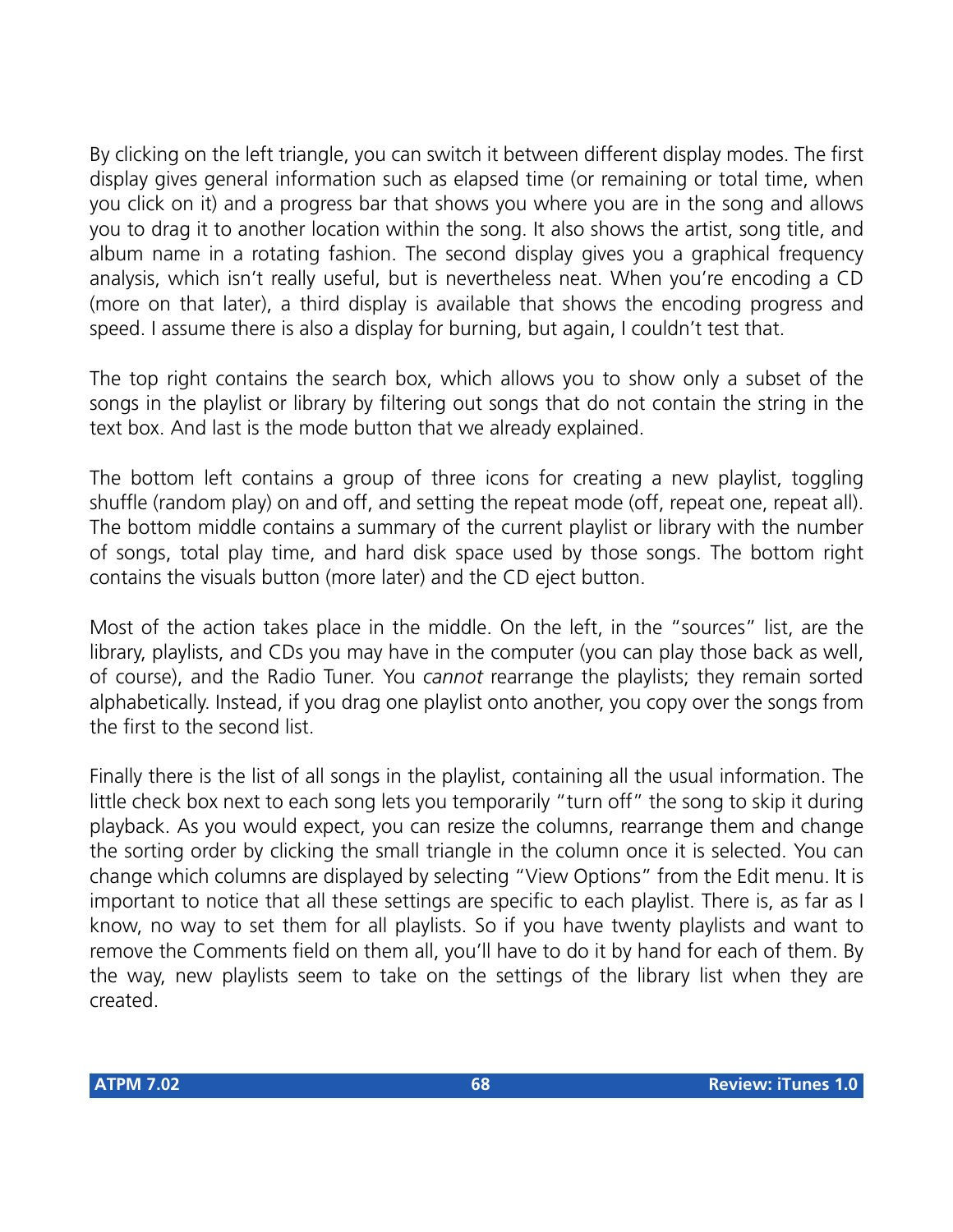By clicking on the left triangle, you can switch it between different display modes. The first display gives general information such as elapsed time (or remaining or total time, when you click on it) and a progress bar that shows you where you are in the song and allows you to drag it to another location within the song. It also shows the artist, song title, and album name in a rotating fashion. The second display gives you a graphical frequency analysis, which isn't really useful, but is nevertheless neat. When you're encoding a CD (more on that later), a third display is available that shows the encoding progress and speed. I assume there is also a display for burning, but again, I couldn't test that.

The top right contains the search box, which allows you to show only a subset of the songs in the playlist or library by filtering out songs that do not contain the string in the text box. And last is the mode button that we already explained.

The bottom left contains a group of three icons for creating a new playlist, toggling shuffle (random play) on and off, and setting the repeat mode (off, repeat one, repeat all). The bottom middle contains a summary of the current playlist or library with the number of songs, total play time, and hard disk space used by those songs. The bottom right contains the visuals button (more later) and the CD eject button.

Most of the action takes place in the middle. On the left, in the "sources" list, are the library, playlists, and CDs you may have in the computer (you can play those back as well, of course), and the Radio Tuner. You *cannot* rearrange the playlists; they remain sorted alphabetically. Instead, if you drag one playlist onto another, you copy over the songs from the first to the second list.

Finally there is the list of all songs in the playlist, containing all the usual information. The little check box next to each song lets you temporarily "turn off" the song to skip it during playback. As you would expect, you can resize the columns, rearrange them and change the sorting order by clicking the small triangle in the column once it is selected. You can change which columns are displayed by selecting "View Options" from the Edit menu. It is important to notice that all these settings are specific to each playlist. There is, as far as I know, no way to set them for all playlists. So if you have twenty playlists and want to remove the Comments field on them all, you'll have to do it by hand for each of them. By the way, new playlists seem to take on the settings of the library list when they are created.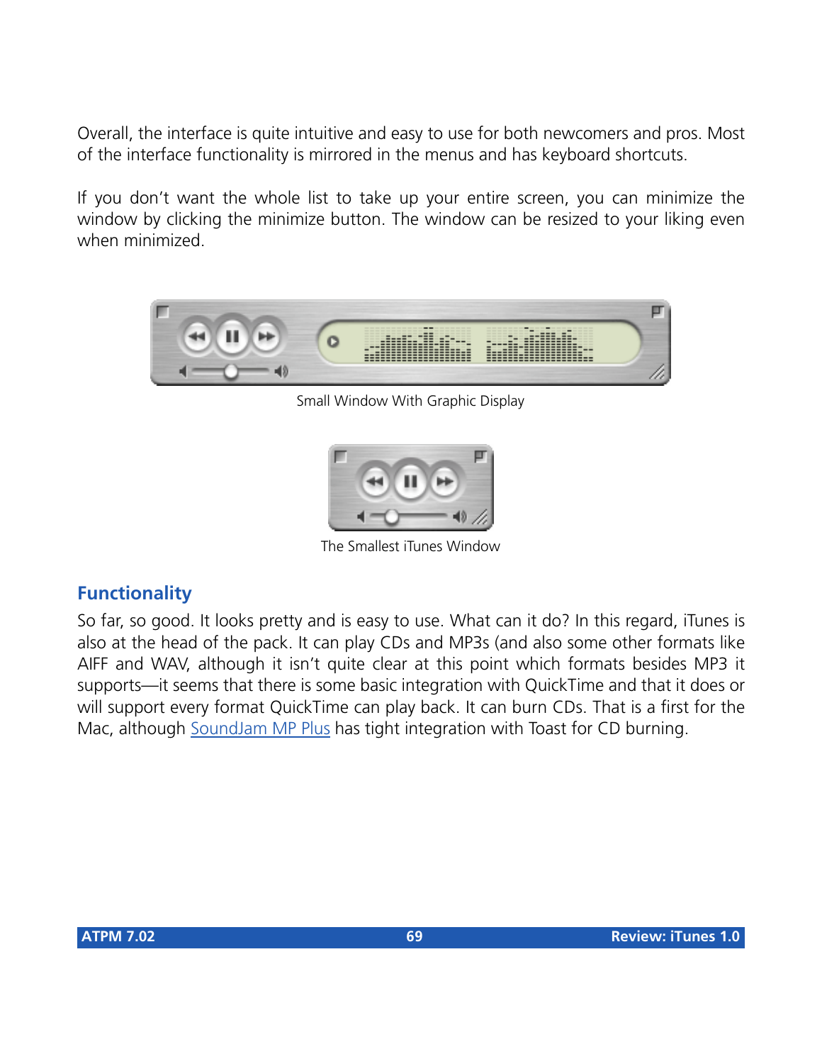Overall, the interface is quite intuitive and easy to use for both newcomers and pros. Most of the interface functionality is mirrored in the menus and has keyboard shortcuts.

If you don't want the whole list to take up your entire screen, you can minimize the window by clicking the minimize button. The window can be resized to your liking even when minimized.

Small Window With Graphic Display

The Smallest iTunes Window

## Functionality

So far, so good. It looks pretty and is easy to use. What can it do? In this regard, iTunes is also at the head of the pack. It can play CDs and MP3s (and also some other formats like AIFF and WAV, although it isn't quite clear at this point which formats besides MP3 it supports—it seems that there is some basic integration with QuickTime and that it does or will support every format QuickTime can play back. It can burn CDs. That is a first for the Mac, although SoundJam MP Plus has tight integration with Toast for CD burning.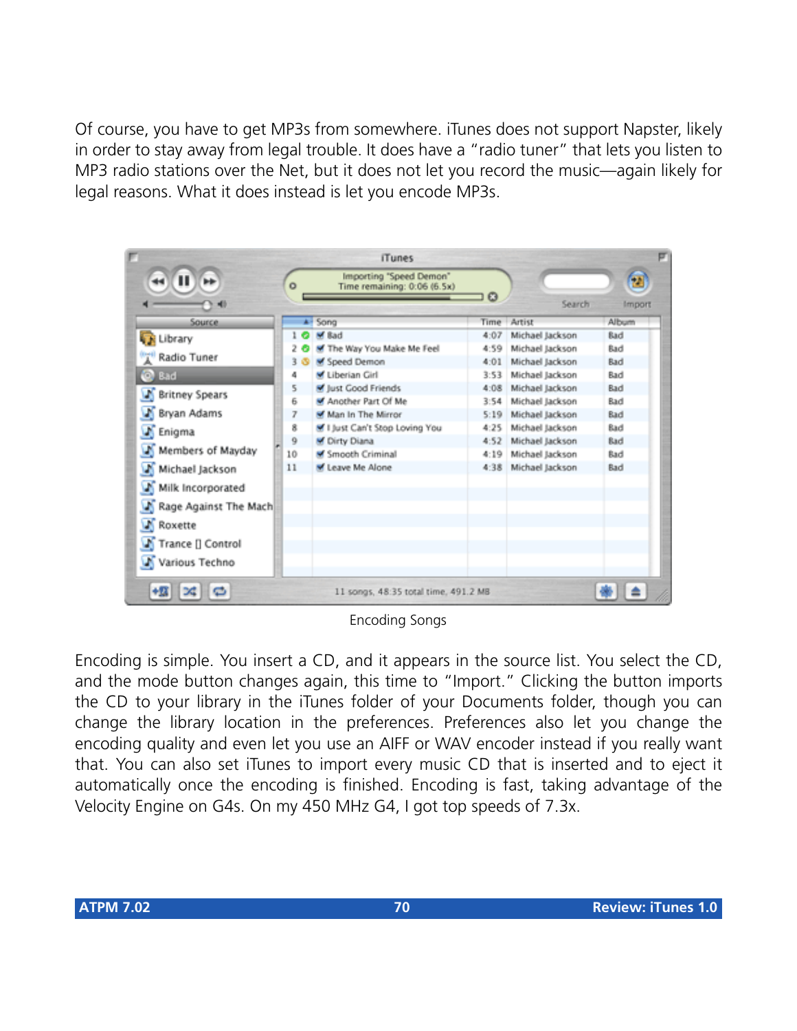Of course, you have to get MP3s from somewhere. iTunes does not support Napster, likely in order to stay away from legal trouble. It does have a “radio tuner” that lets you listen to MP3 radio stations over the Net, but it does not let you record the music—again likely for legal reasons. What it does instead is let you encode MP3s.

Encoding Songs

Encoding is simple. You insert a CD, and it appears in the source list. You select the CD, and the mode button changes again, this time to “Import.” Clicking the button imports the CD to your library in the iTunes folder of your Documents folder, though you can change the library location in the preferences. Preferences also let you change the encoding quality and even let you use an AIFF or WAV encoder instead if you really want that. You can also set iTunes to import every music CD that is inserted and to eject it automatically once the encoding is finished. Encoding is fast, taking advantage of the Velocity Engine on G4s. On my 450 MHz G4, I got top speeds of 7.3x.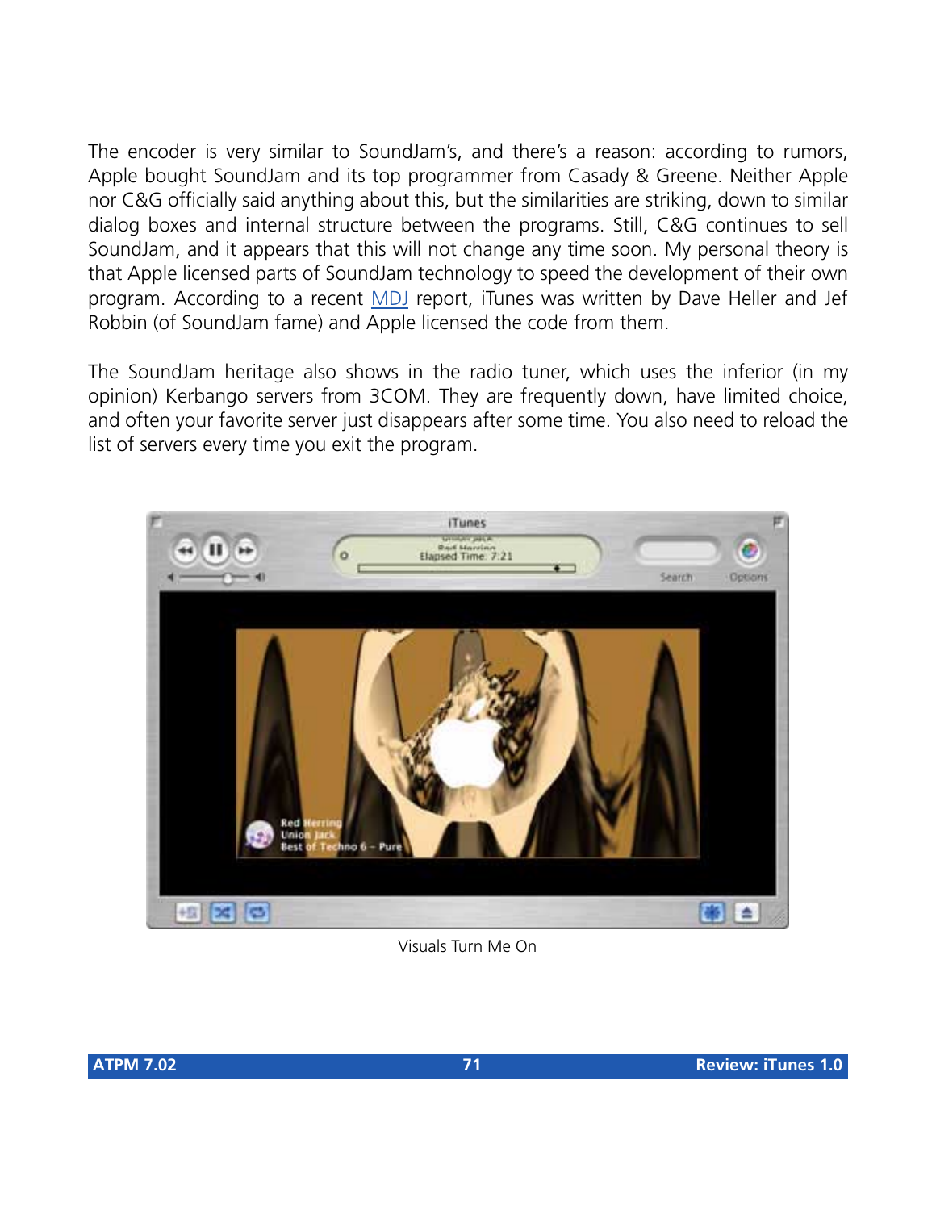The encoder is very similar to SoundJam's, and there's a reason: according to rumors, Apple bought SoundJam and its top programmer from Casady & Greene. Neither Apple nor C&G officially said anything about this, but the similarities are striking, down to similar dialog boxes and internal structure between the programs. Still, C&G continues to sell SoundJam, and it appears that this will not change any time soon. My personal theory is that Apple licensed parts of SoundJam technology to speed the development of their own program. According to a recent MDJ report, iTunes was written by Dave Heller and Jef Robbin (of SoundJam fame) and Apple licensed the code from them.

The SoundJam heritage also shows in the radio tuner, which uses the inferior (in my opinion) Kerbango servers from 3COM. They are frequently down, have limited choice, and often your favorite server just disappears after some time. You also need to reload the list of servers every time you exit the program.

Visuals Turn Me On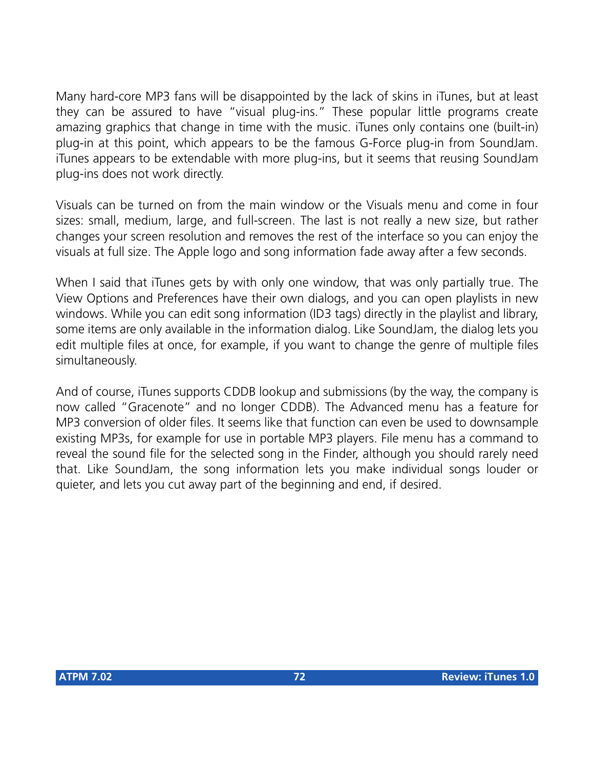Many hard-core MP3 fans will be disappointed by the lack of skins in iTunes, but at least they can be assured to have "visual plug-ins." These popular little programs create amazing graphics that change in time with the music. iTunes only contains one (built-in) plug-in at this point, which appears to be the famous G-Force plug-in from SoundJam. iTunes appears to be extendable with more plug-ins, but it seems that reusing SoundJam plug-ins does not work directly.

Visuals can be turned on from the main window or the Visuals menu and come in four sizes: small, medium, large, and full-screen. The last is not really a new size, but rather changes your screen resolution and removes the rest of the interface so you can enjoy the visuals at full size. The Apple logo and song information fade away after a few seconds.

When I said that iTunes gets by with only one window, that was only partially true. The View Options and Preferences have their own dialogs, and you can open playlists in new windows. While you can edit song information (ID3 tags) directly in the playlist and library, some items are only available in the information dialog. Like SoundJam, the dialog lets you edit multiple files at once, for example, if you want to change the genre of multiple files simultaneously.

And of course, iTunes supports CDDB lookup and submissions (by the way, the company is now called "Gracenote" and no longer CDDB). The Advanced menu has a feature for MP3 conversion of older files. It seems like that function can even be used to downsample existing MP3s, for example for use in portable MP3 players. File menu has a command to reveal the sound file for the selected song in the Finder, although you should rarely need that. Like SoundJam, the song information lets you make individual songs louder or quieter, and lets you cut away part of the beginning and end, if desired.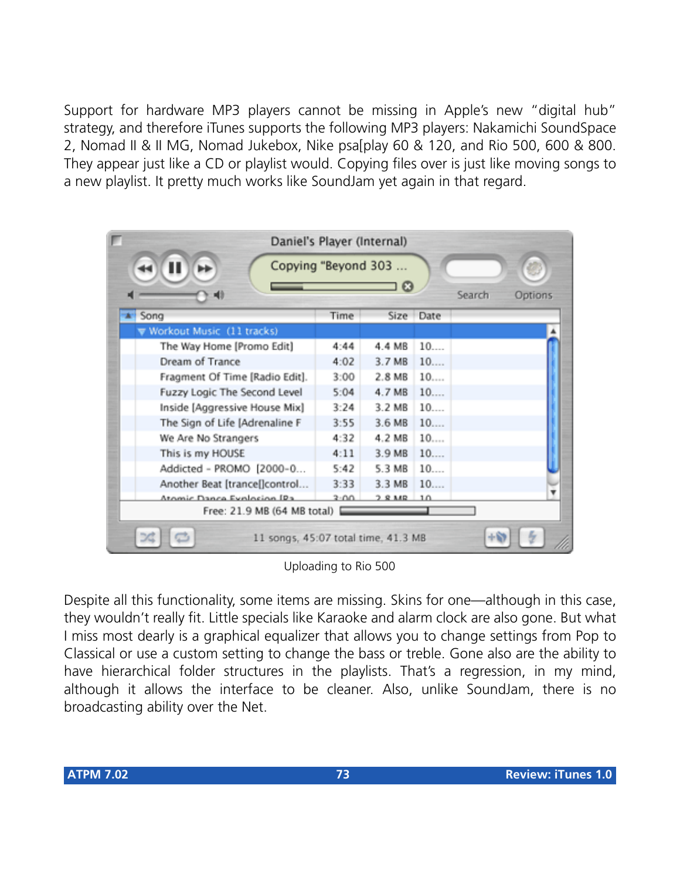Support for hardware MP3 players cannot be missing in Apple's new "digital hub" strategy, and therefore iTunes supports the following MP3 players: Nakamichi SoundSpace 2, Nomad II & II MG, Nomad Jukebox, Nike psa[play 60 & 120, and Rio 500, 600 & 800. They appear just like a CD or playlist would. Copying files over is just like moving songs to a new playlist. It pretty much works like SoundJam yet again in that regard.

Uploading to Rio 500

Despite all this functionality, some items are missing. Skins for one—although in this case, they wouldn't really fit. Little specials like Karaoke and alarm clock are also gone. But what I miss most dearly is a graphical equalizer that allows you to change settings from Pop to Classical or use a custom setting to change the bass or treble. Gone also are the ability to have hierarchical folder structures in the playlists. That's a regression, in my mind, although it allows the interface to be cleaner. Also, unlike SoundJam, there is no broadcasting ability over the Net.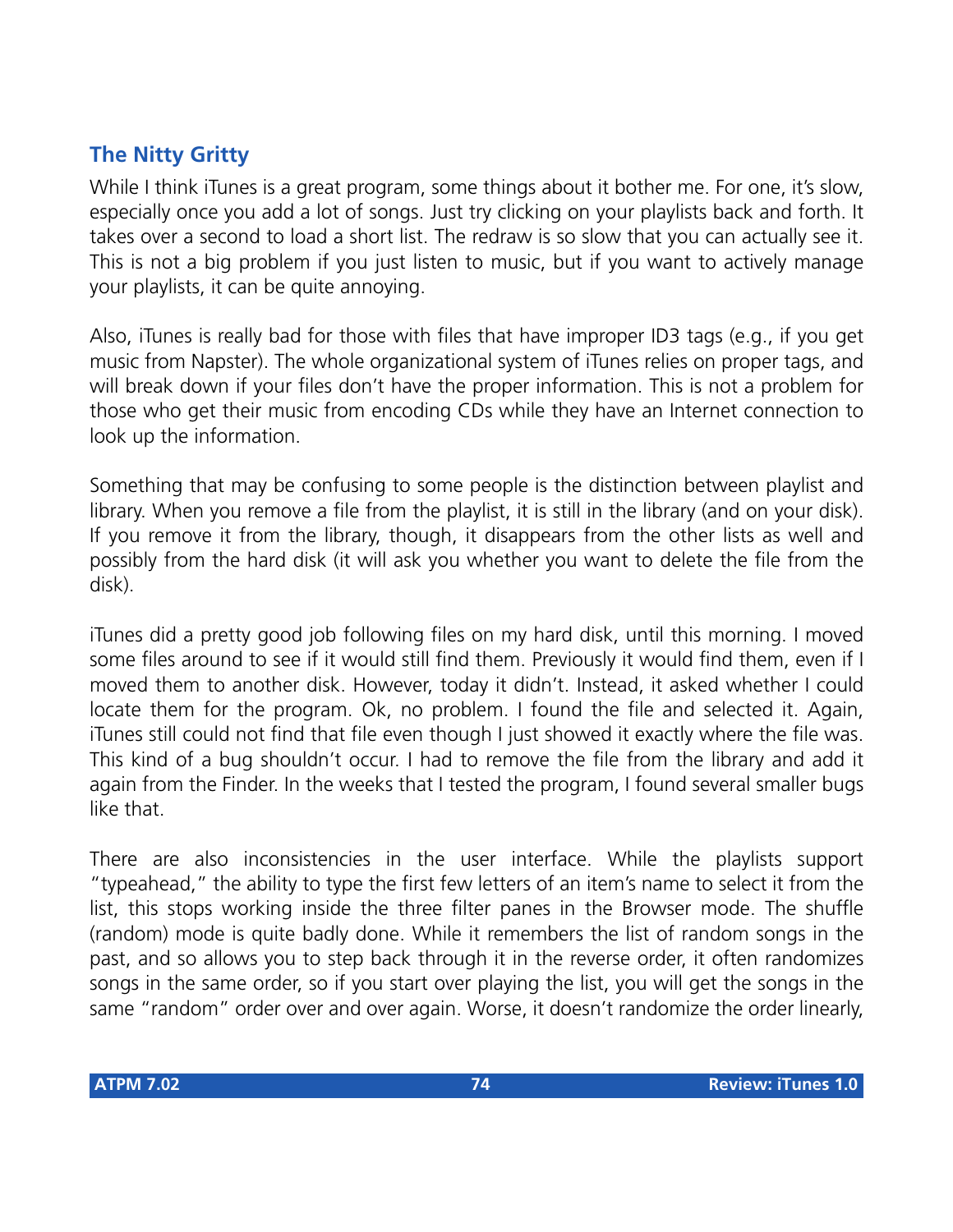### The Nitty Gritty

While I think iTunes is a great program, some things about it bother me. For one, it's slow, especially once you add a lot of songs. Just try clicking on your playlists back and forth. It takes over a second to load a short list. The redraw is so slow that you can actually see it. This is not a big problem if you just listen to music, but if you want to actively manage your playlists, it can be quite annoying.

Also, iTunes is really bad for those with files that have improper ID3 tags (e.g., if you get music from Napster). The whole organizational system of iTunes relies on proper tags, and will break down if your files don't have the proper information. This is not a problem for those who get their music from encoding CDs while they have an Internet connection to look up the information.

Something that may be confusing to some people is the distinction between playlist and library. When you remove a file from the playlist, it is still in the library (and on your disk). If you remove it from the library, though, it disappears from the other lists as well and possibly from the hard disk (it will ask you whether you want to delete the file from the disk).

iTunes did a pretty good job following files on my hard disk, until this morning. I moved some files around to see if it would still find them. Previously it would find them, even if I moved them to another disk. However, today it didn't. Instead, it asked whether I could locate them for the program. Ok, no problem. I found the file and selected it. Again, iTunes still could not find that file even though I just showed it exactly where the file was. This kind of a bug shouldn't occur. I had to remove the file from the library and add it again from the Finder. In the weeks that I tested the program, I found several smaller bugs like that.

There are also inconsistencies in the user interface. While the playlists support "typeahead," the ability to type the first few letters of an item's name to select it from the list, this stops working inside the three filter panes in the Browser mode. The shuffle (random) mode is quite badly done. While it remembers the list of random songs in the past, and so allows you to step back through it in the reverse order, it often randomizes songs in the same order, so if you start over playing the list, you will get the songs in the same "random" order over and over again. Worse, it doesn't randomize the order linearly,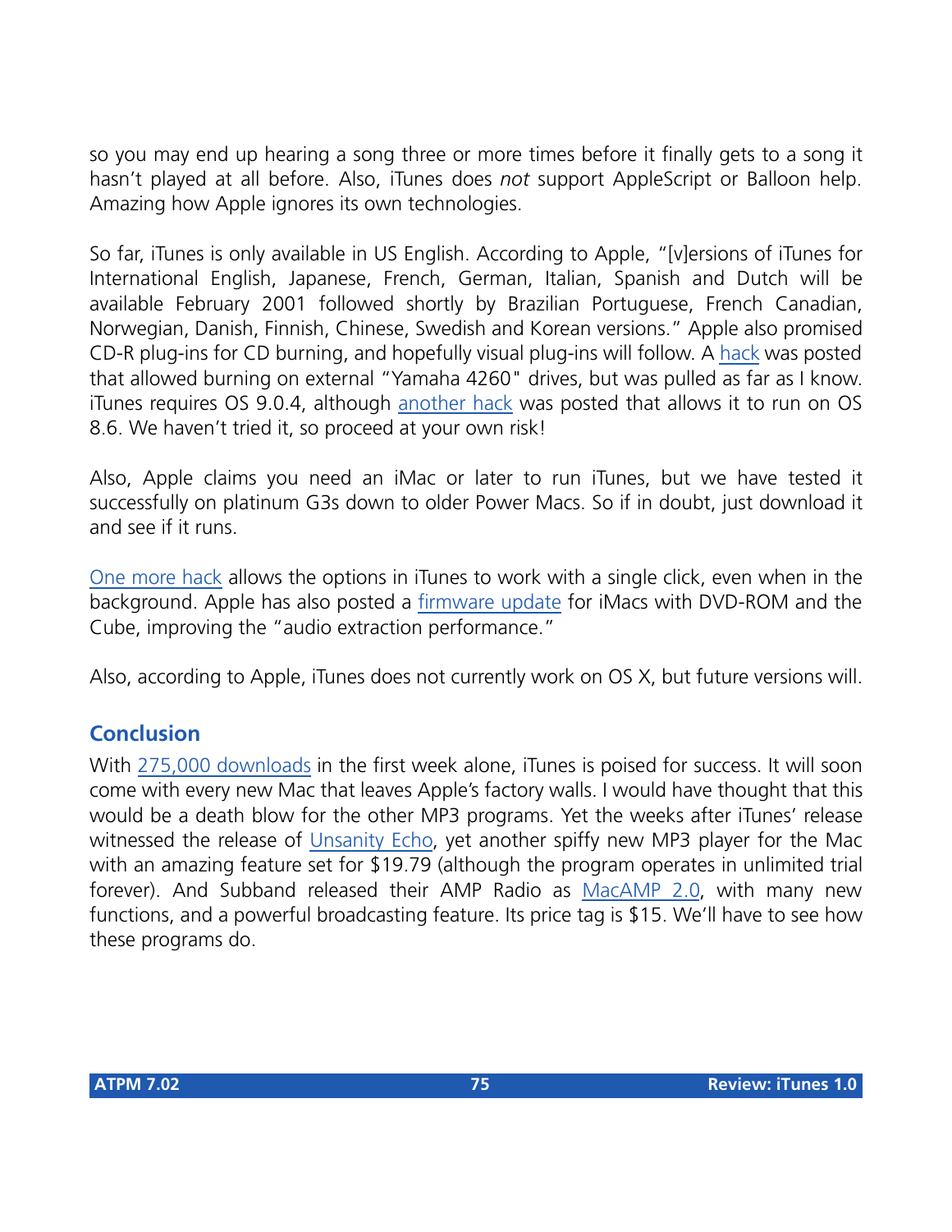so you may end up hearing a song three or more times before it finally gets to a song it hasn't played at all before. Also, iTunes does *not* support AppleScript or Balloon help. Amazing how Apple ignores its own technologies.

So far, iTunes is only available in US English. According to Apple, "[v]ersions of iTunes for International English, Japanese, French, German, Italian, Spanish and Dutch will be available February 2001 followed shortly by Brazilian Portuguese, French Canadian, Norwegian, Danish, Finnish, Chinese, Swedish and Korean versions." Apple also promised CD-R plug-ins for CD burning, and hopefully visual plug-ins will follow. A hack was posted that allowed burning on external "Yamaha 4260" drives, but was pulled as far as I know. iTunes requires OS 9.0.4, although another hack was posted that allows it to run on OS 8.6. We haven't tried it, so proceed at your own risk!

Also, Apple claims you need an iMac or later to run iTunes, but we have tested it successfully on platinum G3s down to older Power Macs. So if in doubt, just download it and see if it runs.

One more hack allows the options in iTunes to work with a single click, even when in the background. Apple has also posted a firmware update for iMacs with DVD-ROM and the Cube, improving the "audio extraction performance."

Also, according to Apple, iTunes does not currently work on OS X, but future versions will.

## Conclusion

With 275,000 downloads in the first week alone, iTunes is poised for success. It will soon come with every new Mac that leaves Apple's factory walls. I would have thought that this would be a death blow for the other MP3 programs. Yet the weeks after iTunes' release witnessed the release of Unsanity Echo, yet another spiffy new MP3 player for the Mac with an amazing feature set for $19.79 (although the program operates in unlimited trial forever). And Subband released their AMP Radio as MacAMP 2.0, with many new functions, and a powerful broadcasting feature. Its price tag is $15. We'll have to see how these programs do.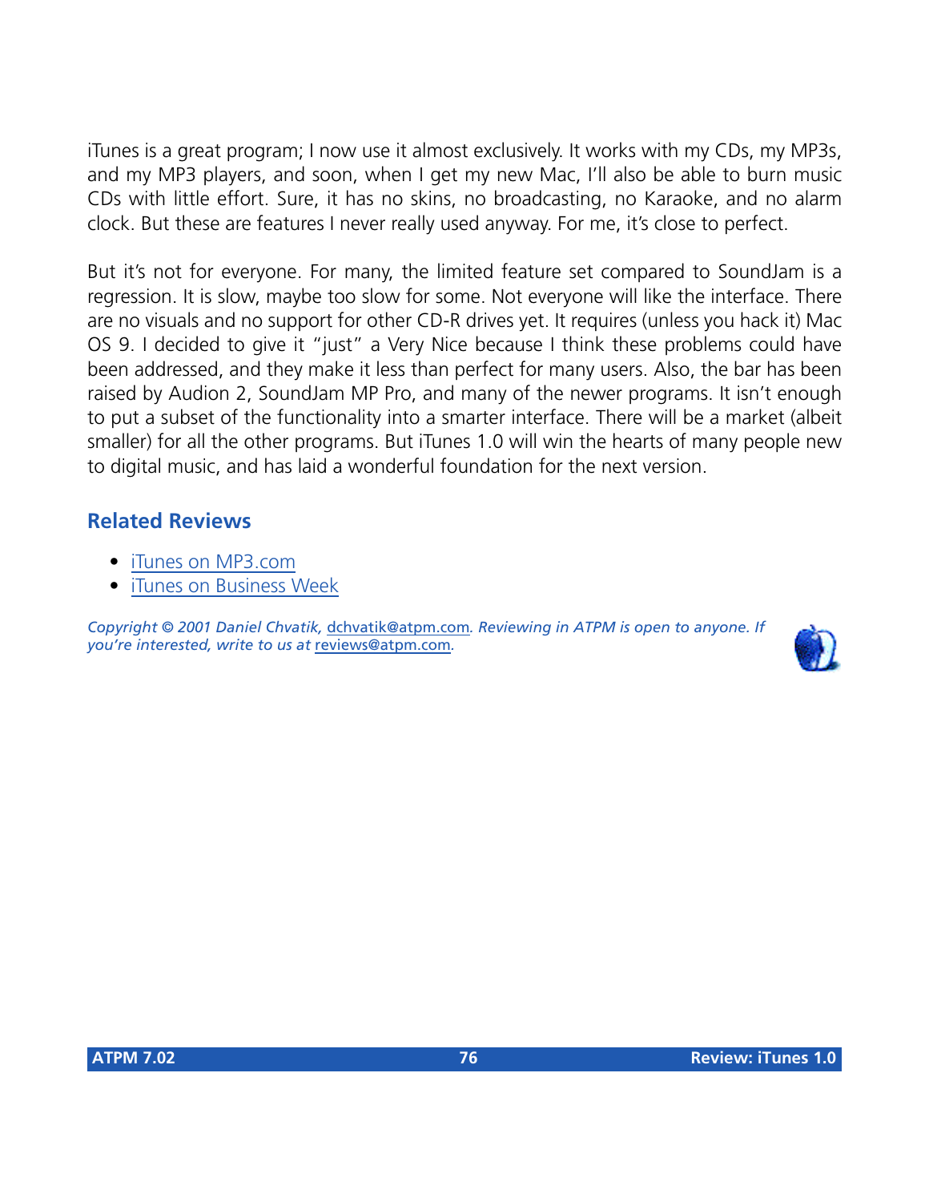iTunes is a great program; I now use it almost exclusively. It works with my CDs, my MP3s, and my MP3 players, and soon, when I get my new Mac, I'll also be able to burn music CDs with little effort. Sure, it has no skins, no broadcasting, no Karaoke, and no alarm clock. But these are features I never really used anyway. For me, it's close to perfect.

But it's not for everyone. For many, the limited feature set compared to SoundJam is a regression. It is slow, maybe too slow for some. Not everyone will like the interface. There are no visuals and no support for other CD-R drives yet. It requires (unless you hack it) Mac OS 9. I decided to give it "just" a Very Nice because I think these problems could have been addressed, and they make it less than perfect for many users. Also, the bar has been raised by Audion 2, SoundJam MP Pro, and many of the newer programs. It isn't enough to put a subset of the functionality into a smarter interface. There will be a market (albeit smaller) for all the other programs. But iTunes 1.0 will win the hearts of many people new to digital music, and has laid a wonderful foundation for the next version.

## Related Reviews

- iTunes on MP3.com
- iTunes on Business Week

*Copyright © 2001 Daniel Chvatik, dchvatik@atpm.com. Reviewing in ATPM is open to anyone. If you're interested, write to us at reviews@atpm.com.*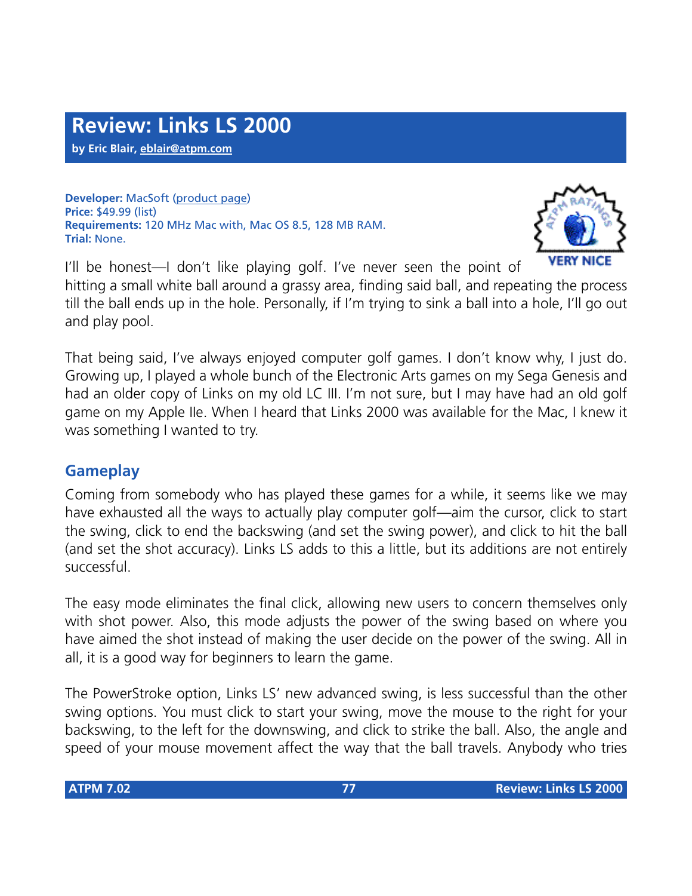# Review: Links LS 2000

**by Eric Blair, eblair@atpm.com**

**Developer:** MacSoft (product page)
**Price:** $49.99 (list)
**Requirements:** 120 MHz Mac with, Mac OS 8.5, 128 MB RAM.
**Trial:** None.

I'll be honest—I don't like playing golf. I've never seen the point of hitting a small white ball around a grassy area, finding said ball, and repeating the process till the ball ends up in the hole. Personally, if I'm trying to sink a ball into a hole, I'll go out and play pool.

That being said, I've always enjoyed computer golf games. I don't know why, I just do. Growing up, I played a whole bunch of the Electronic Arts games on my Sega Genesis and had an older copy of Links on my old LC III. I'm not sure, but I may have had an old golf game on my Apple IIe. When I heard that Links 2000 was available for the Mac, I knew it was something I wanted to try.

## Gameplay

Coming from somebody who has played these games for a while, it seems like we may have exhausted all the ways to actually play computer golf—aim the cursor, click to start the swing, click to end the backswing (and set the swing power), and click to hit the ball (and set the shot accuracy). Links LS adds to this a little, but its additions are not entirely successful.

The easy mode eliminates the final click, allowing new users to concern themselves only with shot power. Also, this mode adjusts the power of the swing based on where you have aimed the shot instead of making the user decide on the power of the swing. All in all, it is a good way for beginners to learn the game.

The PowerStroke option, Links LS' new advanced swing, is less successful than the other swing options. You must click to start your swing, move the mouse to the right for your backswing, to the left for the downswing, and click to strike the ball. Also, the angle and speed of your mouse movement affect the way that the ball travels. Anybody who tries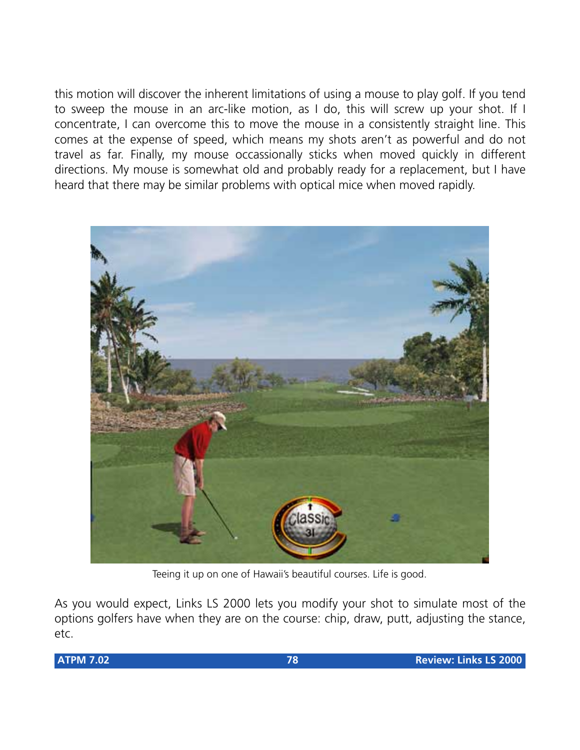this motion will discover the inherent limitations of using a mouse to play golf. If you tend to sweep the mouse in an arc-like motion, as I do, this will screw up your shot. If I concentrate, I can overcome this to move the mouse in a consistently straight line. This comes at the expense of speed, which means my shots aren't as powerful and do not travel as far. Finally, my mouse occassionally sticks when moved quickly in different directions. My mouse is somewhat old and probably ready for a replacement, but I have heard that there may be similar problems with optical mice when moved rapidly.

Teeing it up on one of Hawaii's beautiful courses. Life is good.

As you would expect, Links LS 2000 lets you modify your shot to simulate most of the options golfers have when they are on the course: chip, draw, putt, adjusting the stance, etc.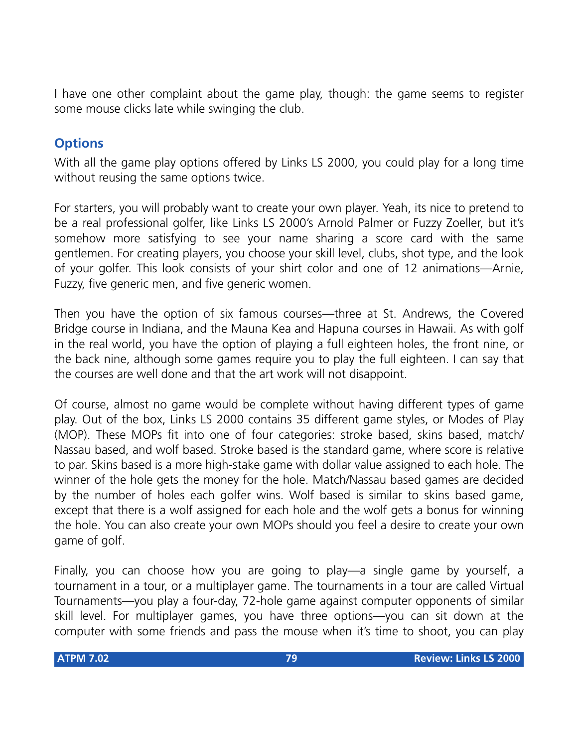I have one other complaint about the game play, though: the game seems to register some mouse clicks late while swinging the club.

## Options

With all the game play options offered by Links LS 2000, you could play for a long time without reusing the same options twice.

For starters, you will probably want to create your own player. Yeah, its nice to pretend to be a real professional golfer, like Links LS 2000's Arnold Palmer or Fuzzy Zoeller, but it's somehow more satisfying to see your name sharing a score card with the same gentlemen. For creating players, you choose your skill level, clubs, shot type, and the look of your golfer. This look consists of your shirt color and one of 12 animations—Arnie, Fuzzy, five generic men, and five generic women.

Then you have the option of six famous courses—three at St. Andrews, the Covered Bridge course in Indiana, and the Mauna Kea and Hapuna courses in Hawaii. As with golf in the real world, you have the option of playing a full eighteen holes, the front nine, or the back nine, although some games require you to play the full eighteen. I can say that the courses are well done and that the art work will not disappoint.

Of course, almost no game would be complete without having different types of game play. Out of the box, Links LS 2000 contains 35 different game styles, or Modes of Play (MOP). These MOPs fit into one of four categories: stroke based, skins based, match/Nassau based, and wolf based. Stroke based is the standard game, where score is relative to par. Skins based is a more high-stake game with dollar value assigned to each hole. The winner of the hole gets the money for the hole. Match/Nassau based games are decided by the number of holes each golfer wins. Wolf based is similar to skins based game, except that there is a wolf assigned for each hole and the wolf gets a bonus for winning the hole. You can also create your own MOPs should you feel a desire to create your own game of golf.

Finally, you can choose how you are going to play—a single game by yourself, a tournament in a tour, or a multiplayer game. The tournaments in a tour are called Virtual Tournaments—you play a four-day, 72-hole game against computer opponents of similar skill level. For multiplayer games, you have three options—you can sit down at the computer with some friends and pass the mouse when it's time to shoot, you can play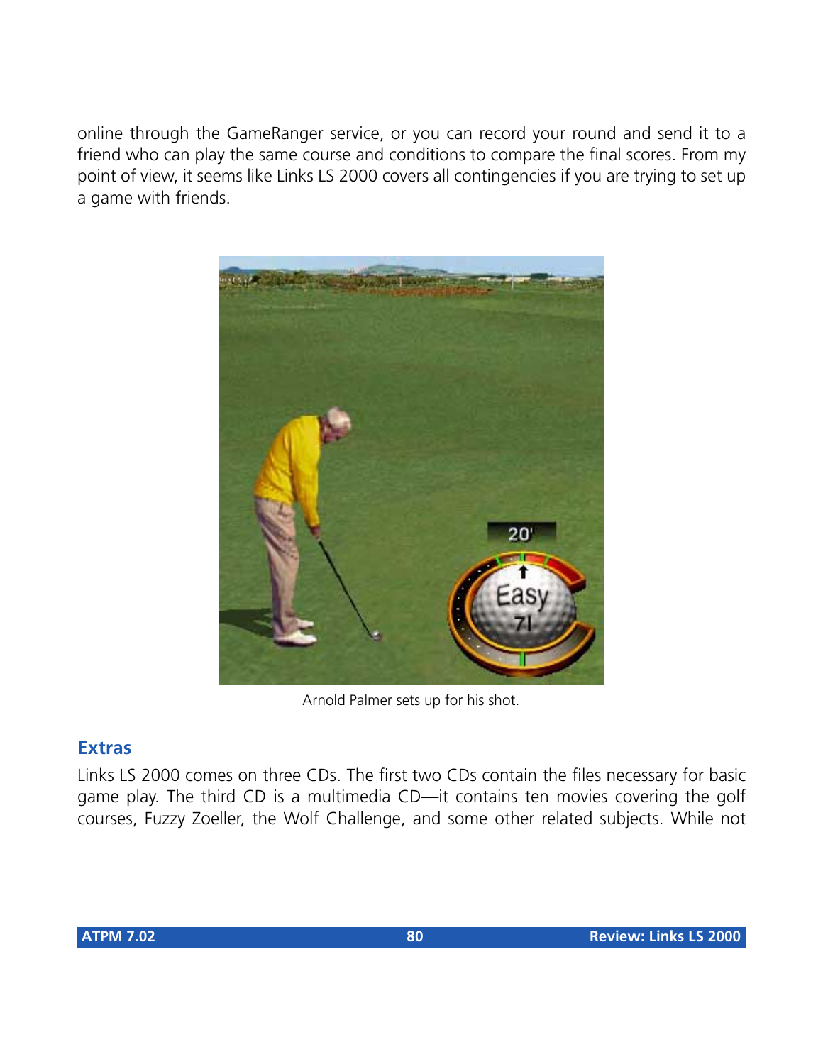online through the GameRanger service, or you can record your round and send it to a friend who can play the same course and conditions to compare the final scores. From my point of view, it seems like Links LS 2000 covers all contingencies if you are trying to set up a game with friends.

Arnold Palmer sets up for his shot.

## Extras

Links LS 2000 comes on three CDs. The first two CDs contain the files necessary for basic game play. The third CD is a multimedia CD—it contains ten movies covering the golf courses, Fuzzy Zoeller, the Wolf Challenge, and some other related subjects. While not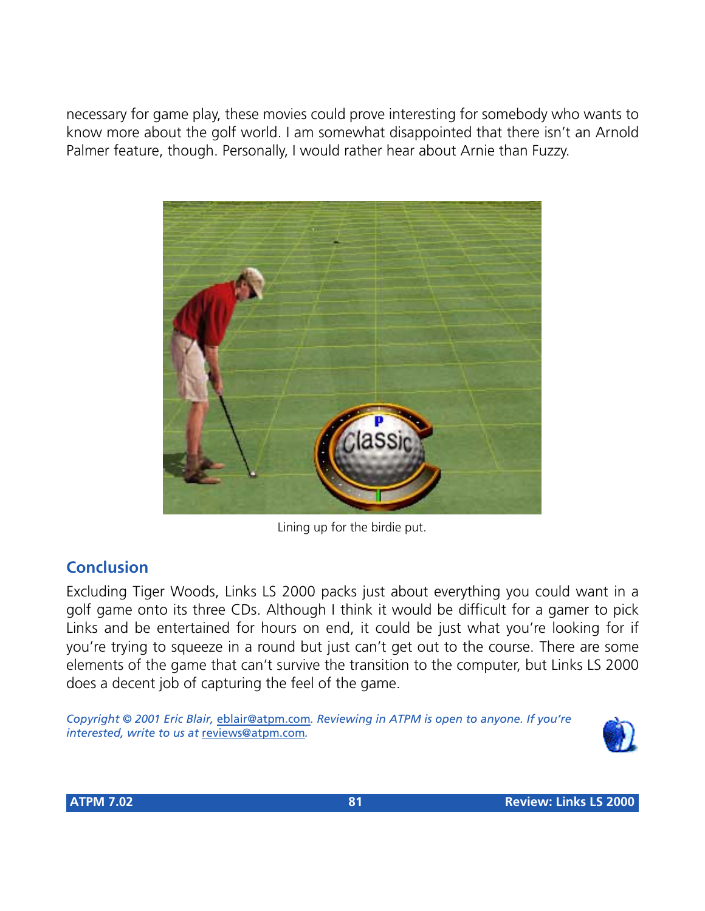necessary for game play, these movies could prove interesting for somebody who wants to know more about the golf world. I am somewhat disappointed that there isn't an Arnold Palmer feature, though. Personally, I would rather hear about Arnie than Fuzzy.

Lining up for the birdie put.

## Conclusion

Excluding Tiger Woods, Links LS 2000 packs just about everything you could want in a golf game onto its three CDs. Although I think it would be difficult for a gamer to pick Links and be entertained for hours on end, it could be just what you're looking for if you're trying to squeeze in a round but just can't get out to the course. There are some elements of the game that can't survive the transition to the computer, but Links LS 2000 does a decent job of capturing the feel of the game.

*Copyright © 2001 Eric Blair, eblair@atpm.com. Reviewing in ATPM is open to anyone. If you're interested, write to us at reviews@atpm.com.*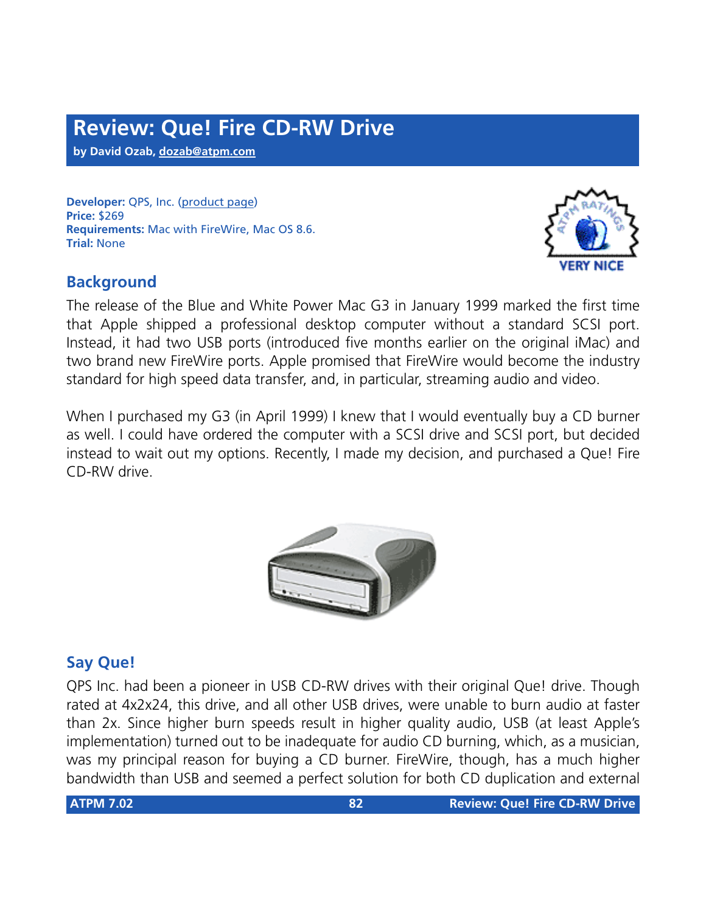# Review: Que! Fire CD-RW Drive

**by David Ozab, dozab@atpm.com**

**Developer:** QPS, Inc. (product page)
**Price:** $269
**Requirements:** Mac with FireWire, Mac OS 8.6.
**Trial:** None

## Background

The release of the Blue and White Power Mac G3 in January 1999 marked the first time that Apple shipped a professional desktop computer without a standard SCSI port. Instead, it had two USB ports (introduced five months earlier on the original iMac) and two brand new FireWire ports. Apple promised that FireWire would become the industry standard for high speed data transfer, and, in particular, streaming audio and video.

When I purchased my G3 (in April 1999) I knew that I would eventually buy a CD burner as well. I could have ordered the computer with a SCSI drive and SCSI port, but decided instead to wait out my options. Recently, I made my decision, and purchased a Que! Fire CD-RW drive.

## Say Que!

QPS Inc. had been a pioneer in USB CD-RW drives with their original Que! drive. Though rated at 4x2x24, this drive, and all other USB drives, were unable to burn audio at faster than 2x. Since higher burn speeds result in higher quality audio, USB (at least Apple's implementation) turned out to be inadequate for audio CD burning, which, as a musician, was my principal reason for buying a CD burner. FireWire, though, has a much higher bandwidth than USB and seemed a perfect solution for both CD duplication and external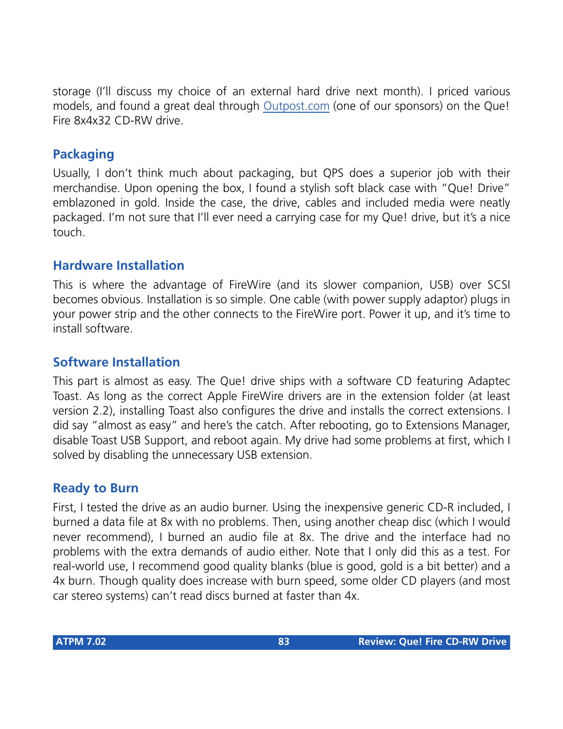storage (I'll discuss my choice of an external hard drive next month). I priced various models, and found a great deal through [Outpost.com](http://www.outpost.com) (one of our sponsors) on the Que! Fire 8x4x32 CD-RW drive.

## Packaging

Usually, I don't think much about packaging, but QPS does a superior job with their merchandise. Upon opening the box, I found a stylish soft black case with "Que! Drive" emblazoned in gold. Inside the case, the drive, cables and included media were neatly packaged. I'm not sure that I'll ever need a carrying case for my Que! drive, but it's a nice touch.

## Hardware Installation

This is where the advantage of FireWire (and its slower companion, USB) over SCSI becomes obvious. Installation is so simple. One cable (with power supply adaptor) plugs in your power strip and the other connects to the FireWire port. Power it up, and it's time to install software.

## Software Installation

This part is almost as easy. The Que! drive ships with a software CD featuring Adaptec Toast. As long as the correct Apple FireWire drivers are in the extension folder (at least version 2.2), installing Toast also configures the drive and installs the correct extensions. I did say "almost as easy" and here's the catch. After rebooting, go to Extensions Manager, disable Toast USB Support, and reboot again. My drive had some problems at first, which I solved by disabling the unnecessary USB extension.

## Ready to Burn

First, I tested the drive as an audio burner. Using the inexpensive generic CD-R included, I burned a data file at 8x with no problems. Then, using another cheap disc (which I would never recommend), I burned an audio file at 8x. The drive and the interface had no problems with the extra demands of audio either. Note that I only did this as a test. For real-world use, I recommend good quality blanks (blue is good, gold is a bit better) and a 4x burn. Though quality does increase with burn speed, some older CD players (and most car stereo systems) can't read discs burned at faster than 4x.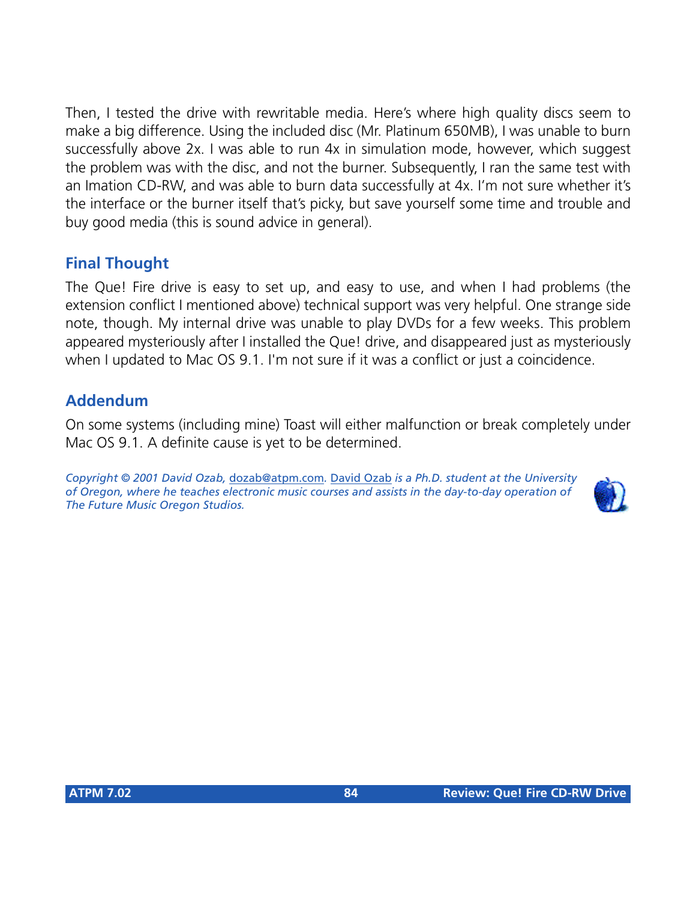Then, I tested the drive with rewritable media. Here's where high quality discs seem to make a big difference. Using the included disc (Mr. Platinum 650MB), I was unable to burn successfully above 2x. I was able to run 4x in simulation mode, however, which suggest the problem was with the disc, and not the burner. Subsequently, I ran the same test with an Imation CD-RW, and was able to burn data successfully at 4x. I'm not sure whether it's the interface or the burner itself that's picky, but save yourself some time and trouble and buy good media (this is sound advice in general).

## Final Thought

The Que! Fire drive is easy to set up, and easy to use, and when I had problems (the extension conflict I mentioned above) technical support was very helpful. One strange side note, though. My internal drive was unable to play DVDs for a few weeks. This problem appeared mysteriously after I installed the Que! drive, and disappeared just as mysteriously when I updated to Mac OS 9.1. I'm not sure if it was a conflict or just a coincidence.

## Addendum

On some systems (including mine) Toast will either malfunction or break completely under Mac OS 9.1. A definite cause is yet to be determined.

*Copyright © 2001 David Ozab, dozab@atpm.com. David Ozab is a Ph.D. student at the University of Oregon, where he teaches electronic music courses and assists in the day-to-day operation of The Future Music Oregon Studios.*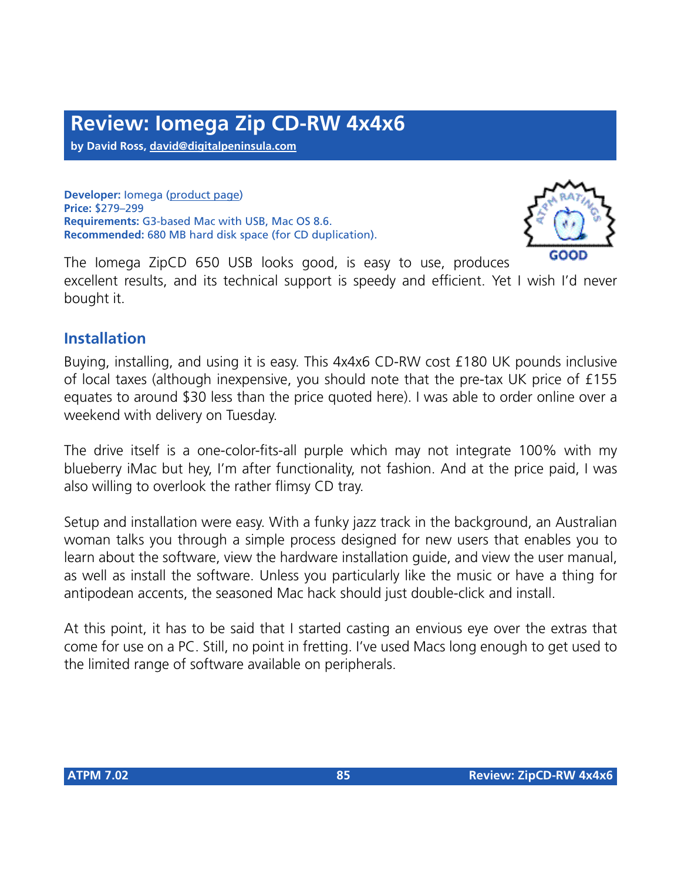# Review: Iomega Zip CD-RW 4x4x6

**by David Ross, david@digitalpeninsula.com**

**Developer:** Iomega (product page)
**Price:** $279–299
**Requirements:** G3-based Mac with USB, Mac OS 8.6.
**Recommended:** 680 MB hard disk space (for CD duplication).

GOOD

The Iomega ZipCD 650 USB looks good, is easy to use, produces excellent results, and its technical support is speedy and efficient. Yet I wish I'd never bought it.

## Installation

Buying, installing, and using it is easy. This 4x4x6 CD-RW cost £180 UK pounds inclusive of local taxes (although inexpensive, you should note that the pre-tax UK price of £155 equates to around $30 less than the price quoted here). I was able to order online over a weekend with delivery on Tuesday.

The drive itself is a one-color-fits-all purple which may not integrate 100% with my blueberry iMac but hey, I'm after functionality, not fashion. And at the price paid, I was also willing to overlook the rather flimsy CD tray.

Setup and installation were easy. With a funky jazz track in the background, an Australian woman talks you through a simple process designed for new users that enables you to learn about the software, view the hardware installation guide, and view the user manual, as well as install the software. Unless you particularly like the music or have a thing for antipodean accents, the seasoned Mac hack should just double-click and install.

At this point, it has to be said that I started casting an envious eye over the extras that come for use on a PC. Still, no point in fretting. I've used Macs long enough to get used to the limited range of software available on peripherals.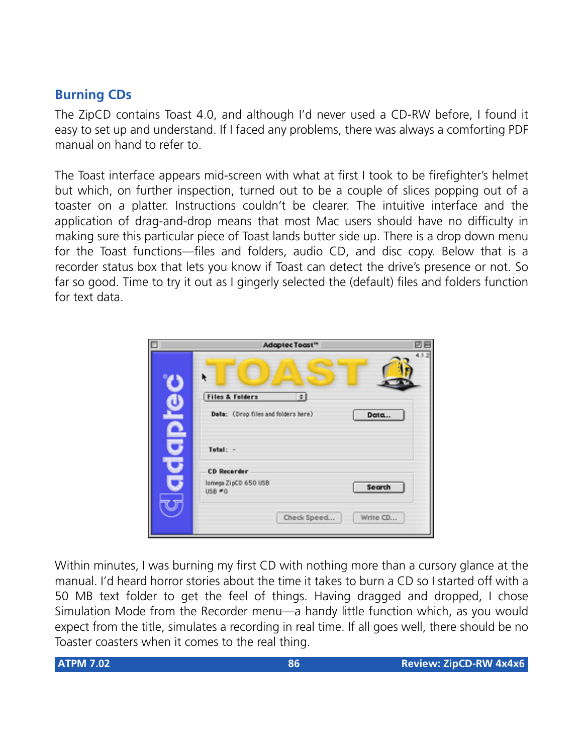## Burning CDs

The ZipCD contains Toast 4.0, and although I'd never used a CD-RW before, I found it easy to set up and understand. If I faced any problems, there was always a comforting PDF manual on hand to refer to.

The Toast interface appears mid-screen with what at first I took to be firefighter's helmet but which, on further inspection, turned out to be a couple of slices popping out of a toaster on a platter. Instructions couldn't be clearer. The intuitive interface and the application of drag-and-drop means that most Mac users should have no difficulty in making sure this particular piece of Toast lands butter side up. There is a drop down menu for the Toast functions—files and folders, audio CD, and disc copy. Below that is a recorder status box that lets you know if Toast can detect the drive's presence or not. So far so good. Time to try it out as I gingerly selected the (default) files and folders function for text data.

Within minutes, I was burning my first CD with nothing more than a cursory glance at the manual. I'd heard horror stories about the time it takes to burn a CD so I started off with a 50 MB text folder to get the feel of things. Having dragged and dropped, I chose Simulation Mode from the Recorder menu—a handy little function which, as you would expect from the title, simulates a recording in real time. If all goes well, there should be no Toaster coasters when it comes to the real thing.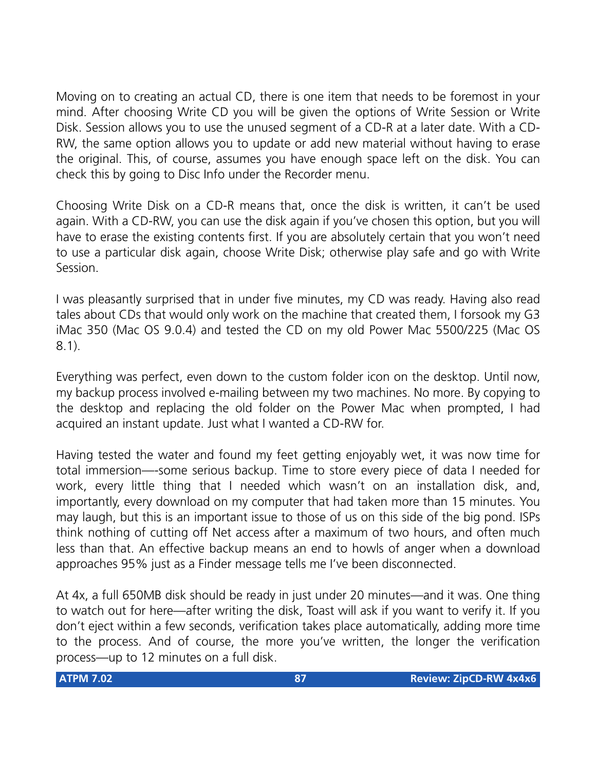Moving on to creating an actual CD, there is one item that needs to be foremost in your mind. After choosing Write CD you will be given the options of Write Session or Write Disk. Session allows you to use the unused segment of a CD-R at a later date. With a CD-RW, the same option allows you to update or add new material without having to erase the original. This, of course, assumes you have enough space left on the disk. You can check this by going to Disc Info under the Recorder menu.

Choosing Write Disk on a CD-R means that, once the disk is written, it can’t be used again. With a CD-RW, you can use the disk again if you’ve chosen this option, but you will have to erase the existing contents first. If you are absolutely certain that you won’t need to use a particular disk again, choose Write Disk; otherwise play safe and go with Write Session.

I was pleasantly surprised that in under five minutes, my CD was ready. Having also read tales about CDs that would only work on the machine that created them, I forsook my G3 iMac 350 (Mac OS 9.0.4) and tested the CD on my old Power Mac 5500/225 (Mac OS 8.1).

Everything was perfect, even down to the custom folder icon on the desktop. Until now, my backup process involved e-mailing between my two machines. No more. By copying to the desktop and replacing the old folder on the Power Mac when prompted, I had acquired an instant update. Just what I wanted a CD-RW for.

Having tested the water and found my feet getting enjoyably wet, it was now time for total immersion—-some serious backup. Time to store every piece of data I needed for work, every little thing that I needed which wasn’t on an installation disk, and, importantly, every download on my computer that had taken more than 15 minutes. You may laugh, but this is an important issue to those of us on this side of the big pond. ISPs think nothing of cutting off Net access after a maximum of two hours, and often much less than that. An effective backup means an end to howls of anger when a download approaches 95% just as a Finder message tells me I’ve been disconnected.

At 4x, a full 650MB disk should be ready in just under 20 minutes—and it was. One thing to watch out for here—after writing the disk, Toast will ask if you want to verify it. If you don’t eject within a few seconds, verification takes place automatically, adding more time to the process. And of course, the more you’ve written, the longer the verification process—up to 12 minutes on a full disk.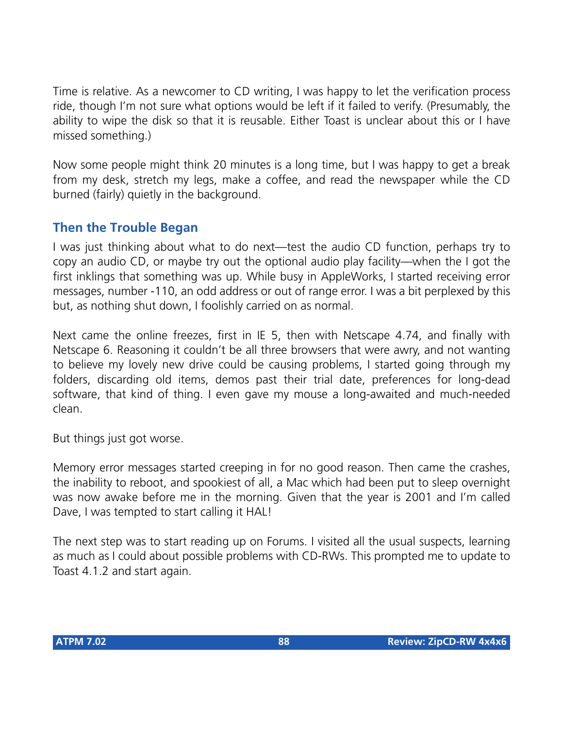Time is relative. As a newcomer to CD writing, I was happy to let the verification process ride, though I'm not sure what options would be left if it failed to verify. (Presumably, the ability to wipe the disk so that it is reusable. Either Toast is unclear about this or I have missed something.)

Now some people might think 20 minutes is a long time, but I was happy to get a break from my desk, stretch my legs, make a coffee, and read the newspaper while the CD burned (fairly) quietly in the background.

## Then the Trouble Began

I was just thinking about what to do next—test the audio CD function, perhaps try to copy an audio CD, or maybe try out the optional audio play facility—when the I got the first inklings that something was up. While busy in AppleWorks, I started receiving error messages, number -110, an odd address or out of range error. I was a bit perplexed by this but, as nothing shut down, I foolishly carried on as normal.

Next came the online freezes, first in IE 5, then with Netscape 4.74, and finally with Netscape 6. Reasoning it couldn't be all three browsers that were awry, and not wanting to believe my lovely new drive could be causing problems, I started going through my folders, discarding old items, demos past their trial date, preferences for long-dead software, that kind of thing. I even gave my mouse a long-awaited and much-needed clean.

But things just got worse.

Memory error messages started creeping in for no good reason. Then came the crashes, the inability to reboot, and spookiest of all, a Mac which had been put to sleep overnight was now awake before me in the morning. Given that the year is 2001 and I'm called Dave, I was tempted to start calling it HAL!

The next step was to start reading up on Forums. I visited all the usual suspects, learning as much as I could about possible problems with CD-RWs. This prompted me to update to Toast 4.1.2 and start again.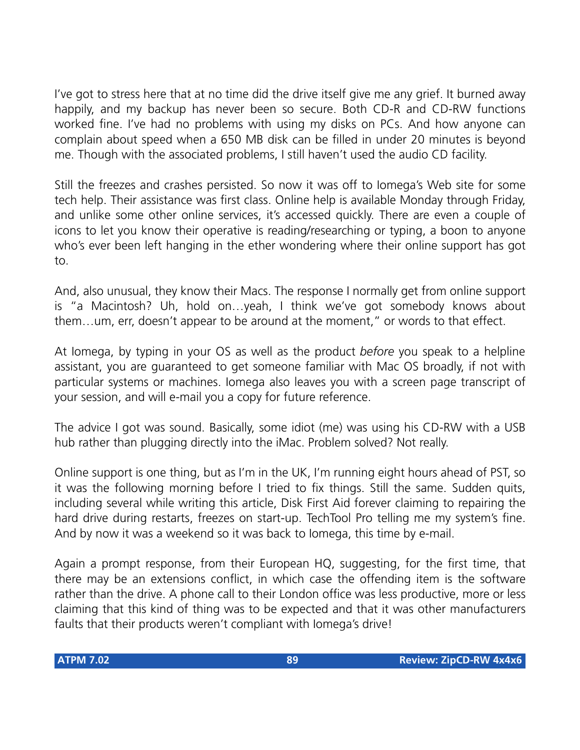I've got to stress here that at no time did the drive itself give me any grief. It burned away happily, and my backup has never been so secure. Both CD-R and CD-RW functions worked fine. I've had no problems with using my disks on PCs. And how anyone can complain about speed when a 650 MB disk can be filled in under 20 minutes is beyond me. Though with the associated problems, I still haven't used the audio CD facility.

Still the freezes and crashes persisted. So now it was off to Iomega's Web site for some tech help. Their assistance was first class. Online help is available Monday through Friday, and unlike some other online services, it's accessed quickly. There are even a couple of icons to let you know their operative is reading/researching or typing, a boon to anyone who's ever been left hanging in the ether wondering where their online support has got to.

And, also unusual, they know their Macs. The response I normally get from online support is "a Macintosh? Uh, hold on…yeah, I think we've got somebody knows about them…um, err, doesn't appear to be around at the moment," or words to that effect.

At Iomega, by typing in your OS as well as the product *before* you speak to a helpline assistant, you are guaranteed to get someone familiar with Mac OS broadly, if not with particular systems or machines. Iomega also leaves you with a screen page transcript of your session, and will e-mail you a copy for future reference.

The advice I got was sound. Basically, some idiot (me) was using his CD-RW with a USB hub rather than plugging directly into the iMac. Problem solved? Not really.

Online support is one thing, but as I'm in the UK, I'm running eight hours ahead of PST, so it was the following morning before I tried to fix things. Still the same. Sudden quits, including several while writing this article, Disk First Aid forever claiming to repairing the hard drive during restarts, freezes on start-up. TechTool Pro telling me my system's fine. And by now it was a weekend so it was back to Iomega, this time by e-mail.

Again a prompt response, from their European HQ, suggesting, for the first time, that there may be an extensions conflict, in which case the offending item is the software rather than the drive. A phone call to their London office was less productive, more or less claiming that this kind of thing was to be expected and that it was other manufacturers faults that their products weren't compliant with Iomega's drive!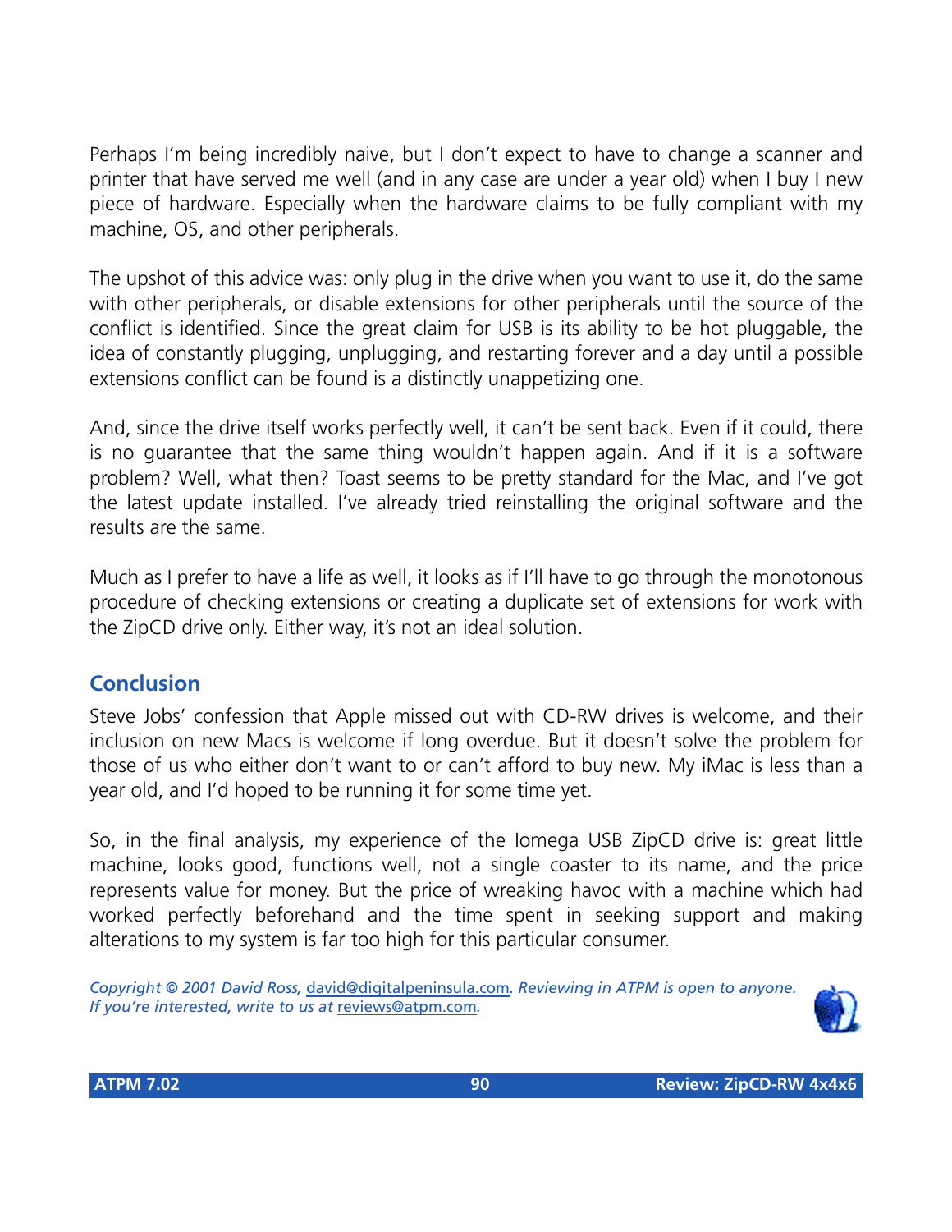Perhaps I'm being incredibly naive, but I don't expect to have to change a scanner and printer that have served me well (and in any case are under a year old) when I buy I new piece of hardware. Especially when the hardware claims to be fully compliant with my machine, OS, and other peripherals.

The upshot of this advice was: only plug in the drive when you want to use it, do the same with other peripherals, or disable extensions for other peripherals until the source of the conflict is identified. Since the great claim for USB is its ability to be hot pluggable, the idea of constantly plugging, unplugging, and restarting forever and a day until a possible extensions conflict can be found is a distinctly unappetizing one.

And, since the drive itself works perfectly well, it can't be sent back. Even if it could, there is no guarantee that the same thing wouldn't happen again. And if it is a software problem? Well, what then? Toast seems to be pretty standard for the Mac, and I've got the latest update installed. I've already tried reinstalling the original software and the results are the same.

Much as I prefer to have a life as well, it looks as if I'll have to go through the monotonous procedure of checking extensions or creating a duplicate set of extensions for work with the ZipCD drive only. Either way, it's not an ideal solution.

## Conclusion

Steve Jobs' confession that Apple missed out with CD-RW drives is welcome, and their inclusion on new Macs is welcome if long overdue. But it doesn't solve the problem for those of us who either don't want to or can't afford to buy new. My iMac is less than a year old, and I'd hoped to be running it for some time yet.

So, in the final analysis, my experience of the Iomega USB ZipCD drive is: great little machine, looks good, functions well, not a single coaster to its name, and the price represents value for money. But the price of wreaking havoc with a machine which had worked perfectly beforehand and the time spent in seeking support and making alterations to my system is far too high for this particular consumer.

*Copyright © 2001 David Ross, david@digitalpeninsula.com. Reviewing in ATPM is open to anyone. If you're interested, write to us at reviews@atpm.com.*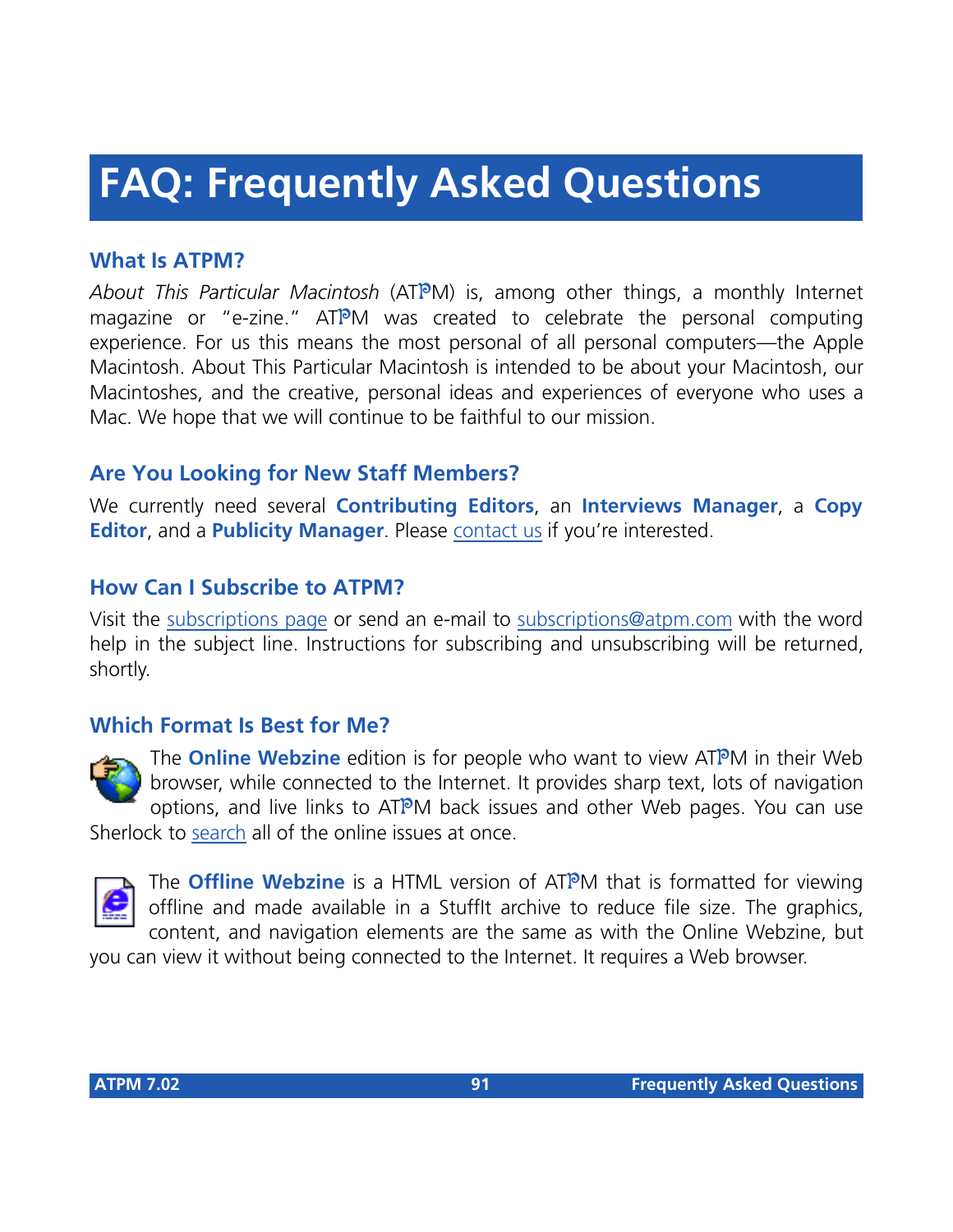# FAQ: Frequently Asked Questions

## What Is ATPM?

*About This Particular Macintosh* (ATPM) is, among other things, a monthly Internet magazine or "e-zine." ATPM was created to celebrate the personal computing experience. For us this means the most personal of all personal computers—the Apple Macintosh. About This Particular Macintosh is intended to be about your Macintosh, our Macintoshes, and the creative, personal ideas and experiences of everyone who uses a Mac. We hope that we will continue to be faithful to our mission.

## Are You Looking for New Staff Members?

We currently need several **Contributing Editors**, an **Interviews Manager**, a **Copy Editor**, and a **Publicity Manager**. Please contact us if you're interested.

## How Can I Subscribe to ATPM?

Visit the subscriptions page or send an e-mail to subscriptions@atpm.com with the word help in the subject line. Instructions for subscribing and unsubscribing will be returned, shortly.

## Which Format Is Best for Me?

The **Online Webzine** edition is for people who want to view ATPM in their Web browser, while connected to the Internet. It provides sharp text, lots of navigation options, and live links to ATPM back issues and other Web pages. You can use Sherlock to search all of the online issues at once.

The **Offline Webzine** is a HTML version of ATPM that is formatted for viewing offline and made available in a StuffIt archive to reduce file size. The graphics, content, and navigation elements are the same as with the Online Webzine, but you can view it without being connected to the Internet. It requires a Web browser.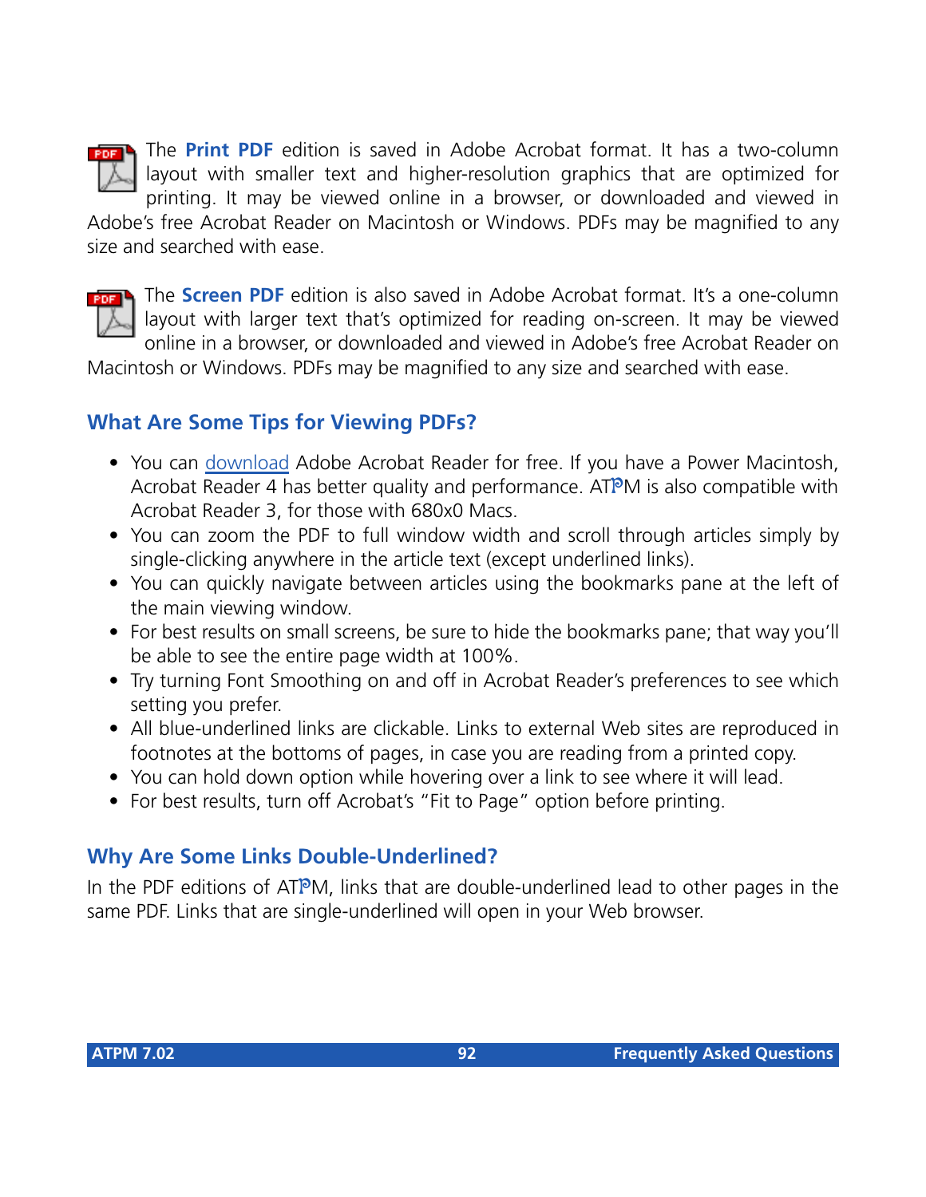The **Print PDF** edition is saved in Adobe Acrobat format. It has a two-column layout with smaller text and higher-resolution graphics that are optimized for printing. It may be viewed online in a browser, or downloaded and viewed in Adobe's free Acrobat Reader on Macintosh or Windows. PDFs may be magnified to any size and searched with ease.

The **Screen PDF** edition is also saved in Adobe Acrobat format. It's a one-column layout with larger text that's optimized for reading on-screen. It may be viewed online in a browser, or downloaded and viewed in Adobe's free Acrobat Reader on Macintosh or Windows. PDFs may be magnified to any size and searched with ease.

## What Are Some Tips for Viewing PDFs?

- You can download Adobe Acrobat Reader for free. If you have a Power Macintosh, Acrobat Reader 4 has better quality and performance. ATPM is also compatible with Acrobat Reader 3, for those with 680x0 Macs.
- You can zoom the PDF to full window width and scroll through articles simply by single-clicking anywhere in the article text (except underlined links).
- You can quickly navigate between articles using the bookmarks pane at the left of the main viewing window.
- For best results on small screens, be sure to hide the bookmarks pane; that way you'll be able to see the entire page width at 100%.
- Try turning Font Smoothing on and off in Acrobat Reader's preferences to see which setting you prefer.
- All blue-underlined links are clickable. Links to external Web sites are reproduced in footnotes at the bottoms of pages, in case you are reading from a printed copy.
- You can hold down option while hovering over a link to see where it will lead.
- For best results, turn off Acrobat's "Fit to Page" option before printing.

## Why Are Some Links Double-Underlined?

In the PDF editions of ATPM, links that are double-underlined lead to other pages in the same PDF. Links that are single-underlined will open in your Web browser.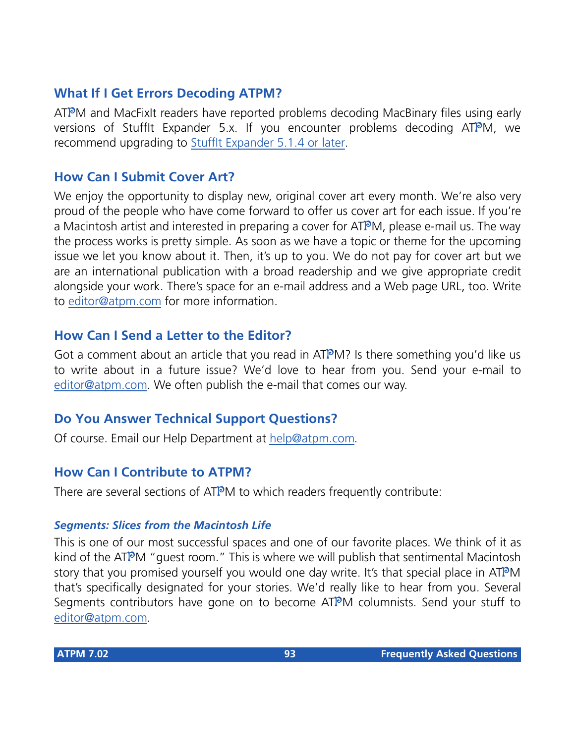## What If I Get Errors Decoding ATPM?

ATPM and MacFixIt readers have reported problems decoding MacBinary files using early versions of StuffIt Expander 5.x. If you encounter problems decoding ATPM, we recommend upgrading to StuffIt Expander 5.1.4 or later.

## How Can I Submit Cover Art?

We enjoy the opportunity to display new, original cover art every month. We're also very proud of the people who have come forward to offer us cover art for each issue. If you're a Macintosh artist and interested in preparing a cover for ATPM, please e-mail us. The way the process works is pretty simple. As soon as we have a topic or theme for the upcoming issue we let you know about it. Then, it's up to you. We do not pay for cover art but we are an international publication with a broad readership and we give appropriate credit alongside your work. There's space for an e-mail address and a Web page URL, too. Write to editor@atpm.com for more information.

## How Can I Send a Letter to the Editor?

Got a comment about an article that you read in ATPM? Is there something you'd like us to write about in a future issue? We'd love to hear from you. Send your e-mail to editor@atpm.com. We often publish the e-mail that comes our way.

## Do You Answer Technical Support Questions?

Of course. Email our Help Department at help@atpm.com.

## How Can I Contribute to ATPM?

There are several sections of ATPM to which readers frequently contribute:

### *Segments: Slices from the Macintosh Life*

This is one of our most successful spaces and one of our favorite places. We think of it as kind of the ATPM "guest room." This is where we will publish that sentimental Macintosh story that you promised yourself you would one day write. It's that special place in ATPM that's specifically designated for your stories. We'd really like to hear from you. Several Segments contributors have gone on to become ATPM columnists. Send your stuff to editor@atpm.com.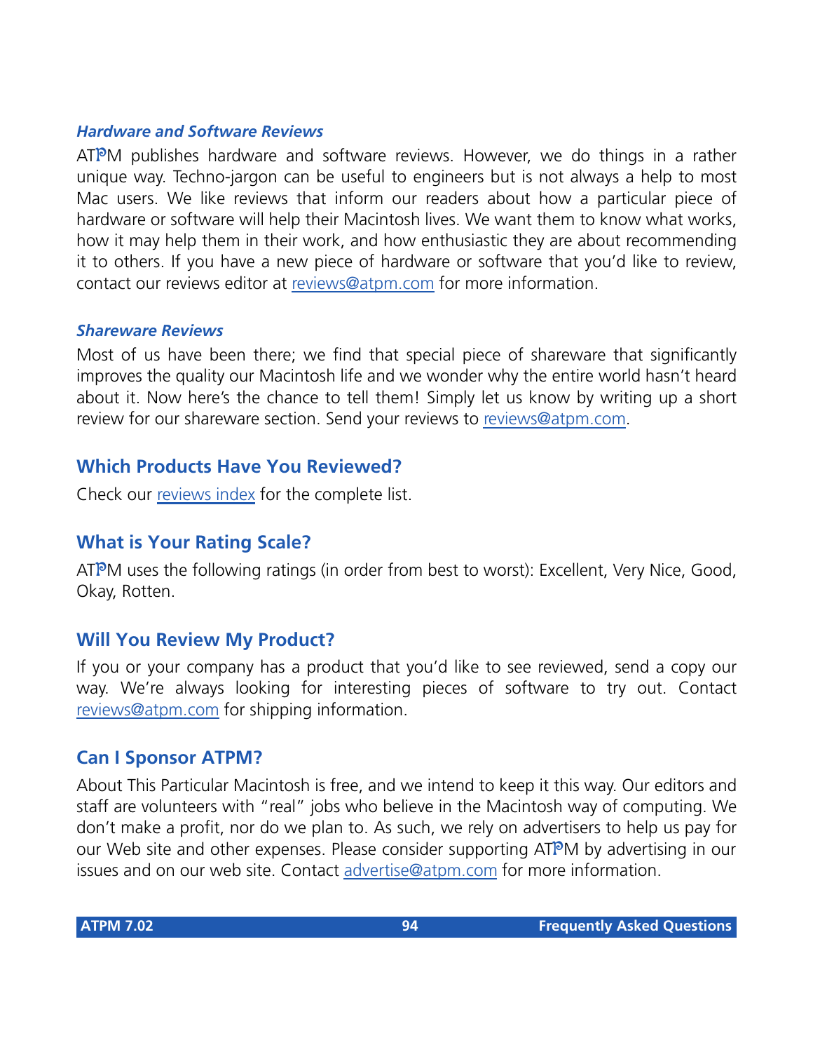### *Hardware and Software Reviews*

ATPM publishes hardware and software reviews. However, we do things in a rather unique way. Techno-jargon can be useful to engineers but is not always a help to most Mac users. We like reviews that inform our readers about how a particular piece of hardware or software will help their Macintosh lives. We want them to know what works, how it may help them in their work, and how enthusiastic they are about recommending it to others. If you have a new piece of hardware or software that you'd like to review, contact our reviews editor at [reviews@atpm.com](mailto:reviews@atpm.com) for more information.

### *Shareware Reviews*

Most of us have been there; we find that special piece of shareware that significantly improves the quality our Macintosh life and we wonder why the entire world hasn't heard about it. Now here's the chance to tell them! Simply let us know by writing up a short review for our shareware section. Send your reviews to [reviews@atpm.com](mailto:reviews@atpm.com).

## Which Products Have You Reviewed?

Check our reviews index for the complete list.

## What is Your Rating Scale?

ATPM uses the following ratings (in order from best to worst): Excellent, Very Nice, Good, Okay, Rotten.

## Will You Review My Product?

If you or your company has a product that you'd like to see reviewed, send a copy our way. We're always looking for interesting pieces of software to try out. Contact [reviews@atpm.com](mailto:reviews@atpm.com) for shipping information.

## Can I Sponsor ATPM?

About This Particular Macintosh is free, and we intend to keep it this way. Our editors and staff are volunteers with "real" jobs who believe in the Macintosh way of computing. We don't make a profit, nor do we plan to. As such, we rely on advertisers to help us pay for our Web site and other expenses. Please consider supporting ATPM by advertising in our issues and on our web site. Contact [advertise@atpm.com](mailto:advertise@atpm.com) for more information.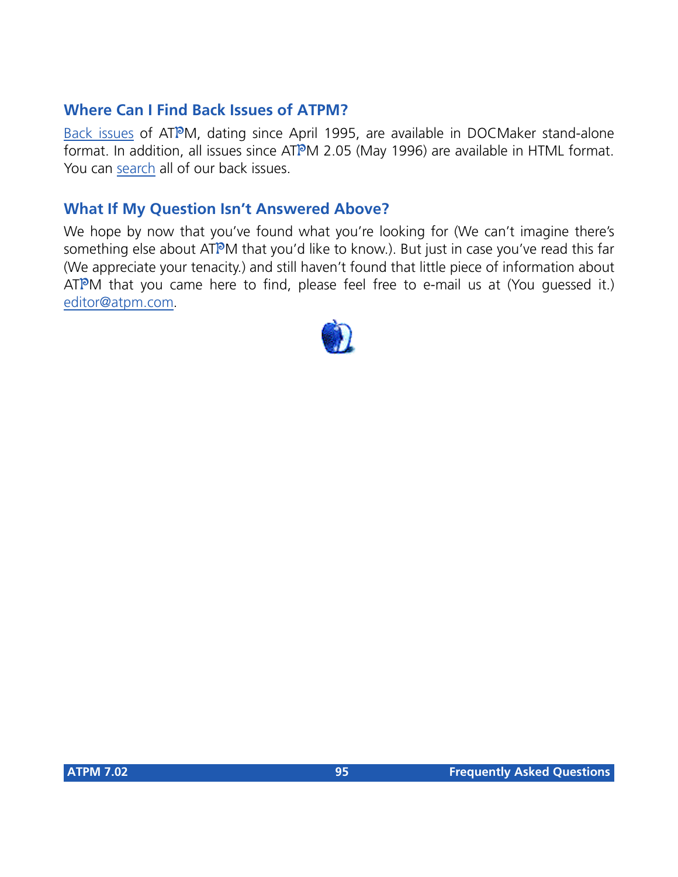## Where Can I Find Back Issues of ATPM?

Back issues of ATPM, dating since April 1995, are available in DOCMaker stand-alone format. In addition, all issues since ATPM 2.05 (May 1996) are available in HTML format. You can search all of our back issues.

## What If My Question Isn't Answered Above?

We hope by now that you've found what you're looking for (We can't imagine there's something else about ATPM that you'd like to know.). But just in case you've read this far (We appreciate your tenacity.) and still haven't found that little piece of information about ATPM that you came here to find, please feel free to e-mail us at (You guessed it.) editor@atpm.com.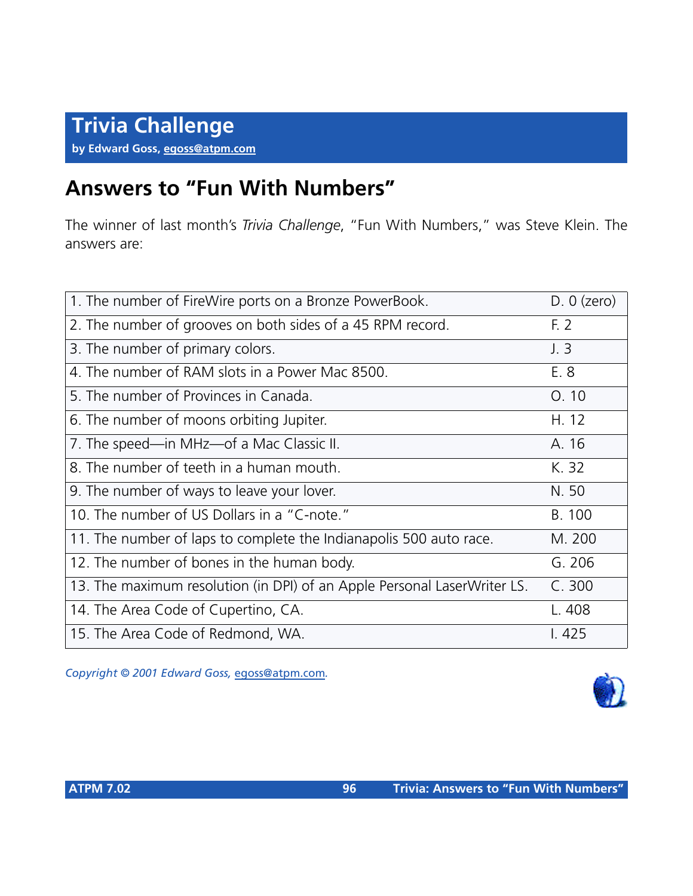# Trivia Challenge

**by Edward Goss, egoss@atpm.com**

## Answers to "Fun With Numbers"

The winner of last month's *Trivia Challenge*, "Fun With Numbers," was Steve Klein. The answers are:

| | |
|---|---|
| 1. The number of FireWire ports on a Bronze PowerBook. | D. 0 (zero) |
| 2. The number of grooves on both sides of a 45 RPM record. | F. 2 |
| 3. The number of primary colors. | J. 3 |
| 4. The number of RAM slots in a Power Mac 8500. | E. 8 |
| 5. The number of Provinces in Canada. | O. 10 |
| 6. The number of moons orbiting Jupiter. | H. 12 |
| 7. The speed—in MHz—of a Mac Classic II. | A. 16 |
| 8. The number of teeth in a human mouth. | K. 32 |
| 9. The number of ways to leave your lover. | N. 50 |
| 10. The number of US Dollars in a "C-note." | B. 100 |
| 11. The number of laps to complete the Indianapolis 500 auto race. | M. 200 |
| 12. The number of bones in the human body. | G. 206 |
| 13. The maximum resolution (in DPI) of an Apple Personal LaserWriter LS. | C. 300 |
| 14. The Area Code of Cupertino, CA. | L. 408 |
| 15. The Area Code of Redmond, WA. | I. 425 |

*Copyright © 2001 Edward Goss, egoss@atpm.com.*